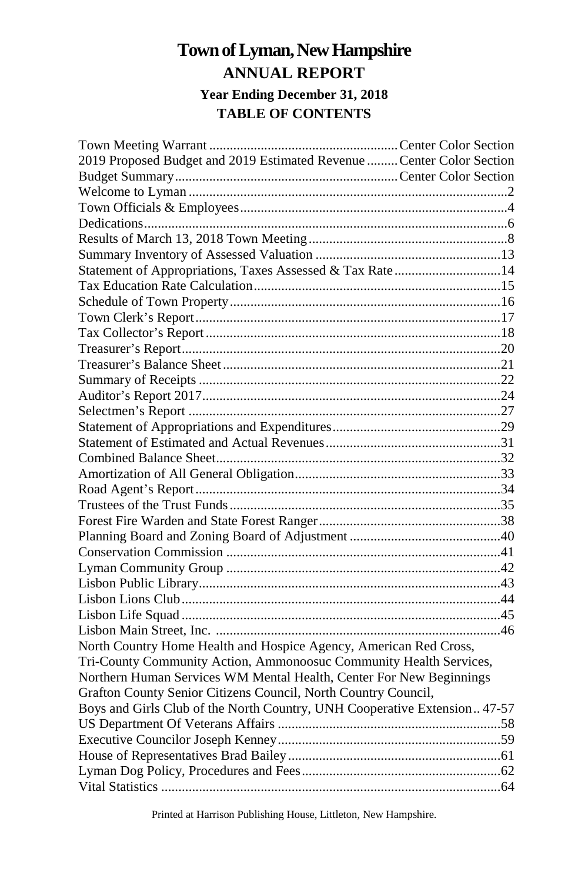# Town of Lyman, New Hampshire

## ANNUAL REPORT

### Year Ending December 31, 2018

### TABLE OF CONTENTS

| | |
|---|---|
| Town Meeting Warrant | Center Color Section |
| 2019 Proposed Budget and 2019 Estimated Revenue | Center Color Section |
| Budget Summary | Center Color Section |
| Welcome to Lyman | 2 |
| Town Officials & Employees | 4 |
| Dedications | 6 |
| Results of March 13, 2018 Town Meeting | 8 |
| Summary Inventory of Assessed Valuation | 13 |
| Statement of Appropriations, Taxes Assessed & Tax Rate | 14 |
| Tax Education Rate Calculation | 15 |
| Schedule of Town Property | 16 |
| Town Clerk's Report | 17 |
| Tax Collector's Report | 18 |
| Treasurer's Report | 20 |
| Treasurer's Balance Sheet | 21 |
| Summary of Receipts | 22 |
| Auditor's Report 2017 | 24 |
| Selectmen's Report | 27 |
| Statement of Appropriations and Expenditures | 29 |
| Statement of Estimated and Actual Revenues | 31 |
| Combined Balance Sheet | 32 |
| Amortization of All General Obligation | 33 |
| Road Agent's Report | 34 |
| Trustees of the Trust Funds | 35 |
| Forest Fire Warden and State Forest Ranger | 38 |
| Planning Board and Zoning Board of Adjustment | 40 |
| Conservation Commission | 41 |
| Lyman Community Group | 42 |
| Lisbon Public Library | 43 |
| Lisbon Lions Club | 44 |
| Lisbon Life Squad | 45 |
| Lisbon Main Street, Inc. | 46 |
| North Country Home Health and Hospice Agency, American Red Cross, Tri-County Community Action, Ammonoosuc Community Health Services, Northern Human Services WM Mental Health, Center For New Beginnings Grafton County Senior Citizens Council, North Country Council, Boys and Girls Club of the North Country, UNH Cooperative Extension | 47-57 |
| US Department Of Veterans Affairs | 58 |
| Executive Councilor Joseph Kenney | 59 |
| House of Representatives Brad Bailey | 61 |
| Lyman Dog Policy, Procedures and Fees | 62 |
| Vital Statistics | 64 |

Printed at Harrison Publishing House, Littleton, New Hampshire.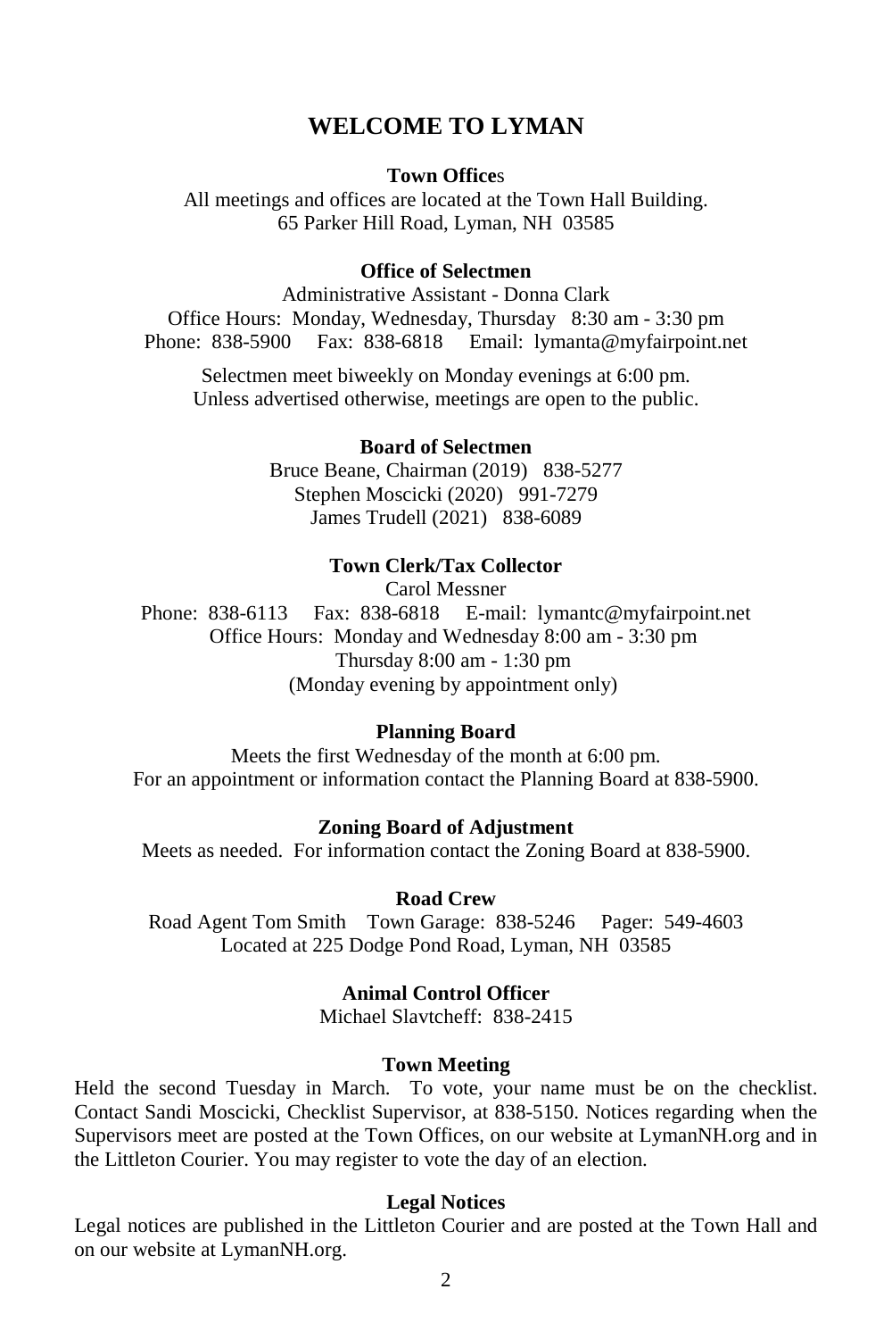# WELCOME TO LYMAN

**Town Offices**

All meetings and offices are located at the Town Hall Building.
65 Parker Hill Road, Lyman, NH 03585

**Office of Selectmen**

Administrative Assistant - Donna Clark
Office Hours: Monday, Wednesday, Thursday 8:30 am - 3:30 pm
Phone: 838-5900 Fax: 838-6818 Email: lymanta@myfairpoint.net

Selectmen meet biweekly on Monday evenings at 6:00 pm.
Unless advertised otherwise, meetings are open to the public.

**Board of Selectmen**

Bruce Beane, Chairman (2019) 838-5277
Stephen Moscicki (2020) 991-7279
James Trudell (2021) 838-6089

**Town Clerk/Tax Collector**

Carol Messner
Phone: 838-6113 Fax: 838-6818 E-mail: lymantc@myfairpoint.net
Office Hours: Monday and Wednesday 8:00 am - 3:30 pm
Thursday 8:00 am - 1:30 pm
(Monday evening by appointment only)

**Planning Board**

Meets the first Wednesday of the month at 6:00 pm.
For an appointment or information contact the Planning Board at 838-5900.

**Zoning Board of Adjustment**

Meets as needed. For information contact the Zoning Board at 838-5900.

**Road Crew**

Road Agent Tom Smith Town Garage: 838-5246 Pager: 549-4603
Located at 225 Dodge Pond Road, Lyman, NH 03585

**Animal Control Officer**

Michael Slavtcheff: 838-2415

**Town Meeting**

Held the second Tuesday in March. To vote, your name must be on the checklist. Contact Sandi Moscicki, Checklist Supervisor, at 838-5150. Notices regarding when the Supervisors meet are posted at the Town Offices, on our website at LymanNH.org and in the Littleton Courier. You may register to vote the day of an election.

**Legal Notices**

Legal notices are published in the Littleton Courier and are posted at the Town Hall and on our website at LymanNH.org.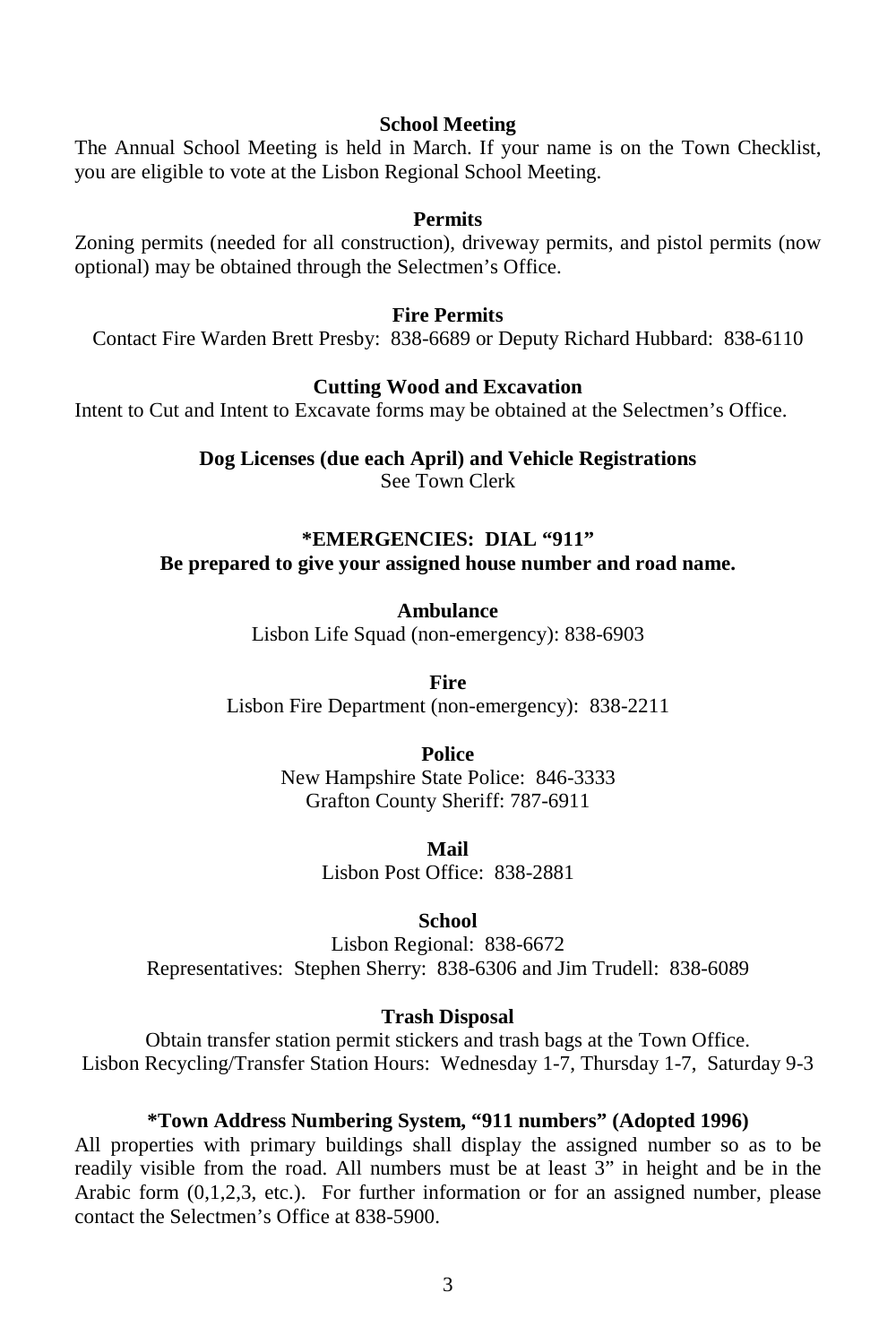### School Meeting

The Annual School Meeting is held in March. If your name is on the Town Checklist, you are eligible to vote at the Lisbon Regional School Meeting.

### Permits

Zoning permits (needed for all construction), driveway permits, and pistol permits (now optional) may be obtained through the Selectmen's Office.

### Fire Permits

Contact Fire Warden Brett Presby: 838-6689 or Deputy Richard Hubbard: 838-6110

### Cutting Wood and Excavation

Intent to Cut and Intent to Excavate forms may be obtained at the Selectmen's Office.

### Dog Licenses (due each April) and Vehicle Registrations

See Town Clerk

### *EMERGENCIES: DIAL "911"

**Be prepared to give your assigned house number and road name.**

### Ambulance

Lisbon Life Squad (non-emergency): 838-6903

### Fire

Lisbon Fire Department (non-emergency): 838-2211

### Police

New Hampshire State Police: 846-3333
Grafton County Sheriff: 787-6911

### Mail

Lisbon Post Office: 838-2881

### School

Lisbon Regional: 838-6672
Representatives: Stephen Sherry: 838-6306 and Jim Trudell: 838-6089

### Trash Disposal

Obtain transfer station permit stickers and trash bags at the Town Office.
Lisbon Recycling/Transfer Station Hours: Wednesday 1-7, Thursday 1-7, Saturday 9-3

### *Town Address Numbering System, "911 numbers" (Adopted 1996)

All properties with primary buildings shall display the assigned number so as to be readily visible from the road. All numbers must be at least 3" in height and be in the Arabic form (0,1,2,3, etc.). For further information or for an assigned number, please contact the Selectmen's Office at 838-5900.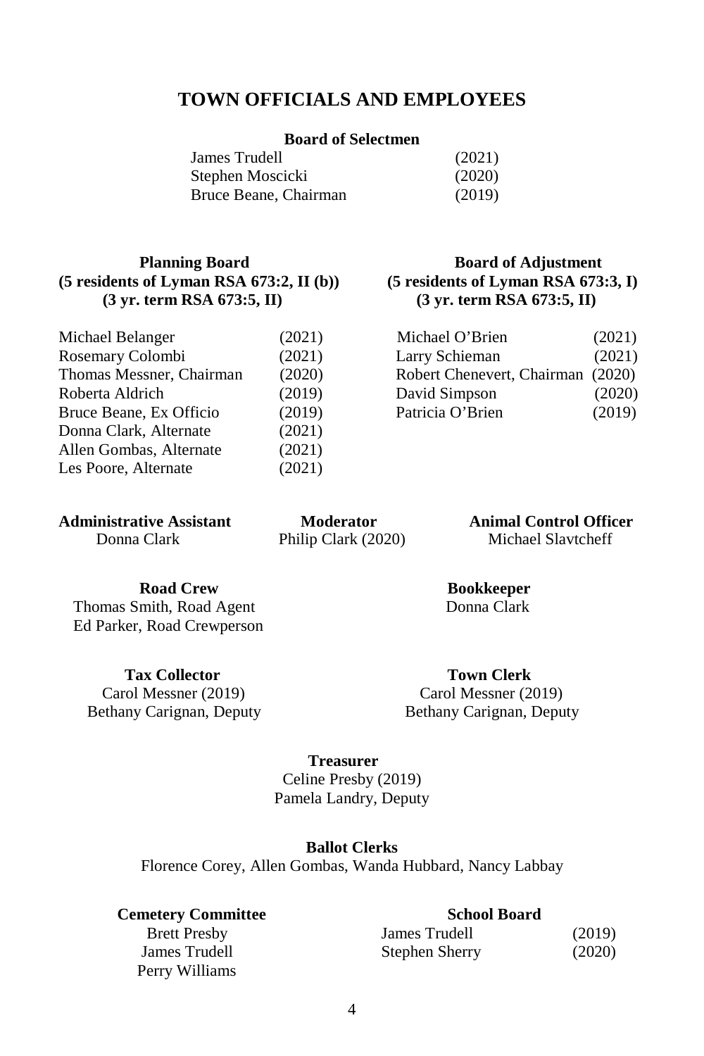# TOWN OFFICIALS AND EMPLOYEES

**Board of Selectmen**

| Name | Term |
|---|---|
| James Trudell | (2021) |
| Stephen Moscicki | (2020) |
| Bruce Beane, Chairman | (2019) |

**Planning Board**
**(5 residents of Lyman RSA 673:2, II (b))**
**(3 yr. term RSA 673:5, II)**

| Name | Term |
|---|---|
| Michael Belanger | (2021) |
| Rosemary Colombi | (2021) |
| Thomas Messner, Chairman | (2020) |
| Roberta Aldrich | (2019) |
| Bruce Beane, Ex Officio | (2019) |
| Donna Clark, Alternate | (2021) |
| Allen Gombas, Alternate | (2021) |
| Les Poore, Alternate | (2021) |

**Board of Adjustment**
**(5 residents of Lyman RSA 673:3, I)**
**(3 yr. term RSA 673:5, II)**

| Name | Term |
|---|---|
| Michael O'Brien | (2021) |
| Larry Schieman | (2021) |
| Robert Chenevert, Chairman | (2020) |
| David Simpson | (2020) |
| Patricia O'Brien | (2019) |

**Administrative Assistant**
Donna Clark

**Moderator**
Philip Clark (2020)

**Animal Control Officer**
Michael Slavtcheff

**Road Crew**
Thomas Smith, Road Agent
Ed Parker, Road Crewperson

**Bookkeeper**
Donna Clark

**Tax Collector**
Carol Messner (2019)
Bethany Carignan, Deputy

**Town Clerk**
Carol Messner (2019)
Bethany Carignan, Deputy

**Treasurer**
Celine Presby (2019)
Pamela Landry, Deputy

**Ballot Clerks**
Florence Corey, Allen Gombas, Wanda Hubbard, Nancy Labbay

**Cemetery Committee**
Brett Presby
James Trudell
Perry Williams

**School Board**

| Name | Term |
|---|---|
| James Trudell | (2019) |
| Stephen Sherry | (2020) |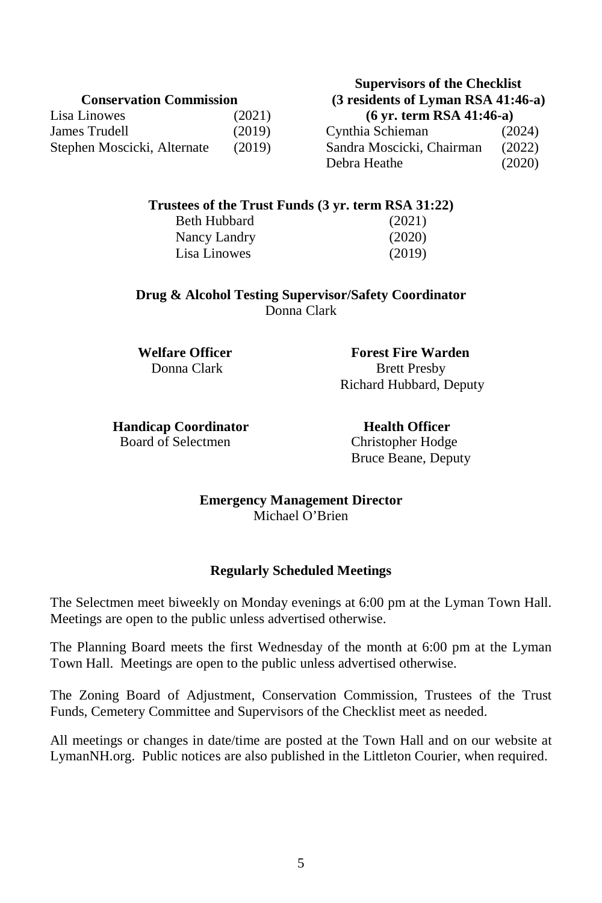**Conservation Commission**

| | |
|---|---|
| Lisa Linowes | (2021) |
| James Trudell | (2019) |
| Stephen Moscicki, Alternate | (2019) |

**Supervisors of the Checklist**
**(3 residents of Lyman RSA 41:46-a)**
**(6 yr. term RSA 41:46-a)**

| | |
|---|---|
| Cynthia Schieman | (2024) |
| Sandra Moscicki, Chairman | (2022) |
| Debra Heathe | (2020) |

**Trustees of the Trust Funds (3 yr. term RSA 31:22)**

| | |
|---|---|
| Beth Hubbard | (2021) |
| Nancy Landry | (2020) |
| Lisa Linowes | (2019) |

**Drug & Alcohol Testing Supervisor/Safety Coordinator**
Donna Clark

**Welfare Officer**
Donna Clark

**Forest Fire Warden**
Brett Presby
Richard Hubbard, Deputy

**Handicap Coordinator**
Board of Selectmen

**Health Officer**
Christopher Hodge
Bruce Beane, Deputy

**Emergency Management Director**
Michael O'Brien

## Regularly Scheduled Meetings

The Selectmen meet biweekly on Monday evenings at 6:00 pm at the Lyman Town Hall. Meetings are open to the public unless advertised otherwise.

The Planning Board meets the first Wednesday of the month at 6:00 pm at the Lyman Town Hall. Meetings are open to the public unless advertised otherwise.

The Zoning Board of Adjustment, Conservation Commission, Trustees of the Trust Funds, Cemetery Committee and Supervisors of the Checklist meet as needed.

All meetings or changes in date/time are posted at the Town Hall and on our website at LymanNH.org. Public notices are also published in the Littleton Courier, when required.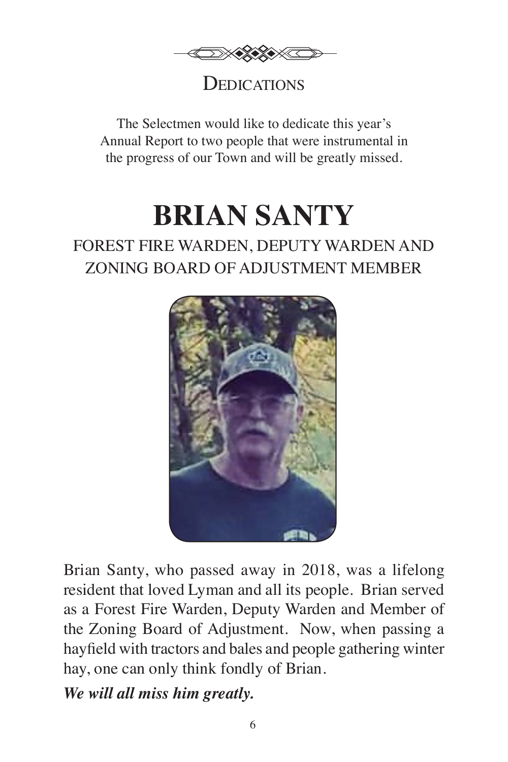## Dedications

The Selectmen would like to dedicate this year's Annual Report to two people that were instrumental in the progress of our Town and will be greatly missed.

# BRIAN SANTY

### FOREST FIRE WARDEN, DEPUTY WARDEN AND ZONING BOARD OF ADJUSTMENT MEMBER

Brian Santy, who passed away in 2018, was a lifelong resident that loved Lyman and all its people. Brian served as a Forest Fire Warden, Deputy Warden and Member of the Zoning Board of Adjustment. Now, when passing a hayfield with tractors and bales and people gathering winter hay, one can only think fondly of Brian.

***We will all miss him greatly.***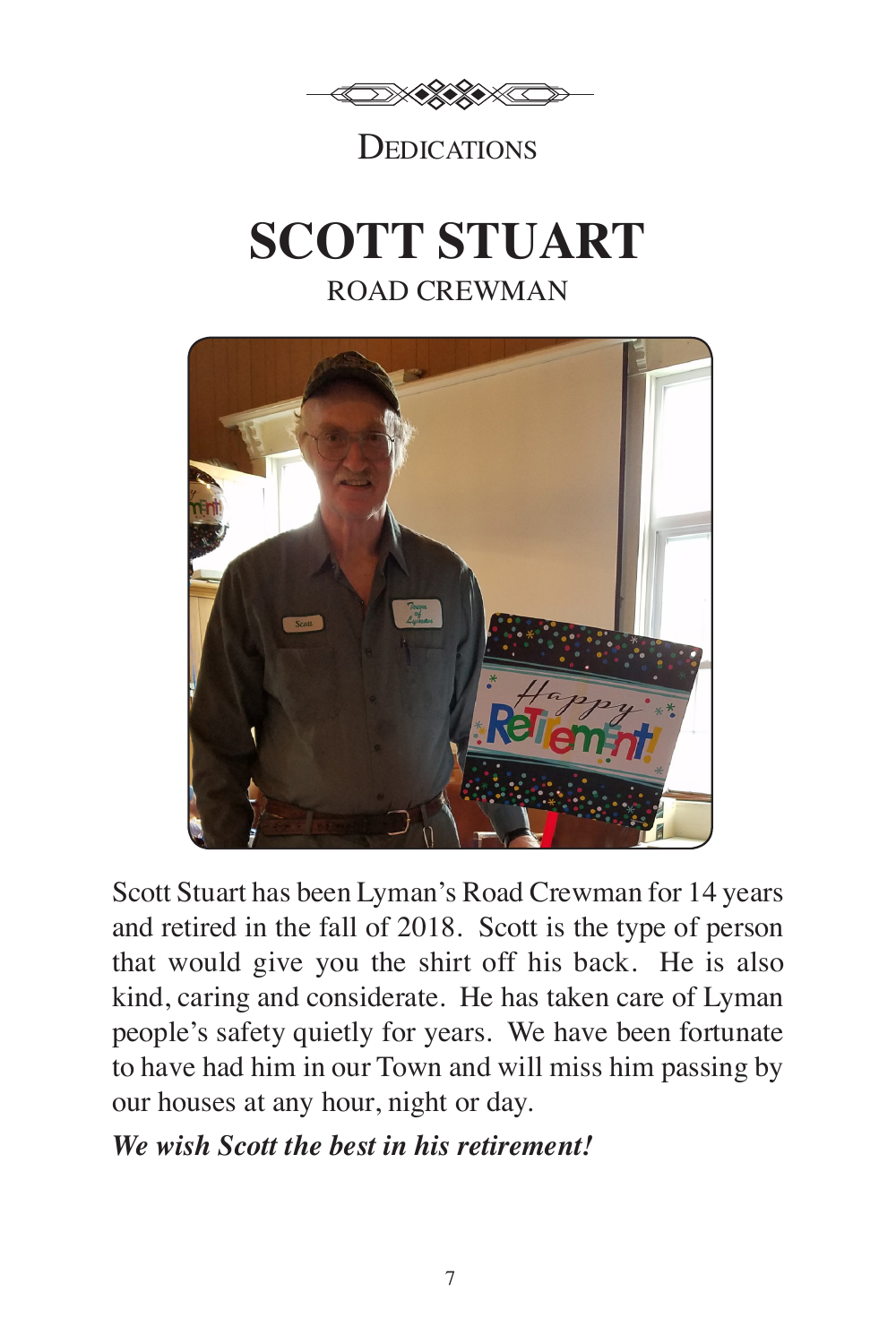DEDICATIONS

# SCOTT STUART

ROAD CREWMAN

Scott Stuart has been Lyman's Road Crewman for 14 years and retired in the fall of 2018. Scott is the type of person that would give you the shirt off his back. He is also kind, caring and considerate. He has taken care of Lyman people's safety quietly for years. We have been fortunate to have had him in our Town and will miss him passing by our houses at any hour, night or day.

***We wish Scott the best in his retirement!***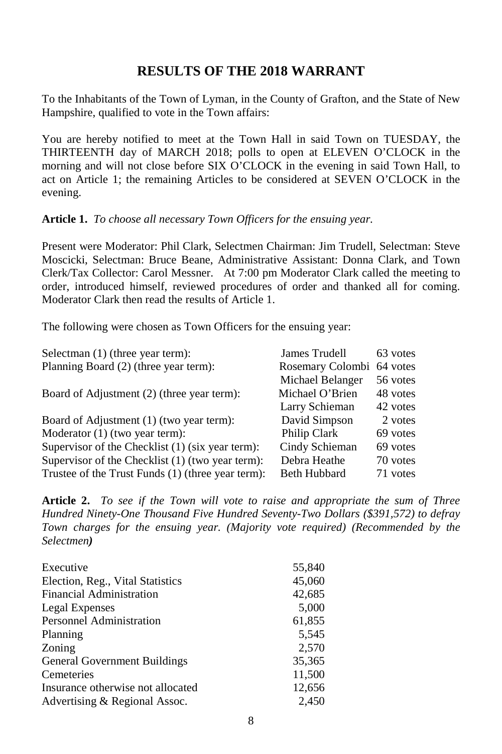## RESULTS OF THE 2018 WARRANT

To the Inhabitants of the Town of Lyman, in the County of Grafton, and the State of New Hampshire, qualified to vote in the Town affairs:

You are hereby notified to meet at the Town Hall in said Town on TUESDAY, the THIRTEENTH day of MARCH 2018; polls to open at ELEVEN O'CLOCK in the morning and will not close before SIX O'CLOCK in the evening in said Town Hall, to act on Article 1; the remaining Articles to be considered at SEVEN O'CLOCK in the evening.

**Article 1.** *To choose all necessary Town Officers for the ensuing year.*

Present were Moderator: Phil Clark, Selectmen Chairman: Jim Trudell, Selectman: Steve Moscicki, Selectman: Bruce Beane, Administrative Assistant: Donna Clark, and Town Clerk/Tax Collector: Carol Messner. At 7:00 pm Moderator Clark called the meeting to order, introduced himself, reviewed procedures of order and thanked all for coming. Moderator Clark then read the results of Article 1.

The following were chosen as Town Officers for the ensuing year:

| Office | Name | Votes |
|---|---|---|
| Selectman (1) (three year term): | James Trudell | 63 votes |
| Planning Board (2) (three year term): | Rosemary Colombi | 64 votes |
| | Michael Belanger | 56 votes |
| Board of Adjustment (2) (three year term): | Michael O'Brien | 48 votes |
| | Larry Schieman | 42 votes |
| Board of Adjustment (1) (two year term): | David Simpson | 2 votes |
| Moderator (1) (two year term): | Philip Clark | 69 votes |
| Supervisor of the Checklist (1) (six year term): | Cindy Schieman | 69 votes |
| Supervisor of the Checklist (1) (two year term): | Debra Heathe | 70 votes |
| Trustee of the Trust Funds (1) (three year term): | Beth Hubbard | 71 votes |

**Article 2.** *To see if the Town will vote to raise and appropriate the sum of Three Hundred Ninety-One Thousand Five Hundred Seventy-Two Dollars ($391,572) to defray Town charges for the ensuing year. (Majority vote required) (Recommended by the Selectmen)*

| Item | Amount |
|---|---|
| Executive | 55,840 |
| Election, Reg., Vital Statistics | 45,060 |
| Financial Administration | 42,685 |
| Legal Expenses | 5,000 |
| Personnel Administration | 61,855 |
| Planning | 5,545 |
| Zoning | 2,570 |
| General Government Buildings | 35,365 |
| Cemeteries | 11,500 |
| Insurance otherwise not allocated | 12,656 |
| Advertising & Regional Assoc. | 2,450 |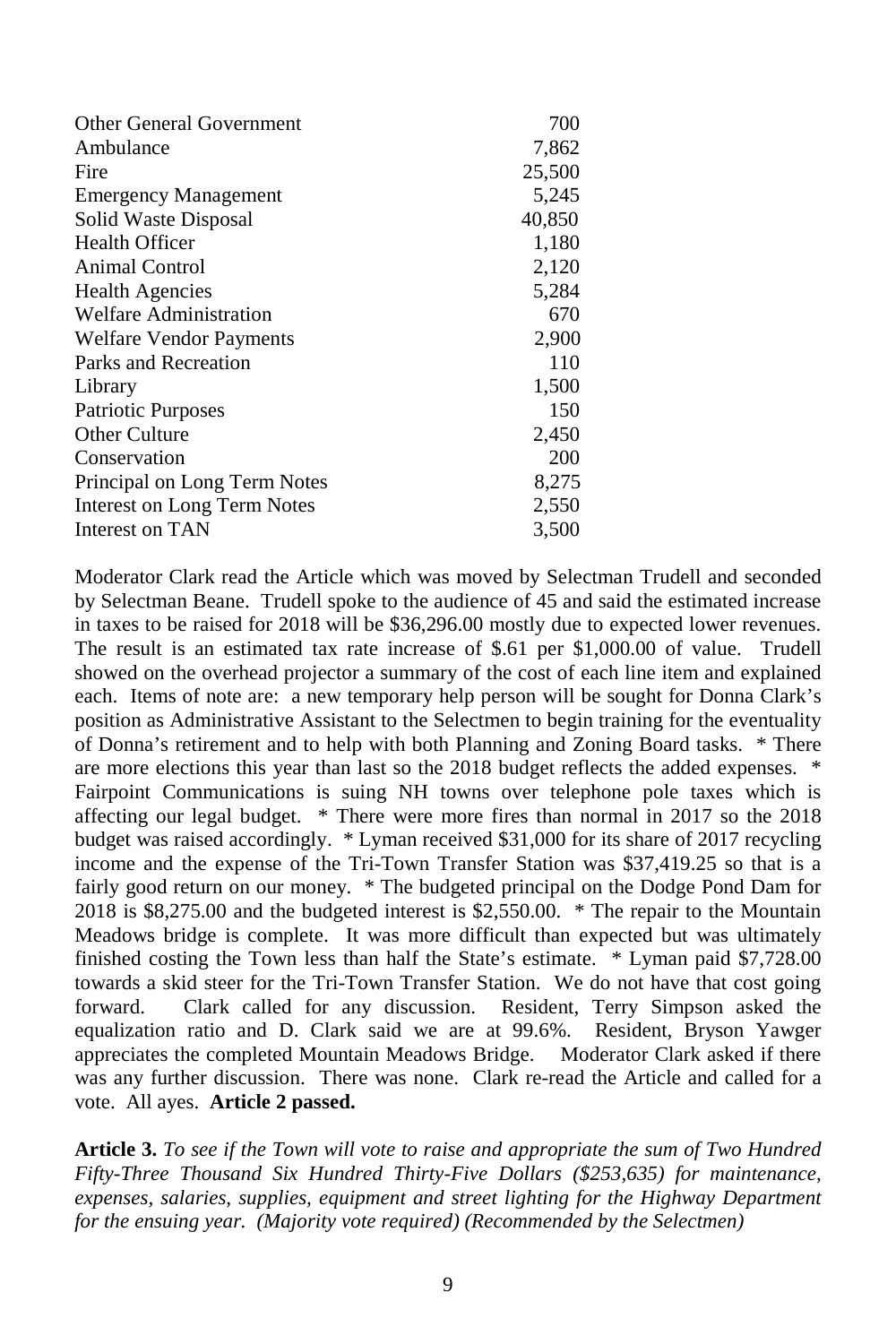| | |
|---|---|
| Other General Government | 700 |
| Ambulance | 7,862 |
| Fire | 25,500 |
| Emergency Management | 5,245 |
| Solid Waste Disposal | 40,850 |
| Health Officer | 1,180 |
| Animal Control | 2,120 |
| Health Agencies | 5,284 |
| Welfare Administration | 670 |
| Welfare Vendor Payments | 2,900 |
| Parks and Recreation | 110 |
| Library | 1,500 |
| Patriotic Purposes | 150 |
| Other Culture | 2,450 |
| Conservation | 200 |
| Principal on Long Term Notes | 8,275 |
| Interest on Long Term Notes | 2,550 |
| Interest on TAN | 3,500 |

Moderator Clark read the Article which was moved by Selectman Trudell and seconded by Selectman Beane. Trudell spoke to the audience of 45 and said the estimated increase in taxes to be raised for 2018 will be $36,296.00 mostly due to expected lower revenues. The result is an estimated tax rate increase of $.61 per $1,000.00 of value. Trudell showed on the overhead projector a summary of the cost of each line item and explained each. Items of note are: a new temporary help person will be sought for Donna Clark's position as Administrative Assistant to the Selectmen to begin training for the eventuality of Donna's retirement and to help with both Planning and Zoning Board tasks. * There are more elections this year than last so the 2018 budget reflects the added expenses. * Fairpoint Communications is suing NH towns over telephone pole taxes which is affecting our legal budget. * There were more fires than normal in 2017 so the 2018 budget was raised accordingly. * Lyman received $31,000 for its share of 2017 recycling income and the expense of the Tri-Town Transfer Station was $37,419.25 so that is a fairly good return on our money. * The budgeted principal on the Dodge Pond Dam for 2018 is $8,275.00 and the budgeted interest is $2,550.00. * The repair to the Mountain Meadows bridge is complete. It was more difficult than expected but was ultimately finished costing the Town less than half the State's estimate. * Lyman paid $7,728.00 towards a skid steer for the Tri-Town Transfer Station. We do not have that cost going forward. Clark called for any discussion. Resident, Terry Simpson asked the equalization ratio and D. Clark said we are at 99.6%. Resident, Bryson Yawger appreciates the completed Mountain Meadows Bridge. Moderator Clark asked if there was any further discussion. There was none. Clark re-read the Article and called for a vote. All ayes. **Article 2 passed.**

**Article 3.** *To see if the Town will vote to raise and appropriate the sum of Two Hundred Fifty-Three Thousand Six Hundred Thirty-Five Dollars ($253,635) for maintenance, expenses, salaries, supplies, equipment and street lighting for the Highway Department for the ensuing year. (Majority vote required) (Recommended by the Selectmen)*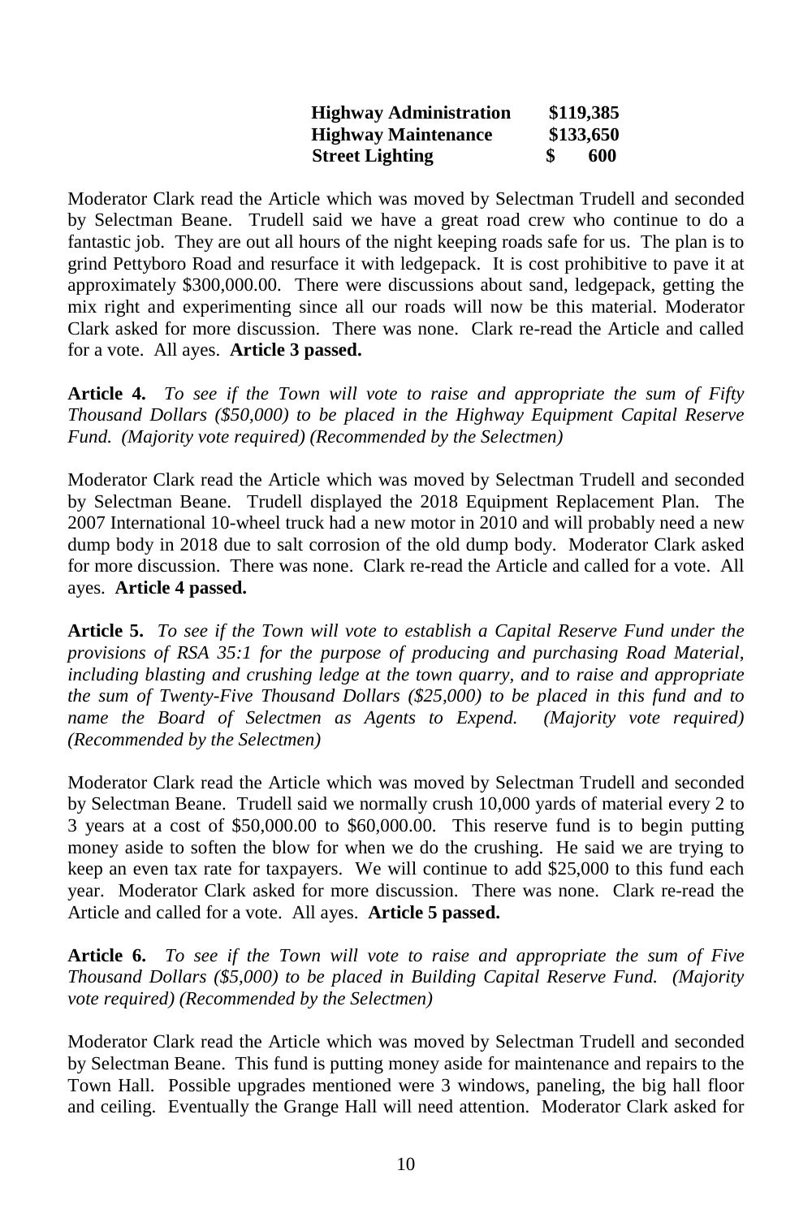| | |
|---|---|
| **Highway Administration** | **$119,385** |
| **Highway Maintenance** | **$133,650** |
| **Street Lighting** | **$ 600** |

Moderator Clark read the Article which was moved by Selectman Trudell and seconded by Selectman Beane. Trudell said we have a great road crew who continue to do a fantastic job. They are out all hours of the night keeping roads safe for us. The plan is to grind Pettyboro Road and resurface it with ledgepack. It is cost prohibitive to pave it at approximately $300,000.00. There were discussions about sand, ledgepack, getting the mix right and experimenting since all our roads will now be this material. Moderator Clark asked for more discussion. There was none. Clark re-read the Article and called for a vote. All ayes. **Article 3 passed.**

**Article 4.** *To see if the Town will vote to raise and appropriate the sum of Fifty Thousand Dollars ($50,000) to be placed in the Highway Equipment Capital Reserve Fund. (Majority vote required) (Recommended by the Selectmen)*

Moderator Clark read the Article which was moved by Selectman Trudell and seconded by Selectman Beane. Trudell displayed the 2018 Equipment Replacement Plan. The 2007 International 10-wheel truck had a new motor in 2010 and will probably need a new dump body in 2018 due to salt corrosion of the old dump body. Moderator Clark asked for more discussion. There was none. Clark re-read the Article and called for a vote. All ayes. **Article 4 passed.**

**Article 5.** *To see if the Town will vote to establish a Capital Reserve Fund under the provisions of RSA 35:1 for the purpose of producing and purchasing Road Material, including blasting and crushing ledge at the town quarry, and to raise and appropriate the sum of Twenty-Five Thousand Dollars ($25,000) to be placed in this fund and to name the Board of Selectmen as Agents to Expend. (Majority vote required) (Recommended by the Selectmen)*

Moderator Clark read the Article which was moved by Selectman Trudell and seconded by Selectman Beane. Trudell said we normally crush 10,000 yards of material every 2 to 3 years at a cost of $50,000.00 to $60,000.00. This reserve fund is to begin putting money aside to soften the blow for when we do the crushing. He said we are trying to keep an even tax rate for taxpayers. We will continue to add $25,000 to this fund each year. Moderator Clark asked for more discussion. There was none. Clark re-read the Article and called for a vote. All ayes. **Article 5 passed.**

**Article 6.** *To see if the Town will vote to raise and appropriate the sum of Five Thousand Dollars ($5,000) to be placed in Building Capital Reserve Fund. (Majority vote required) (Recommended by the Selectmen)*

Moderator Clark read the Article which was moved by Selectman Trudell and seconded by Selectman Beane. This fund is putting money aside for maintenance and repairs to the Town Hall. Possible upgrades mentioned were 3 windows, paneling, the big hall floor and ceiling. Eventually the Grange Hall will need attention. Moderator Clark asked for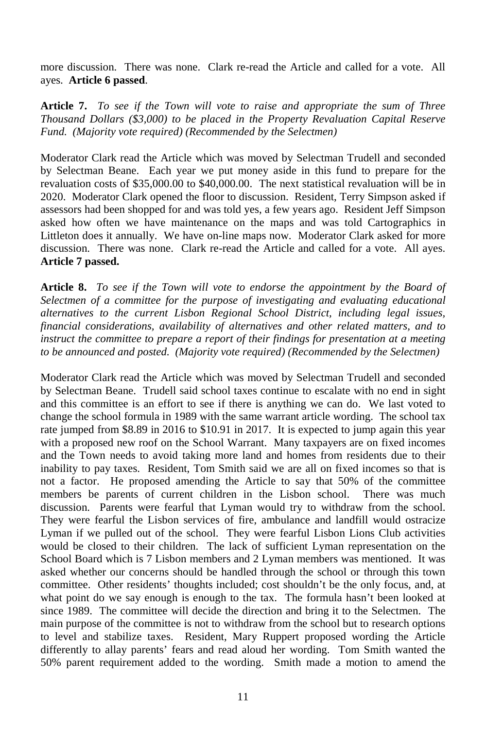more discussion. There was none. Clark re-read the Article and called for a vote. All ayes. **Article 6 passed**.

**Article 7.** *To see if the Town will vote to raise and appropriate the sum of Three Thousand Dollars ($3,000) to be placed in the Property Revaluation Capital Reserve Fund. (Majority vote required) (Recommended by the Selectmen)*

Moderator Clark read the Article which was moved by Selectman Trudell and seconded by Selectman Beane. Each year we put money aside in this fund to prepare for the revaluation costs of $35,000.00 to $40,000.00. The next statistical revaluation will be in 2020. Moderator Clark opened the floor to discussion. Resident, Terry Simpson asked if assessors had been shopped for and was told yes, a few years ago. Resident Jeff Simpson asked how often we have maintenance on the maps and was told Cartographics in Littleton does it annually. We have on-line maps now. Moderator Clark asked for more discussion. There was none. Clark re-read the Article and called for a vote. All ayes. **Article 7 passed.**

**Article 8.** *To see if the Town will vote to endorse the appointment by the Board of Selectmen of a committee for the purpose of investigating and evaluating educational alternatives to the current Lisbon Regional School District, including legal issues, financial considerations, availability of alternatives and other related matters, and to instruct the committee to prepare a report of their findings for presentation at a meeting to be announced and posted. (Majority vote required) (Recommended by the Selectmen)*

Moderator Clark read the Article which was moved by Selectman Trudell and seconded by Selectman Beane. Trudell said school taxes continue to escalate with no end in sight and this committee is an effort to see if there is anything we can do. We last voted to change the school formula in 1989 with the same warrant article wording. The school tax rate jumped from $8.89 in 2016 to $10.91 in 2017. It is expected to jump again this year with a proposed new roof on the School Warrant. Many taxpayers are on fixed incomes and the Town needs to avoid taking more land and homes from residents due to their inability to pay taxes. Resident, Tom Smith said we are all on fixed incomes so that is not a factor. He proposed amending the Article to say that 50% of the committee members be parents of current children in the Lisbon school. There was much discussion. Parents were fearful that Lyman would try to withdraw from the school. They were fearful the Lisbon services of fire, ambulance and landfill would ostracize Lyman if we pulled out of the school. They were fearful Lisbon Lions Club activities would be closed to their children. The lack of sufficient Lyman representation on the School Board which is 7 Lisbon members and 2 Lyman members was mentioned. It was asked whether our concerns should be handled through the school or through this town committee. Other residents' thoughts included; cost shouldn't be the only focus, and, at what point do we say enough is enough to the tax. The formula hasn't been looked at since 1989. The committee will decide the direction and bring it to the Selectmen. The main purpose of the committee is not to withdraw from the school but to research options to level and stabilize taxes. Resident, Mary Ruppert proposed wording the Article differently to allay parents' fears and read aloud her wording. Tom Smith wanted the 50% parent requirement added to the wording. Smith made a motion to amend the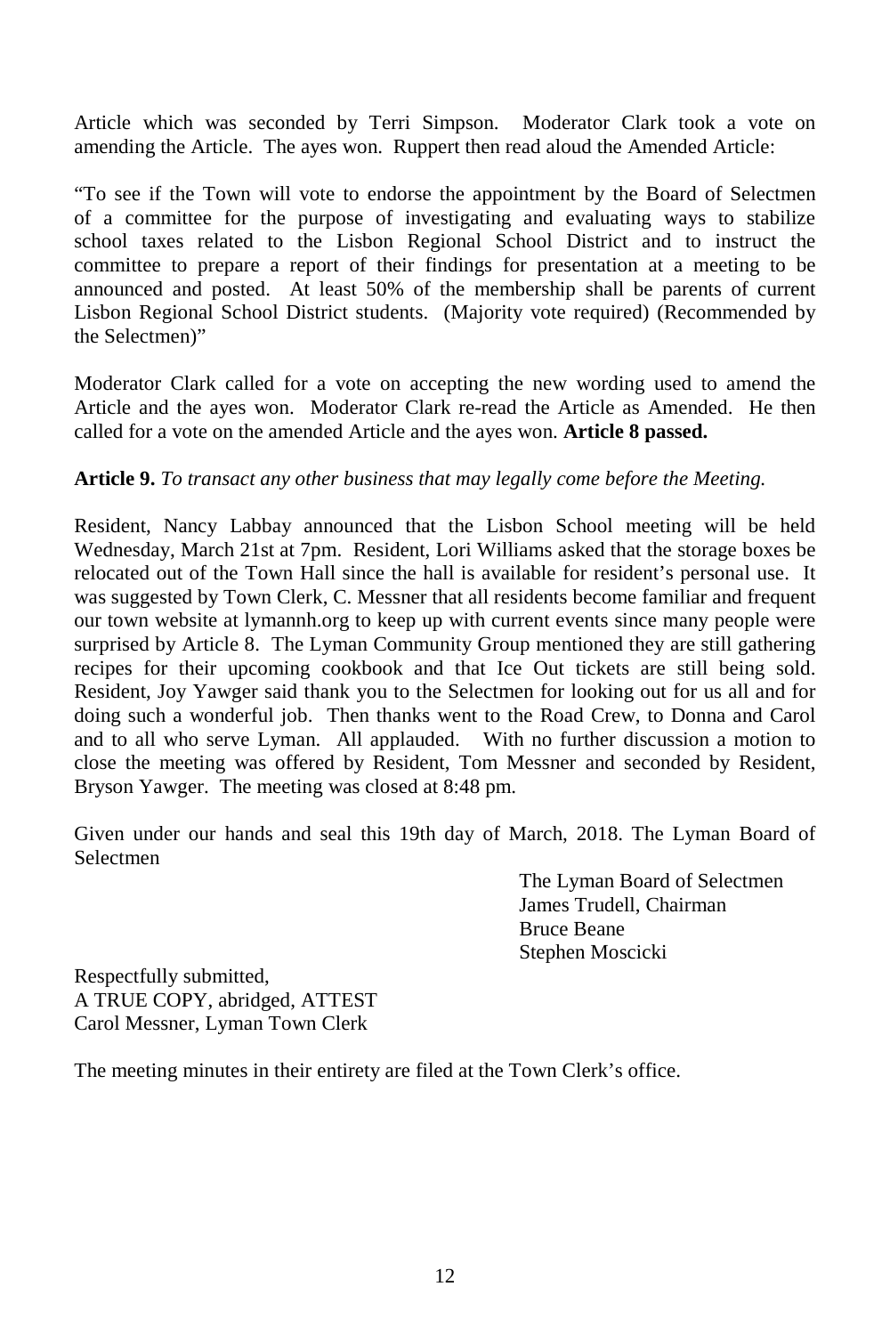Article which was seconded by Terri Simpson. Moderator Clark took a vote on amending the Article. The ayes won. Ruppert then read aloud the Amended Article:

"To see if the Town will vote to endorse the appointment by the Board of Selectmen of a committee for the purpose of investigating and evaluating ways to stabilize school taxes related to the Lisbon Regional School District and to instruct the committee to prepare a report of their findings for presentation at a meeting to be announced and posted. At least 50% of the membership shall be parents of current Lisbon Regional School District students. (Majority vote required) (Recommended by the Selectmen)"

Moderator Clark called for a vote on accepting the new wording used to amend the Article and the ayes won. Moderator Clark re-read the Article as Amended. He then called for a vote on the amended Article and the ayes won. **Article 8 passed.**

**Article 9.** *To transact any other business that may legally come before the Meeting.*

Resident, Nancy Labbay announced that the Lisbon School meeting will be held Wednesday, March 21st at 7pm. Resident, Lori Williams asked that the storage boxes be relocated out of the Town Hall since the hall is available for resident's personal use. It was suggested by Town Clerk, C. Messner that all residents become familiar and frequent our town website at lymannh.org to keep up with current events since many people were surprised by Article 8. The Lyman Community Group mentioned they are still gathering recipes for their upcoming cookbook and that Ice Out tickets are still being sold. Resident, Joy Yawger said thank you to the Selectmen for looking out for us all and for doing such a wonderful job. Then thanks went to the Road Crew, to Donna and Carol and to all who serve Lyman. All applauded. With no further discussion a motion to close the meeting was offered by Resident, Tom Messner and seconded by Resident, Bryson Yawger. The meeting was closed at 8:48 pm.

Given under our hands and seal this 19th day of March, 2018. The Lyman Board of Selectmen

The Lyman Board of Selectmen
James Trudell, Chairman
Bruce Beane
Stephen Moscicki

Respectfully submitted,
A TRUE COPY, abridged, ATTEST
Carol Messner, Lyman Town Clerk

The meeting minutes in their entirety are filed at the Town Clerk's office.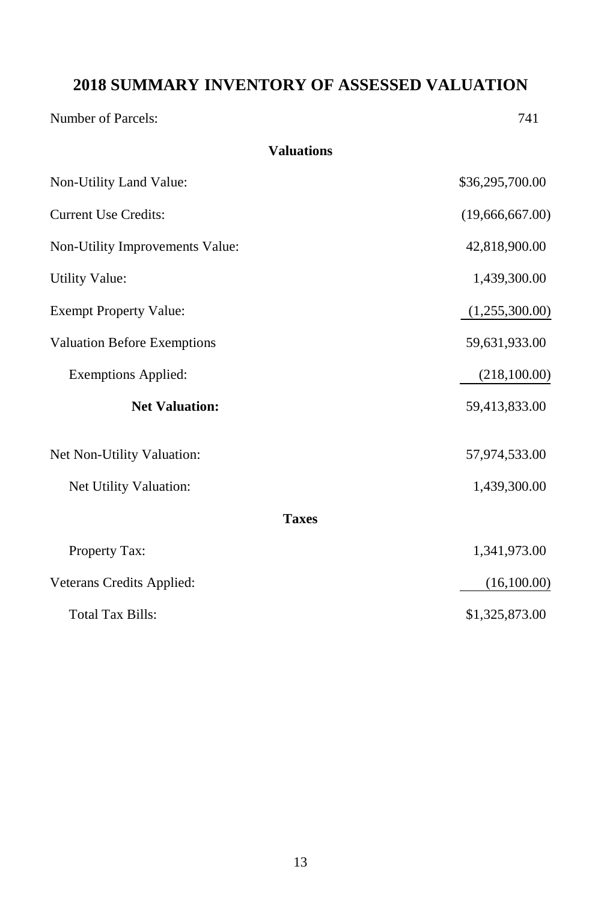# 2018 SUMMARY INVENTORY OF ASSESSED VALUATION

| | |
|---|---|
| Number of Parcels: | 741 |
| **Valuations** | |
| Non-Utility Land Value: | $36,295,700.00 |
| Current Use Credits: | (19,666,667.00) |
| Non-Utility Improvements Value: | 42,818,900.00 |
| Utility Value: | 1,439,300.00 |
| Exempt Property Value: | (1,255,300.00) |
| Valuation Before Exemptions | 59,631,933.00 |
| Exemptions Applied: | (218,100.00) |
| **Net Valuation:** | 59,413,833.00 |
| Net Non-Utility Valuation: | 57,974,533.00 |
| Net Utility Valuation: | 1,439,300.00 |
| **Taxes** | |
| Property Tax: | 1,341,973.00 |
| Veterans Credits Applied: | (16,100.00) |
| Total Tax Bills: | $1,325,873.00 |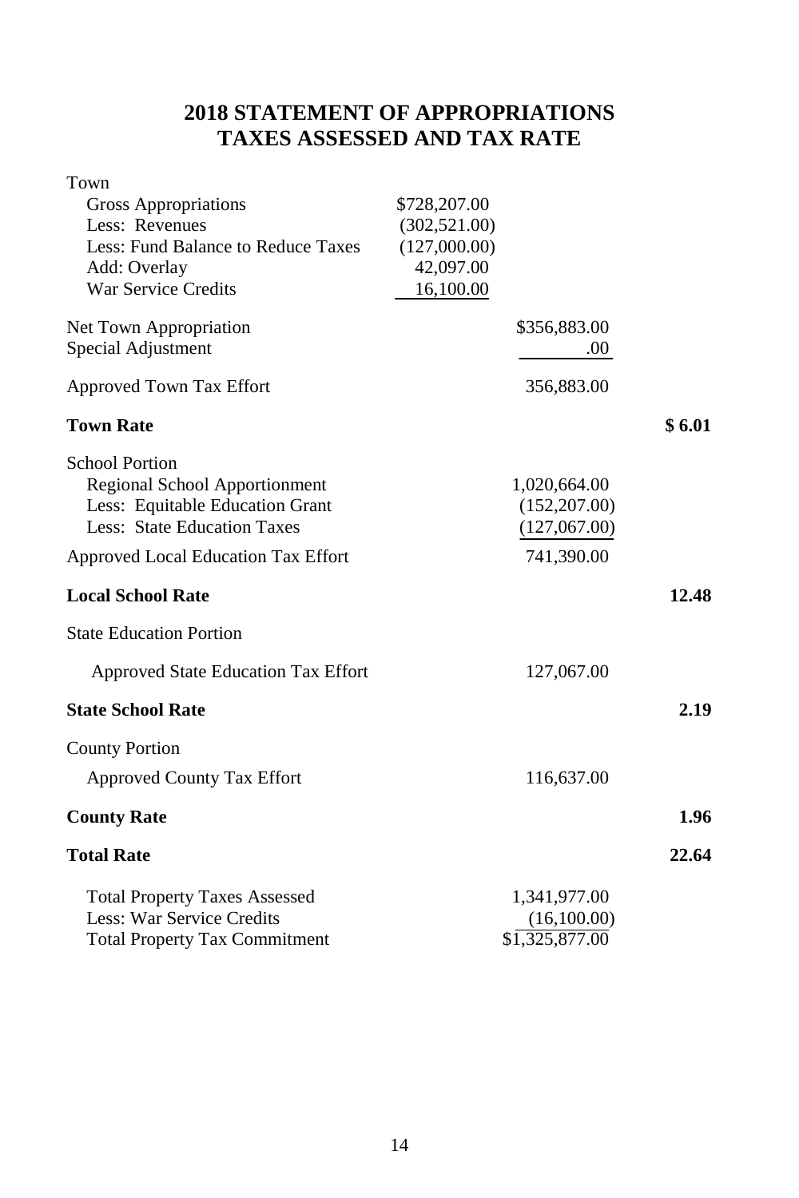# 2018 STATEMENT OF APPROPRIATIONS
# TAXES ASSESSED AND TAX RATE

| | | | |
|---|---|---|---|
| Town | | | |
| Gross Appropriations | $728,207.00 | | |
| Less: Revenues | (302,521.00) | | |
| Less: Fund Balance to Reduce Taxes | (127,000.00) | | |
| Add: Overlay | 42,097.00 | | |
| War Service Credits | 16,100.00 | | |
| Net Town Appropriation | | $356,883.00 | |
| Special Adjustment | | .00 | |
| Approved Town Tax Effort | | 356,883.00 | |
| **Town Rate** | | | **$ 6.01** |
| School Portion | | | |
| Regional School Apportionment | | 1,020,664.00 | |
| Less: Equitable Education Grant | | (152,207.00) | |
| Less: State Education Taxes | | (127,067.00) | |
| Approved Local Education Tax Effort | | 741,390.00 | |
| **Local School Rate** | | | **12.48** |
| State Education Portion | | | |
| Approved State Education Tax Effort | | 127,067.00 | |
| **State School Rate** | | | **2.19** |
| County Portion | | | |
| Approved County Tax Effort | | 116,637.00 | |
| **County Rate** | | | **1.96** |
| **Total Rate** | | | **22.64** |
| Total Property Taxes Assessed | | 1,341,977.00 | |
| Less: War Service Credits | | (16,100.00) | |
| Total Property Tax Commitment | | $1,325,877.00 | |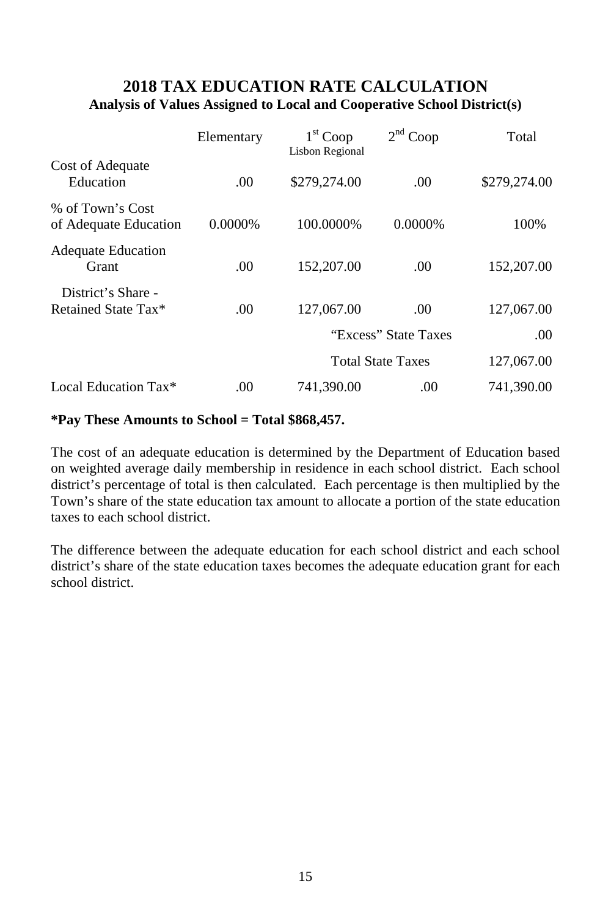# 2018 TAX EDUCATION RATE CALCULATION

### Analysis of Values Assigned to Local and Cooperative School District(s)

| | Elementary | 1st Coop Lisbon Regional | 2nd Coop | Total |
|---|---|---|---|---|
| Cost of Adequate Education | .00 | $279,274.00 | .00 | $279,274.00 |
| % of Town's Cost of Adequate Education | 0.0000% | 100.0000% | 0.0000% | 100% |
| Adequate Education Grant | .00 | 152,207.00 | .00 | 152,207.00 |
| District's Share - Retained State Tax* | .00 | 127,067.00 | .00 | 127,067.00 |
| | | "Excess" State Taxes | | .00 |
| | | Total State Taxes | | 127,067.00 |
| Local Education Tax* | .00 | 741,390.00 | .00 | 741,390.00 |

**\*Pay These Amounts to School = Total $868,457.**

The cost of an adequate education is determined by the Department of Education based on weighted average daily membership in residence in each school district. Each school district's percentage of total is then calculated. Each percentage is then multiplied by the Town's share of the state education tax amount to allocate a portion of the state education taxes to each school district.

The difference between the adequate education for each school district and each school district's share of the state education taxes becomes the adequate education grant for each school district.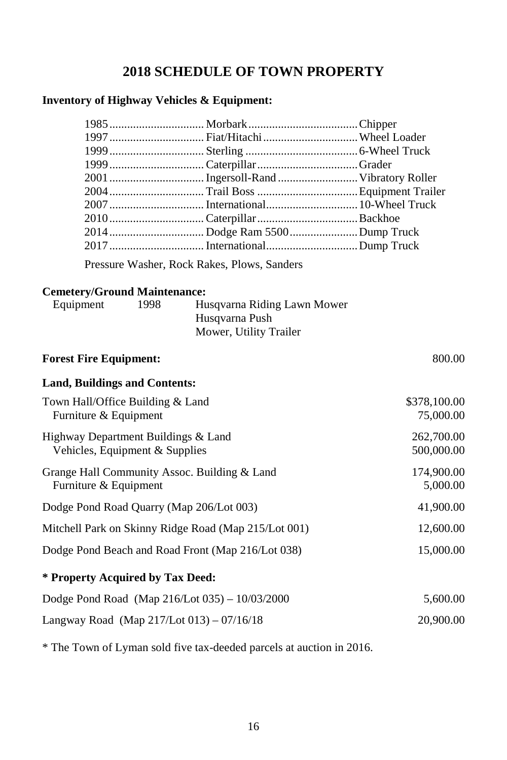# 2018 SCHEDULE OF TOWN PROPERTY

**Inventory of Highway Vehicles & Equipment:**

| Year | Make | Type |
|---|---|---|
| 1985 | Morbark | Chipper |
| 1997 | Fiat/Hitachi | Wheel Loader |
| 1999 | Sterling | 6-Wheel Truck |
| 1999 | Caterpillar | Grader |
| 2001 | Ingersoll-Rand | Vibratory Roller |
| 2004 | Trail Boss | Equipment Trailer |
| 2007 | International | 10-Wheel Truck |
| 2010 | Caterpillar | Backhoe |
| 2014 | Dodge Ram 5500 | Dump Truck |
| 2017 | International | Dump Truck |

Pressure Washer, Rock Rakes, Plows, Sanders

**Cemetery/Ground Maintenance:**

Equipment 1998 Husqvarna Riding Lawn Mower
Husqvarna Push
Mower, Utility Trailer

| | |
|---|---|
| **Forest Fire Equipment:** | 800.00 |
| **Land, Buildings and Contents:** | |
| Town Hall/Office Building & Land | $378,100.00 |
| Furniture & Equipment | 75,000.00 |
| Highway Department Buildings & Land | 262,700.00 |
| Vehicles, Equipment & Supplies | 500,000.00 |
| Grange Hall Community Assoc. Building & Land | 174,900.00 |
| Furniture & Equipment | 5,000.00 |
| Dodge Pond Road Quarry (Map 206/Lot 003) | 41,900.00 |
| Mitchell Park on Skinny Ridge Road (Map 215/Lot 001) | 12,600.00 |
| Dodge Pond Beach and Road Front (Map 216/Lot 038) | 15,000.00 |
| **\* Property Acquired by Tax Deed:** | |
| Dodge Pond Road (Map 216/Lot 035) – 10/03/2000 | 5,600.00 |
| Langway Road (Map 217/Lot 013) – 07/16/18 | 20,900.00 |

\* The Town of Lyman sold five tax-deeded parcels at auction in 2016.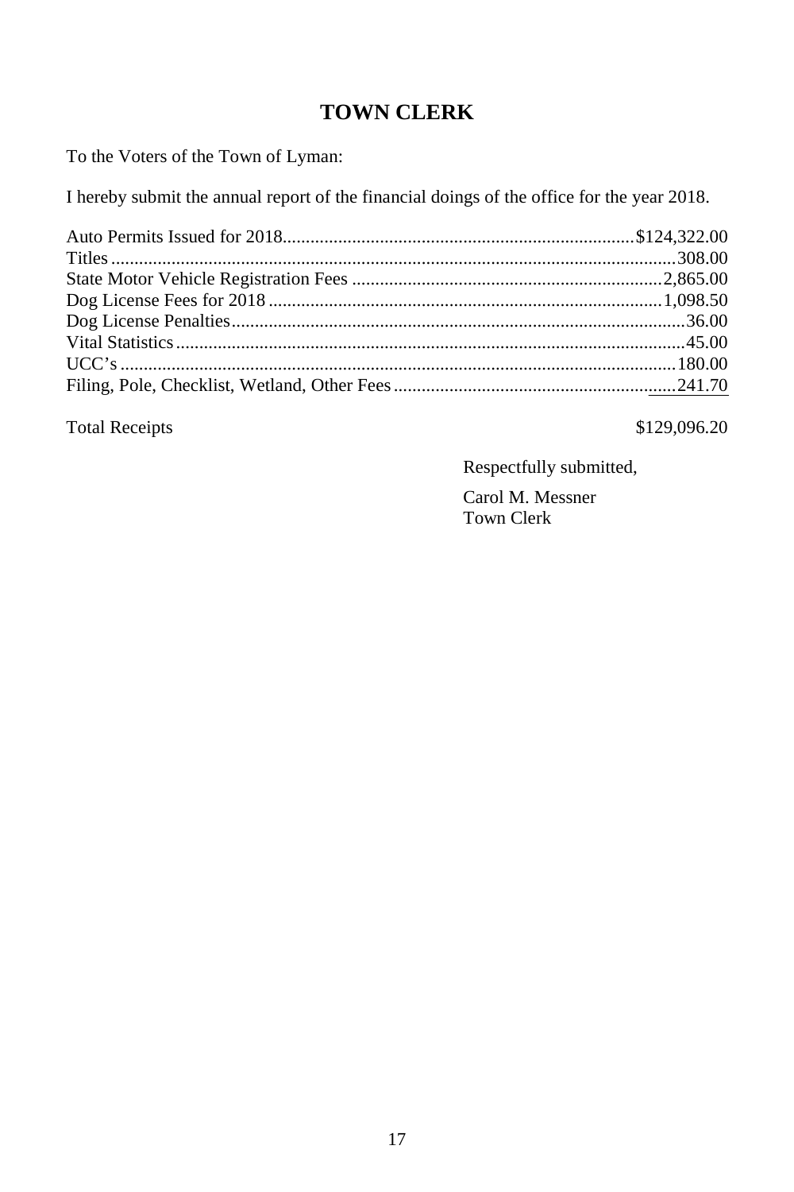# TOWN CLERK

To the Voters of the Town of Lyman:

I hereby submit the annual report of the financial doings of the office for the year 2018.

| | |
|---|---:|
| Auto Permits Issued for 2018 | $124,322.00 |
| Titles | 308.00 |
| State Motor Vehicle Registration Fees | 2,865.00 |
| Dog License Fees for 2018 | 1,098.50 |
| Dog License Penalties | 36.00 |
| Vital Statistics | 45.00 |
| UCC's | 180.00 |
| Filing, Pole, Checklist, Wetland, Other Fees | 241.70 |
| Total Receipts | $129,096.20 |

Respectfully submitted,

Carol M. Messner
Town Clerk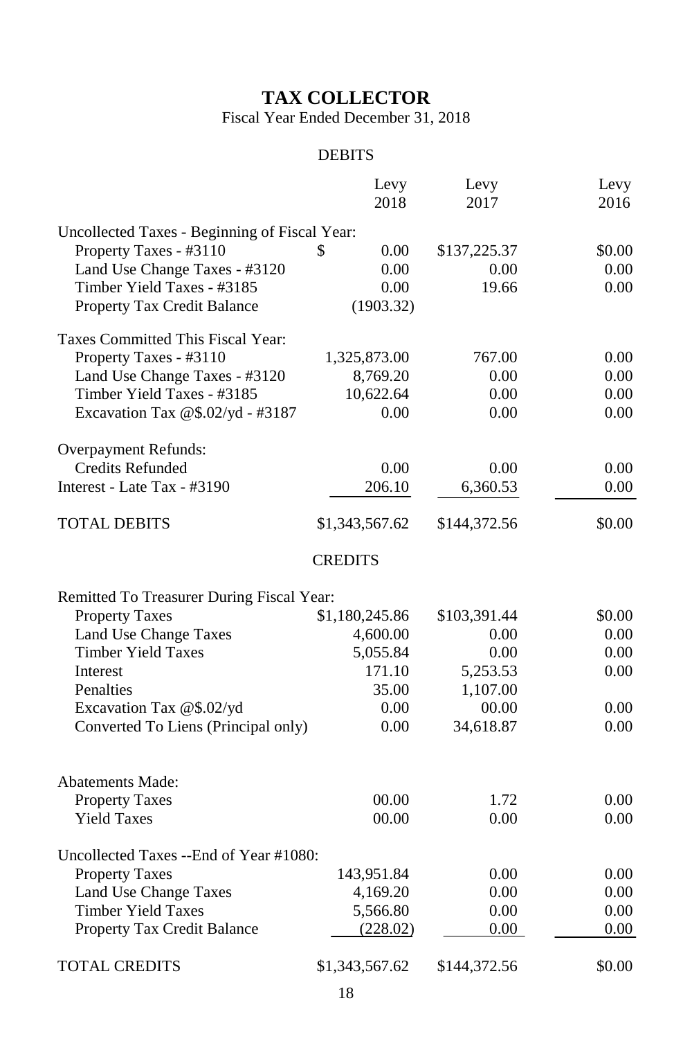# TAX COLLECTOR

Fiscal Year Ended December 31, 2018

## DEBITS

| | Levy 2018 | Levy 2017 | Levy 2016 |
|---|---|---|---|
| **Uncollected Taxes - Beginning of Fiscal Year:** | | | |
| Property Taxes - #3110 | $ 0.00 | $137,225.37 | $0.00 |
| Land Use Change Taxes - #3120 | 0.00 | 0.00 | 0.00 |
| Timber Yield Taxes - #3185 | 0.00 | 19.66 | 0.00 |
| Property Tax Credit Balance | (1903.32) | | |
| **Taxes Committed This Fiscal Year:** | | | |
| Property Taxes - #3110 | 1,325,873.00 | 767.00 | 0.00 |
| Land Use Change Taxes - #3120 | 8,769.20 | 0.00 | 0.00 |
| Timber Yield Taxes - #3185 | 10,622.64 | 0.00 | 0.00 |
| Excavation Tax @$.02/yd - #3187 | 0.00 | 0.00 | 0.00 |
| **Overpayment Refunds:** | | | |
| Credits Refunded | 0.00 | 0.00 | 0.00 |
| Interest - Late Tax - #3190 | 206.10 | 6,360.53 | 0.00 |
| TOTAL DEBITS | $1,343,567.62 | $144,372.56 | $0.00 |

## CREDITS

| | Levy 2018 | Levy 2017 | Levy 2016 |
|---|---|---|---|
| **Remitted To Treasurer During Fiscal Year:** | | | |
| Property Taxes | $1,180,245.86 | $103,391.44 | $0.00 |
| Land Use Change Taxes | 4,600.00 | 0.00 | 0.00 |
| Timber Yield Taxes | 5,055.84 | 0.00 | 0.00 |
| Interest | 171.10 | 5,253.53 | 0.00 |
| Penalties | 35.00 | 1,107.00 | |
| Excavation Tax @$.02/yd | 0.00 | 00.00 | 0.00 |
| Converted To Liens (Principal only) | 0.00 | 34,618.87 | 0.00 |
| **Abatements Made:** | | | |
| Property Taxes | 00.00 | 1.72 | 0.00 |
| Yield Taxes | 00.00 | 0.00 | 0.00 |
| **Uncollected Taxes --End of Year #1080:** | | | |
| Property Taxes | 143,951.84 | 0.00 | 0.00 |
| Land Use Change Taxes | 4,169.20 | 0.00 | 0.00 |
| Timber Yield Taxes | 5,566.80 | 0.00 | 0.00 |
| Property Tax Credit Balance | (228.02) | 0.00 | 0.00 |
| TOTAL CREDITS | $1,343,567.62 | $144,372.56 | $0.00 |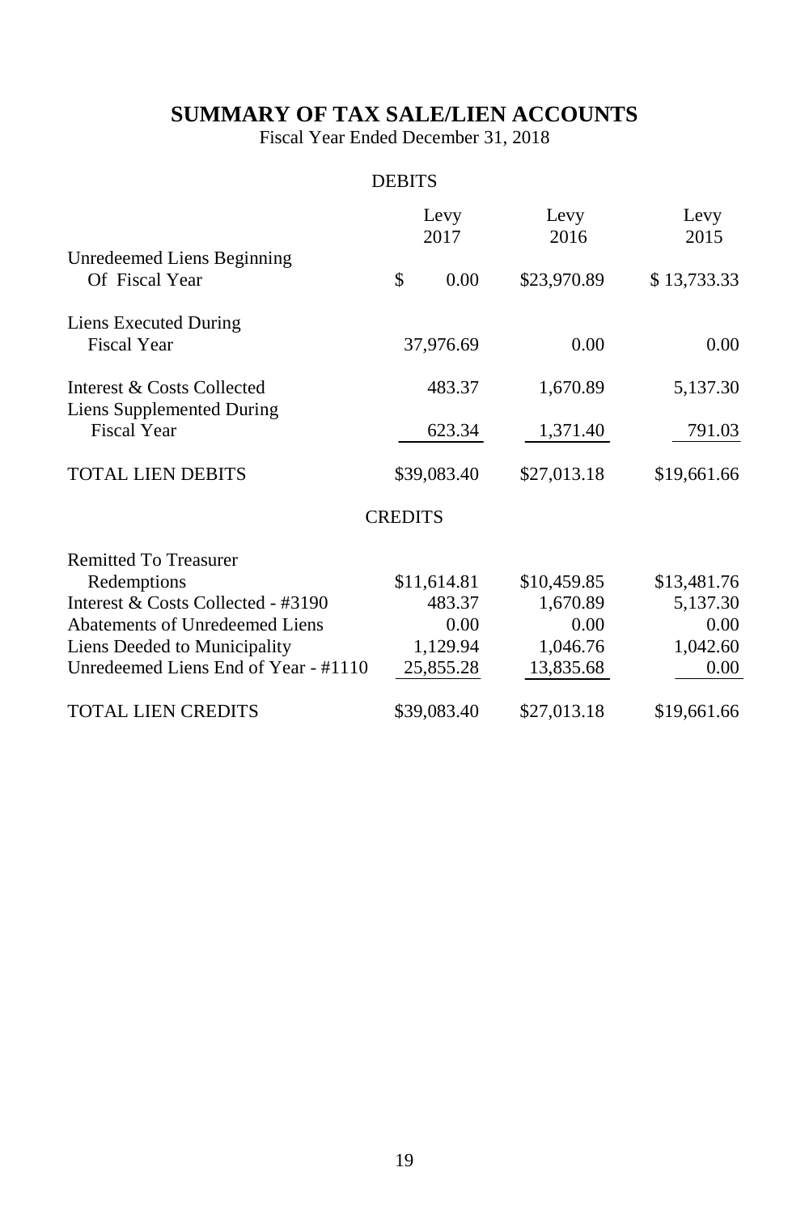# SUMMARY OF TAX SALE/LIEN ACCOUNTS

Fiscal Year Ended December 31, 2018

DEBITS

| | Levy 2017 | Levy 2016 | Levy 2015 |
|---|---|---|---|
| Unredeemed Liens Beginning Of Fiscal Year | $ 0.00 | $23,970.89 | $ 13,733.33 |
| Liens Executed During Fiscal Year | 37,976.69 | 0.00 | 0.00 |
| Interest & Costs Collected | 483.37 | 1,670.89 | 5,137.30 |
| Liens Supplemented During Fiscal Year | 623.34 | 1,371.40 | 791.03 |
| TOTAL LIEN DEBITS | $39,083.40 | $27,013.18 | $19,661.66 |

CREDITS

| | Levy 2017 | Levy 2016 | Levy 2015 |
|---|---|---|---|
| Remitted To Treasurer Redemptions | $11,614.81 | $10,459.85 | $13,481.76 |
| Interest & Costs Collected - #3190 | 483.37 | 1,670.89 | 5,137.30 |
| Abatements of Unredeemed Liens | 0.00 | 0.00 | 0.00 |
| Liens Deeded to Municipality | 1,129.94 | 1,046.76 | 1,042.60 |
| Unredeemed Liens End of Year - #1110 | 25,855.28 | 13,835.68 | 0.00 |
| TOTAL LIEN CREDITS | $39,083.40 | $27,013.18 | $19,661.66 |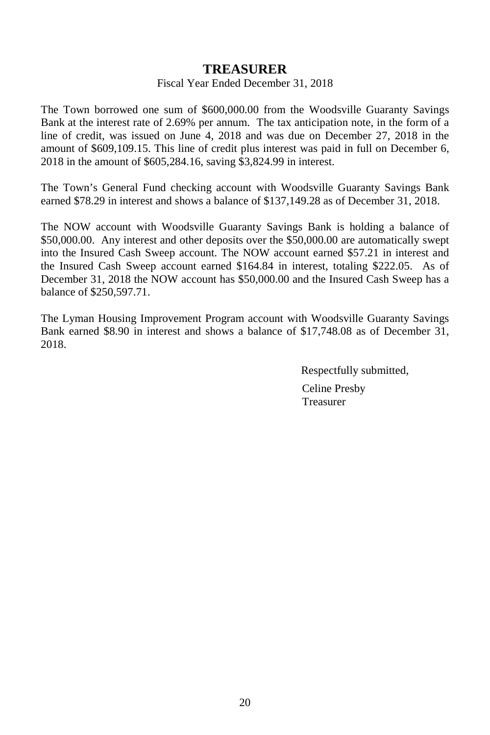# TREASURER

Fiscal Year Ended December 31, 2018

The Town borrowed one sum of $600,000.00 from the Woodsville Guaranty Savings Bank at the interest rate of 2.69% per annum. The tax anticipation note, in the form of a line of credit, was issued on June 4, 2018 and was due on December 27, 2018 in the amount of $609,109.15. This line of credit plus interest was paid in full on December 6, 2018 in the amount of $605,284.16, saving $3,824.99 in interest.

The Town's General Fund checking account with Woodsville Guaranty Savings Bank earned $78.29 in interest and shows a balance of $137,149.28 as of December 31, 2018.

The NOW account with Woodsville Guaranty Savings Bank is holding a balance of $50,000.00. Any interest and other deposits over the $50,000.00 are automatically swept into the Insured Cash Sweep account. The NOW account earned $57.21 in interest and the Insured Cash Sweep account earned $164.84 in interest, totaling $222.05. As of December 31, 2018 the NOW account has $50,000.00 and the Insured Cash Sweep has a balance of $250,597.71.

The Lyman Housing Improvement Program account with Woodsville Guaranty Savings Bank earned $8.90 in interest and shows a balance of $17,748.08 as of December 31, 2018.

Respectfully submitted,

Celine Presby
Treasurer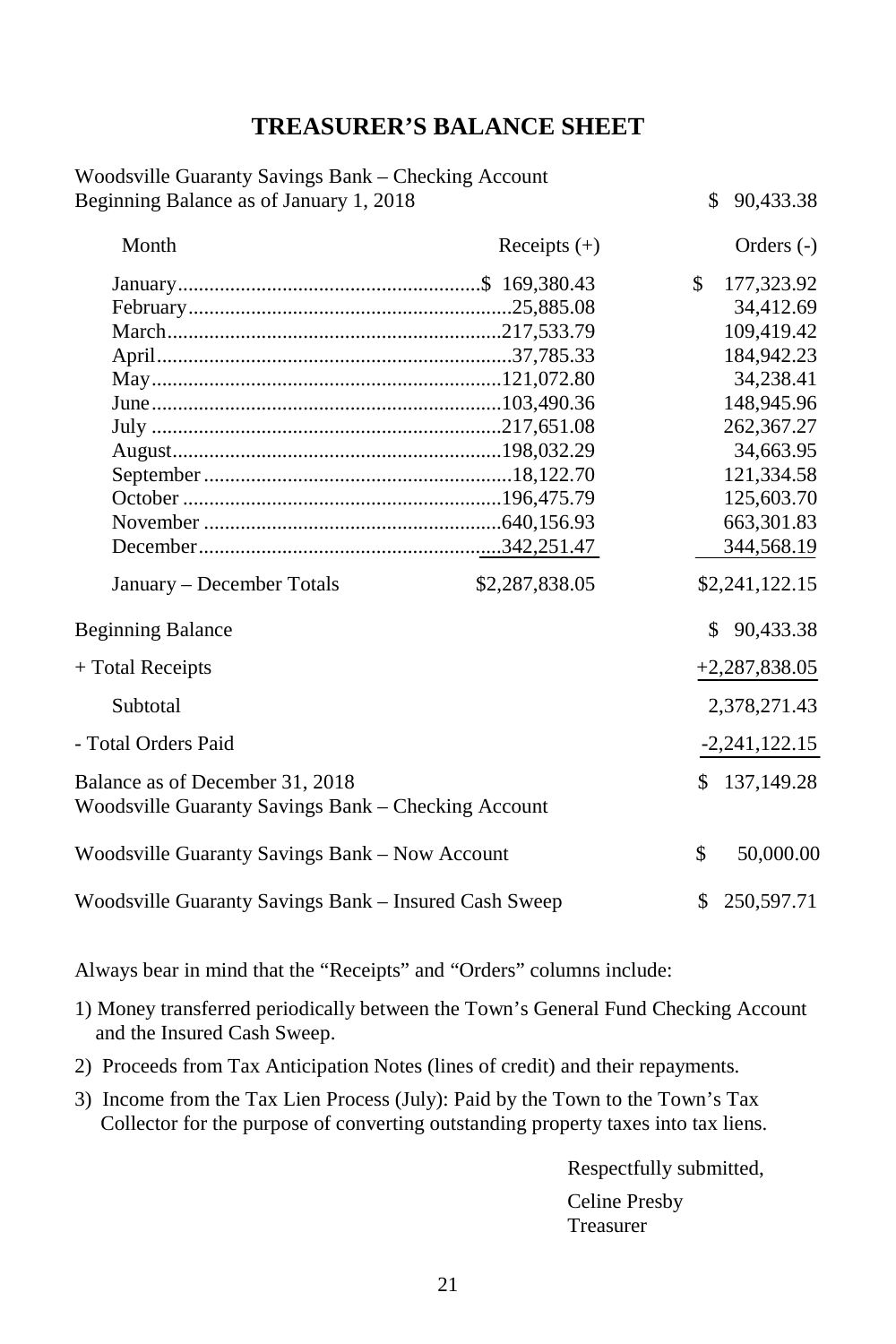# TREASURER'S BALANCE SHEET

Woodsville Guaranty Savings Bank – Checking Account
Beginning Balance as of January 1, 2018 — $ 90,433.38

| Month | Receipts (+) | Orders (-) |
|---|---|---|
| January | $ 169,380.43 | $ 177,323.92 |
| February | 25,885.08 | 34,412.69 |
| March | 217,533.79 | 109,419.42 |
| April | 37,785.33 | 184,942.23 |
| May | 121,072.80 | 34,238.41 |
| June | 103,490.36 | 148,945.96 |
| July | 217,651.08 | 262,367.27 |
| August | 198,032.29 | 34,663.95 |
| September | 18,122.70 | 121,334.58 |
| October | 196,475.79 | 125,603.70 |
| November | 640,156.93 | 663,301.83 |
| December | 342,251.47 | 344,568.19 |
| January – December Totals | $2,287,838.05 | $2,241,122.15 |

| | |
|---|---|
| Beginning Balance | $ 90,433.38 |
| + Total Receipts | +2,287,838.05 |
| Subtotal | 2,378,271.43 |
| - Total Orders Paid | -2,241,122.15 |
| Balance as of December 31, 2018 Woodsville Guaranty Savings Bank – Checking Account | $ 137,149.28 |
| Woodsville Guaranty Savings Bank – Now Account | $ 50,000.00 |
| Woodsville Guaranty Savings Bank – Insured Cash Sweep | $ 250,597.71 |

Always bear in mind that the "Receipts" and "Orders" columns include:

1) Money transferred periodically between the Town's General Fund Checking Account and the Insured Cash Sweep.
2) Proceeds from Tax Anticipation Notes (lines of credit) and their repayments.
3) Income from the Tax Lien Process (July): Paid by the Town to the Town's Tax Collector for the purpose of converting outstanding property taxes into tax liens.

Respectfully submitted,

Celine Presby
Treasurer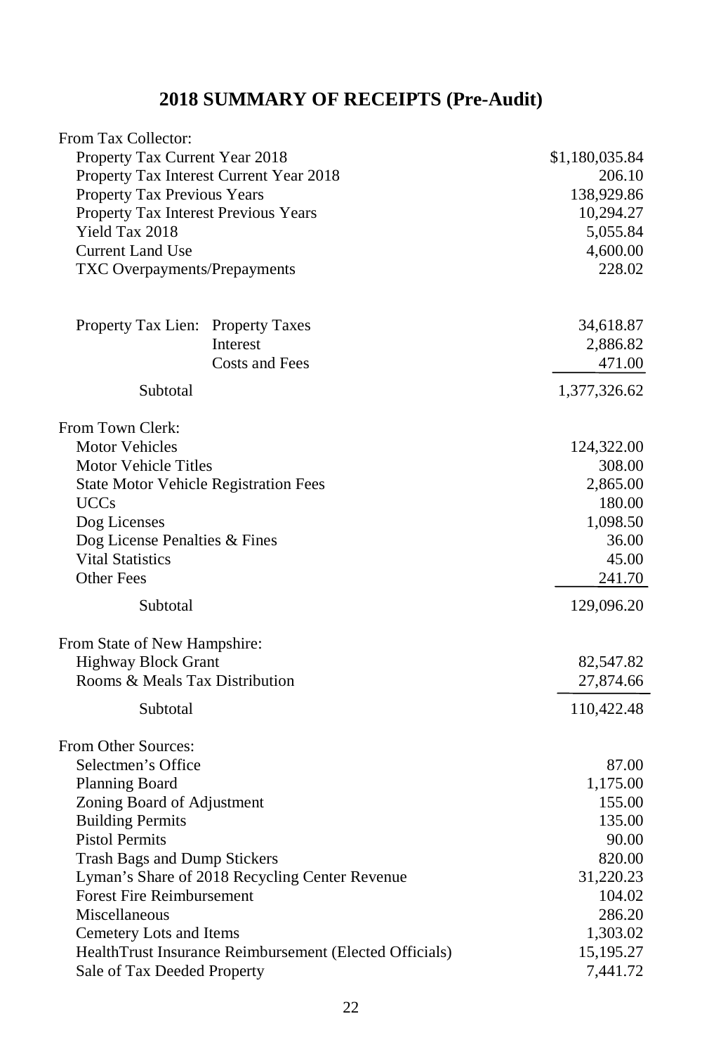## 2018 SUMMARY OF RECEIPTS (Pre-Audit)

| | | |
|---|---|---|
| **From Tax Collector:** | | |
| Property Tax Current Year 2018 | | $1,180,035.84 |
| Property Tax Interest Current Year 2018 | | 206.10 |
| Property Tax Previous Years | | 138,929.86 |
| Property Tax Interest Previous Years | | 10,294.27 |
| Yield Tax 2018 | | 5,055.84 |
| Current Land Use | | 4,600.00 |
| TXC Overpayments/Prepayments | | 228.02 |
| | | |
| Property Tax Lien: | Property Taxes | 34,618.87 |
| | Interest | 2,886.82 |
| | Costs and Fees | 471.00 |
| Subtotal | | 1,377,326.62 |
| **From Town Clerk:** | | |
| Motor Vehicles | | 124,322.00 |
| Motor Vehicle Titles | | 308.00 |
| State Motor Vehicle Registration Fees | | 2,865.00 |
| UCCs | | 180.00 |
| Dog Licenses | | 1,098.50 |
| Dog License Penalties & Fines | | 36.00 |
| Vital Statistics | | 45.00 |
| Other Fees | | 241.70 |
| Subtotal | | 129,096.20 |
| **From State of New Hampshire:** | | |
| Highway Block Grant | | 82,547.82 |
| Rooms & Meals Tax Distribution | | 27,874.66 |
| Subtotal | | 110,422.48 |
| **From Other Sources:** | | |
| Selectmen's Office | | 87.00 |
| Planning Board | | 1,175.00 |
| Zoning Board of Adjustment | | 155.00 |
| Building Permits | | 135.00 |
| Pistol Permits | | 90.00 |
| Trash Bags and Dump Stickers | | 820.00 |
| Lyman's Share of 2018 Recycling Center Revenue | | 31,220.23 |
| Forest Fire Reimbursement | | 104.02 |
| Miscellaneous | | 286.20 |
| Cemetery Lots and Items | | 1,303.02 |
| HealthTrust Insurance Reimbursement (Elected Officials) | | 15,195.27 |
| Sale of Tax Deeded Property | | 7,441.72 |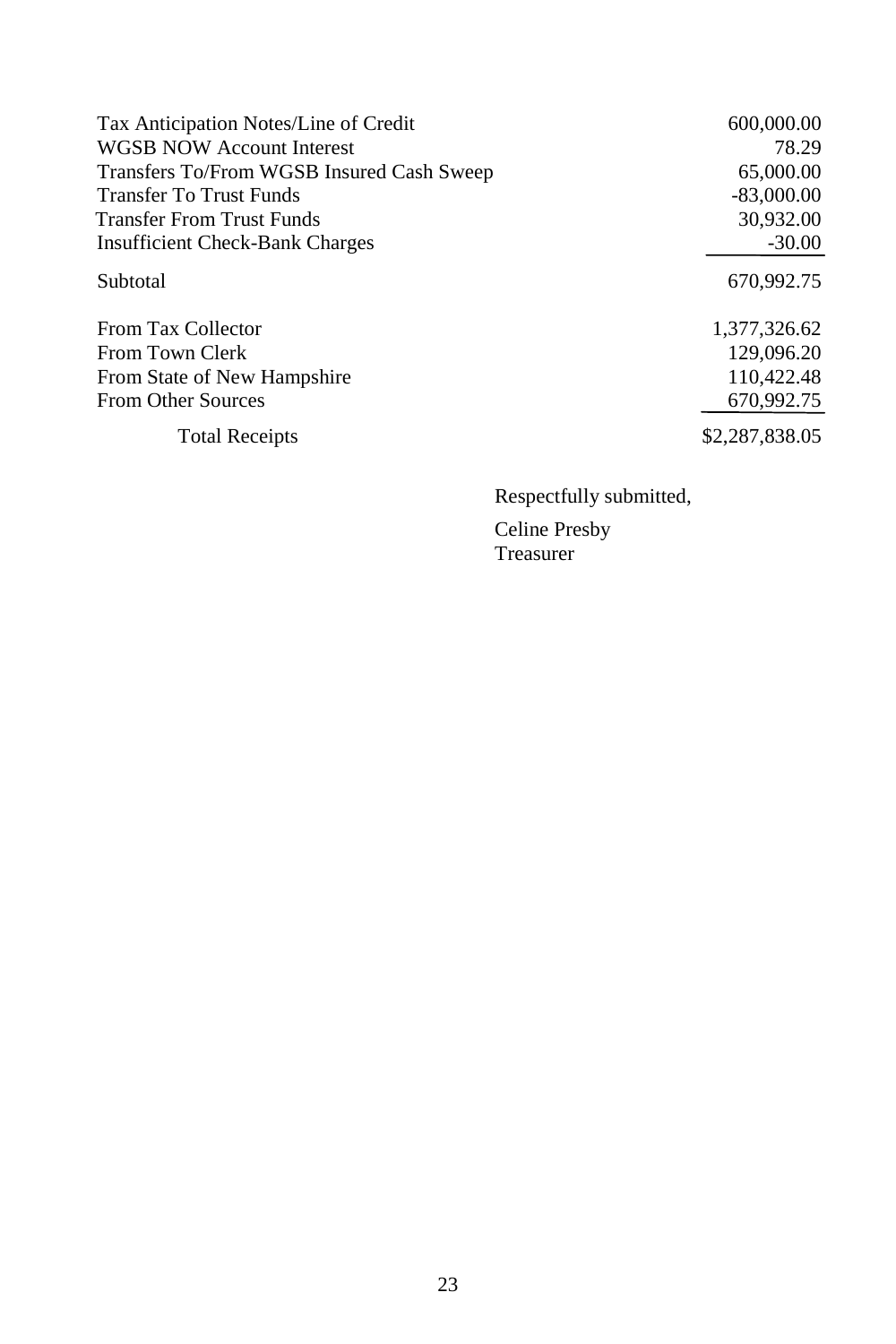| | |
|---|---|
| Tax Anticipation Notes/Line of Credit | 600,000.00 |
| WGSB NOW Account Interest | 78.29 |
| Transfers To/From WGSB Insured Cash Sweep | 65,000.00 |
| Transfer To Trust Funds | -83,000.00 |
| Transfer From Trust Funds | 30,932.00 |
| Insufficient Check-Bank Charges | -30.00 |
| Subtotal | 670,992.75 |
| | |
| From Tax Collector | 1,377,326.62 |
| From Town Clerk | 129,096.20 |
| From State of New Hampshire | 110,422.48 |
| From Other Sources | 670,992.75 |
| Total Receipts | $2,287,838.05 |

Respectfully submitted,

Celine Presby
Treasurer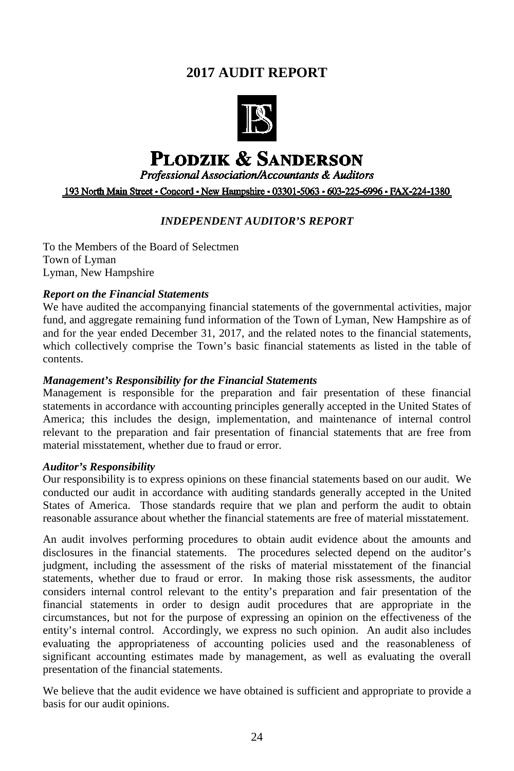# 2017 AUDIT REPORT

**PLODZIK & SANDERSON**

*Professional Association/Accountants & Auditors*

193 North Main Street • Concord • New Hampshire • 03301-5063 • 603-225-6996 • FAX-224-1380

## *INDEPENDENT AUDITOR'S REPORT*

To the Members of the Board of Selectmen
Town of Lyman
Lyman, New Hampshire

***Report on the Financial Statements***

We have audited the accompanying financial statements of the governmental activities, major fund, and aggregate remaining fund information of the Town of Lyman, New Hampshire as of and for the year ended December 31, 2017, and the related notes to the financial statements, which collectively comprise the Town's basic financial statements as listed in the table of contents.

***Management's Responsibility for the Financial Statements***

Management is responsible for the preparation and fair presentation of these financial statements in accordance with accounting principles generally accepted in the United States of America; this includes the design, implementation, and maintenance of internal control relevant to the preparation and fair presentation of financial statements that are free from material misstatement, whether due to fraud or error.

***Auditor's Responsibility***

Our responsibility is to express opinions on these financial statements based on our audit. We conducted our audit in accordance with auditing standards generally accepted in the United States of America. Those standards require that we plan and perform the audit to obtain reasonable assurance about whether the financial statements are free of material misstatement.

An audit involves performing procedures to obtain audit evidence about the amounts and disclosures in the financial statements. The procedures selected depend on the auditor's judgment, including the assessment of the risks of material misstatement of the financial statements, whether due to fraud or error. In making those risk assessments, the auditor considers internal control relevant to the entity's preparation and fair presentation of the financial statements in order to design audit procedures that are appropriate in the circumstances, but not for the purpose of expressing an opinion on the effectiveness of the entity's internal control. Accordingly, we express no such opinion. An audit also includes evaluating the appropriateness of accounting policies used and the reasonableness of significant accounting estimates made by management, as well as evaluating the overall presentation of the financial statements.

We believe that the audit evidence we have obtained is sufficient and appropriate to provide a basis for our audit opinions.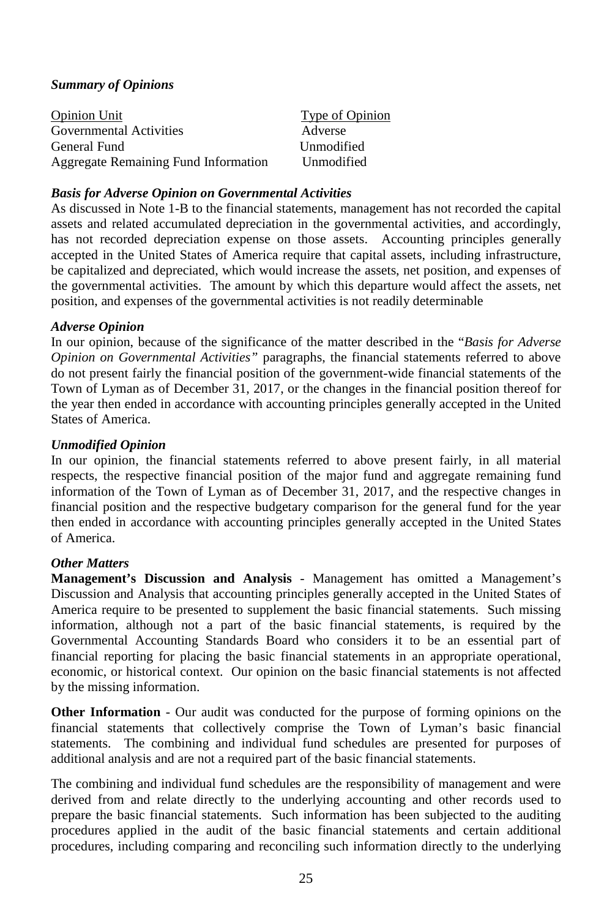***Summary of Opinions***

| Opinion Unit | Type of Opinion |
|---|---|
| Governmental Activities | Adverse |
| General Fund | Unmodified |
| Aggregate Remaining Fund Information | Unmodified |

***Basis for Adverse Opinion on Governmental Activities***

As discussed in Note 1-B to the financial statements, management has not recorded the capital assets and related accumulated depreciation in the governmental activities, and accordingly, has not recorded depreciation expense on those assets. Accounting principles generally accepted in the United States of America require that capital assets, including infrastructure, be capitalized and depreciated, which would increase the assets, net position, and expenses of the governmental activities. The amount by which this departure would affect the assets, net position, and expenses of the governmental activities is not readily determinable

***Adverse Opinion***

In our opinion, because of the significance of the matter described in the "*Basis for Adverse Opinion on Governmental Activities"* paragraphs, the financial statements referred to above do not present fairly the financial position of the government-wide financial statements of the Town of Lyman as of December 31, 2017, or the changes in the financial position thereof for the year then ended in accordance with accounting principles generally accepted in the United States of America.

***Unmodified Opinion***

In our opinion, the financial statements referred to above present fairly, in all material respects, the respective financial position of the major fund and aggregate remaining fund information of the Town of Lyman as of December 31, 2017, and the respective changes in financial position and the respective budgetary comparison for the general fund for the year then ended in accordance with accounting principles generally accepted in the United States of America.

***Other Matters***

**Management's Discussion and Analysis** - Management has omitted a Management's Discussion and Analysis that accounting principles generally accepted in the United States of America require to be presented to supplement the basic financial statements. Such missing information, although not a part of the basic financial statements, is required by the Governmental Accounting Standards Board who considers it to be an essential part of financial reporting for placing the basic financial statements in an appropriate operational, economic, or historical context. Our opinion on the basic financial statements is not affected by the missing information.

**Other Information** - Our audit was conducted for the purpose of forming opinions on the financial statements that collectively comprise the Town of Lyman's basic financial statements. The combining and individual fund schedules are presented for purposes of additional analysis and are not a required part of the basic financial statements.

The combining and individual fund schedules are the responsibility of management and were derived from and relate directly to the underlying accounting and other records used to prepare the basic financial statements. Such information has been subjected to the auditing procedures applied in the audit of the basic financial statements and certain additional procedures, including comparing and reconciling such information directly to the underlying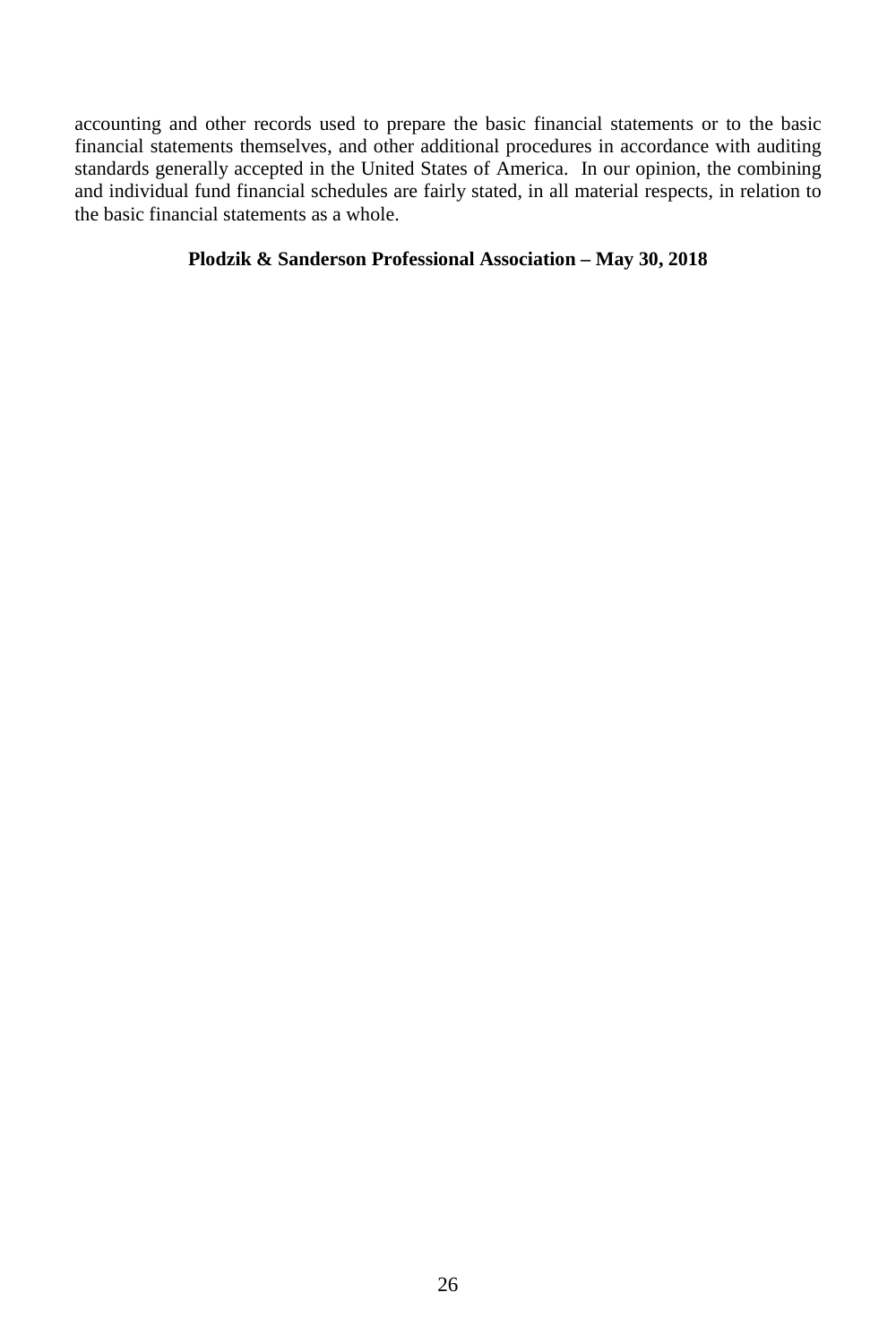accounting and other records used to prepare the basic financial statements or to the basic financial statements themselves, and other additional procedures in accordance with auditing standards generally accepted in the United States of America. In our opinion, the combining and individual fund financial schedules are fairly stated, in all material respects, in relation to the basic financial statements as a whole.

**Plodzik & Sanderson Professional Association – May 30, 2018**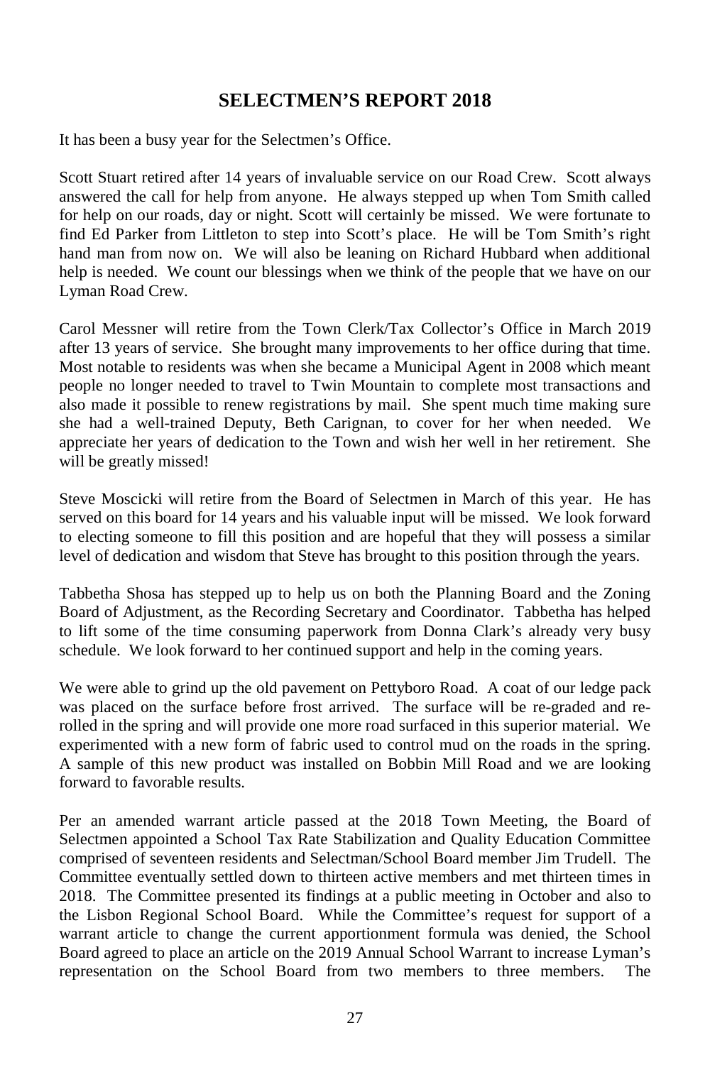# SELECTMEN'S REPORT 2018

It has been a busy year for the Selectmen's Office.

Scott Stuart retired after 14 years of invaluable service on our Road Crew. Scott always answered the call for help from anyone. He always stepped up when Tom Smith called for help on our roads, day or night. Scott will certainly be missed. We were fortunate to find Ed Parker from Littleton to step into Scott's place. He will be Tom Smith's right hand man from now on. We will also be leaning on Richard Hubbard when additional help is needed. We count our blessings when we think of the people that we have on our Lyman Road Crew.

Carol Messner will retire from the Town Clerk/Tax Collector's Office in March 2019 after 13 years of service. She brought many improvements to her office during that time. Most notable to residents was when she became a Municipal Agent in 2008 which meant people no longer needed to travel to Twin Mountain to complete most transactions and also made it possible to renew registrations by mail. She spent much time making sure she had a well-trained Deputy, Beth Carignan, to cover for her when needed. We appreciate her years of dedication to the Town and wish her well in her retirement. She will be greatly missed!

Steve Moscicki will retire from the Board of Selectmen in March of this year. He has served on this board for 14 years and his valuable input will be missed. We look forward to electing someone to fill this position and are hopeful that they will possess a similar level of dedication and wisdom that Steve has brought to this position through the years.

Tabbetha Shosa has stepped up to help us on both the Planning Board and the Zoning Board of Adjustment, as the Recording Secretary and Coordinator. Tabbetha has helped to lift some of the time consuming paperwork from Donna Clark's already very busy schedule. We look forward to her continued support and help in the coming years.

We were able to grind up the old pavement on Pettyboro Road. A coat of our ledge pack was placed on the surface before frost arrived. The surface will be re-graded and re-rolled in the spring and will provide one more road surfaced in this superior material. We experimented with a new form of fabric used to control mud on the roads in the spring. A sample of this new product was installed on Bobbin Mill Road and we are looking forward to favorable results.

Per an amended warrant article passed at the 2018 Town Meeting, the Board of Selectmen appointed a School Tax Rate Stabilization and Quality Education Committee comprised of seventeen residents and Selectman/School Board member Jim Trudell. The Committee eventually settled down to thirteen active members and met thirteen times in 2018. The Committee presented its findings at a public meeting in October and also to the Lisbon Regional School Board. While the Committee's request for support of a warrant article to change the current apportionment formula was denied, the School Board agreed to place an article on the 2019 Annual School Warrant to increase Lyman's representation on the School Board from two members to three members. The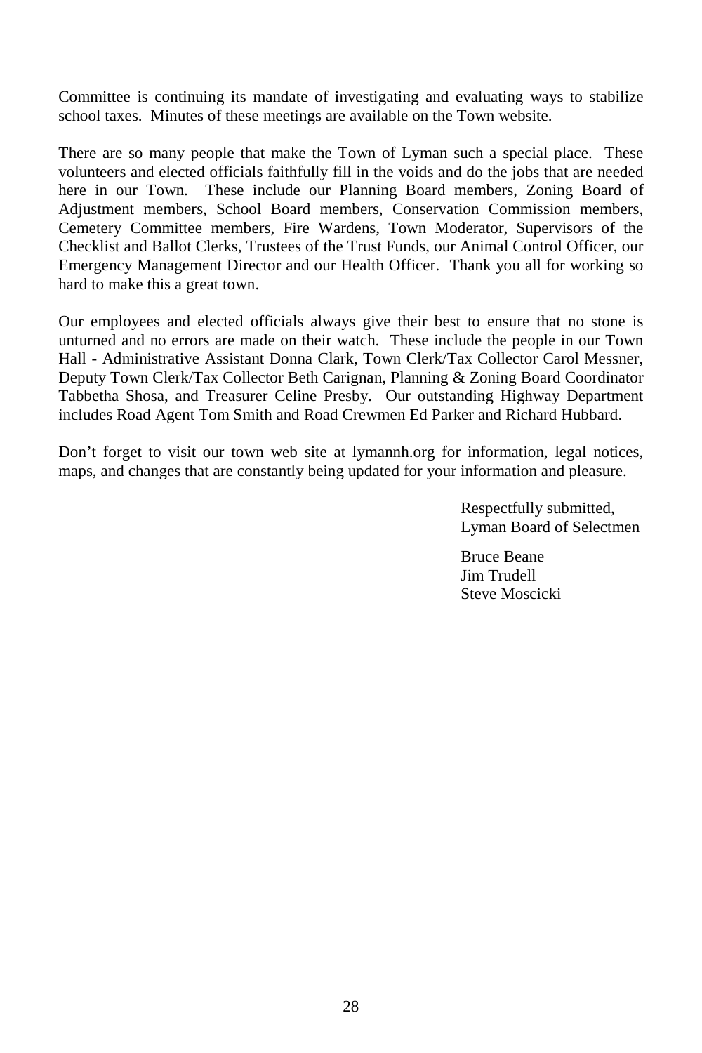Committee is continuing its mandate of investigating and evaluating ways to stabilize school taxes. Minutes of these meetings are available on the Town website.

There are so many people that make the Town of Lyman such a special place. These volunteers and elected officials faithfully fill in the voids and do the jobs that are needed here in our Town. These include our Planning Board members, Zoning Board of Adjustment members, School Board members, Conservation Commission members, Cemetery Committee members, Fire Wardens, Town Moderator, Supervisors of the Checklist and Ballot Clerks, Trustees of the Trust Funds, our Animal Control Officer, our Emergency Management Director and our Health Officer. Thank you all for working so hard to make this a great town.

Our employees and elected officials always give their best to ensure that no stone is unturned and no errors are made on their watch. These include the people in our Town Hall - Administrative Assistant Donna Clark, Town Clerk/Tax Collector Carol Messner, Deputy Town Clerk/Tax Collector Beth Carignan, Planning & Zoning Board Coordinator Tabbetha Shosa, and Treasurer Celine Presby. Our outstanding Highway Department includes Road Agent Tom Smith and Road Crewmen Ed Parker and Richard Hubbard.

Don't forget to visit our town web site at lymannh.org for information, legal notices, maps, and changes that are constantly being updated for your information and pleasure.

Respectfully submitted,
Lyman Board of Selectmen

Bruce Beane
Jim Trudell
Steve Moscicki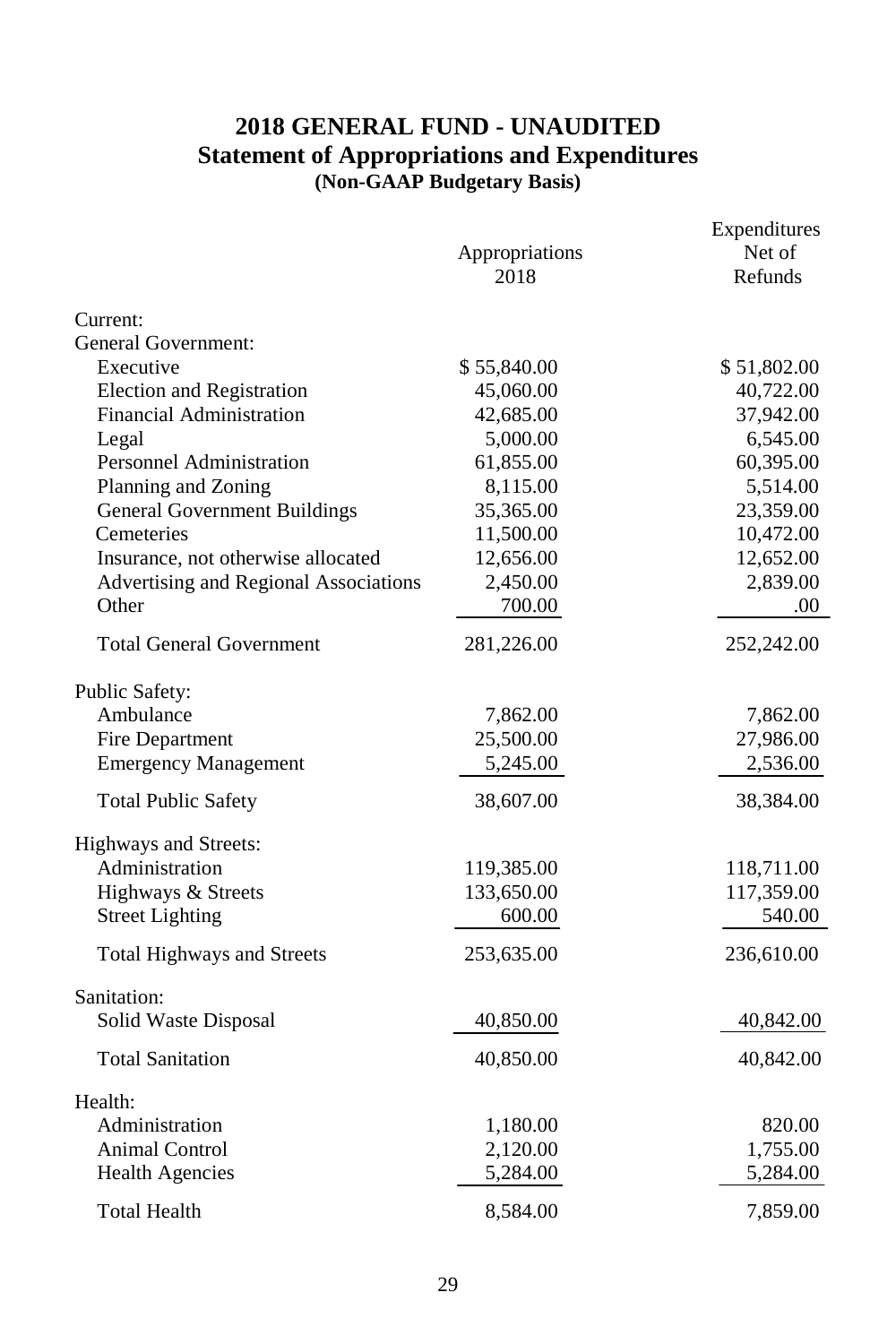# 2018 GENERAL FUND - UNAUDITED
## Statement of Appropriations and Expenditures
**(Non-GAAP Budgetary Basis)**

| | Appropriations 2018 | Expenditures Net of Refunds |
|---|---|---|
| Current: | | |
| General Government: | | |
| Executive | $ 55,840.00 | $ 51,802.00 |
| Election and Registration | 45,060.00 | 40,722.00 |
| Financial Administration | 42,685.00 | 37,942.00 |
| Legal | 5,000.00 | 6,545.00 |
| Personnel Administration | 61,855.00 | 60,395.00 |
| Planning and Zoning | 8,115.00 | 5,514.00 |
| General Government Buildings | 35,365.00 | 23,359.00 |
| Cemeteries | 11,500.00 | 10,472.00 |
| Insurance, not otherwise allocated | 12,656.00 | 12,652.00 |
| Advertising and Regional Associations | 2,450.00 | 2,839.00 |
| Other | 700.00 | .00 |
| Total General Government | 281,226.00 | 252,242.00 |
| Public Safety: | | |
| Ambulance | 7,862.00 | 7,862.00 |
| Fire Department | 25,500.00 | 27,986.00 |
| Emergency Management | 5,245.00 | 2,536.00 |
| Total Public Safety | 38,607.00 | 38,384.00 |
| Highways and Streets: | | |
| Administration | 119,385.00 | 118,711.00 |
| Highways & Streets | 133,650.00 | 117,359.00 |
| Street Lighting | 600.00 | 540.00 |
| Total Highways and Streets | 253,635.00 | 236,610.00 |
| Sanitation: | | |
| Solid Waste Disposal | 40,850.00 | 40,842.00 |
| Total Sanitation | 40,850.00 | 40,842.00 |
| Health: | | |
| Administration | 1,180.00 | 820.00 |
| Animal Control | 2,120.00 | 1,755.00 |
| Health Agencies | 5,284.00 | 5,284.00 |
| Total Health | 8,584.00 | 7,859.00 |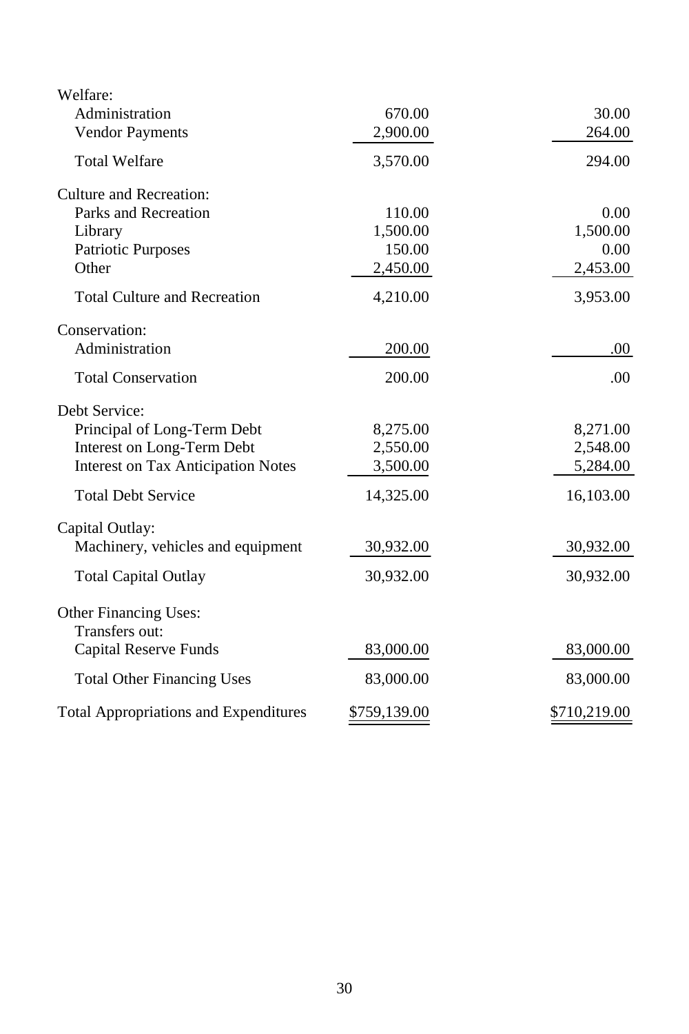| | | |
|---|---|---|
| Welfare: | | |
| Administration | 670.00 | 30.00 |
| Vendor Payments | 2,900.00 | 264.00 |
| Total Welfare | 3,570.00 | 294.00 |
| Culture and Recreation: | | |
| Parks and Recreation | 110.00 | 0.00 |
| Library | 1,500.00 | 1,500.00 |
| Patriotic Purposes | 150.00 | 0.00 |
| Other | 2,450.00 | 2,453.00 |
| Total Culture and Recreation | 4,210.00 | 3,953.00 |
| Conservation: | | |
| Administration | 200.00 | .00 |
| Total Conservation | 200.00 | .00 |
| Debt Service: | | |
| Principal of Long-Term Debt | 8,275.00 | 8,271.00 |
| Interest on Long-Term Debt | 2,550.00 | 2,548.00 |
| Interest on Tax Anticipation Notes | 3,500.00 | 5,284.00 |
| Total Debt Service | 14,325.00 | 16,103.00 |
| Capital Outlay: | | |
| Machinery, vehicles and equipment | 30,932.00 | 30,932.00 |
| Total Capital Outlay | 30,932.00 | 30,932.00 |
| Other Financing Uses: | | |
| Transfers out: | | |
| Capital Reserve Funds | 83,000.00 | 83,000.00 |
| Total Other Financing Uses | 83,000.00 | 83,000.00 |
| Total Appropriations and Expenditures | $759,139.00 | $710,219.00 |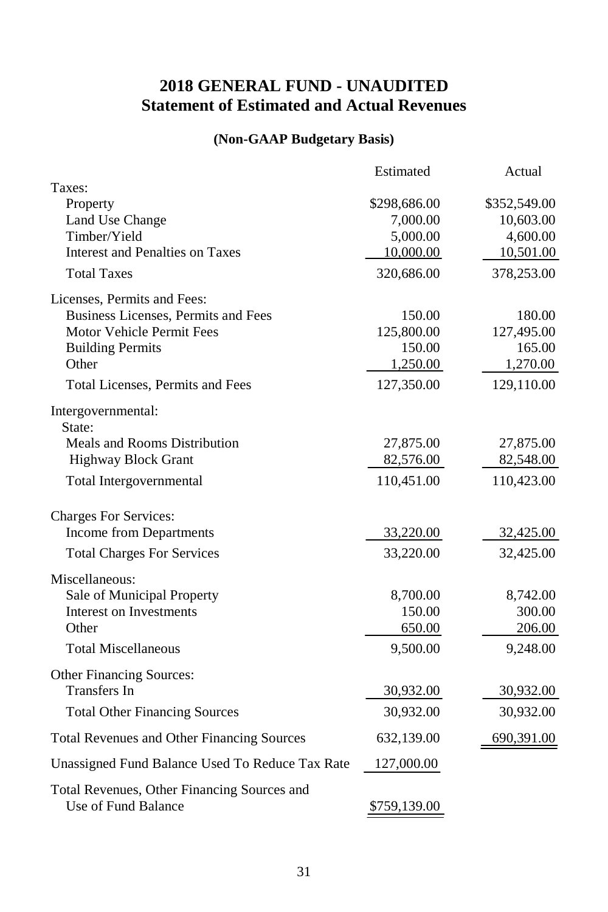## 2018 GENERAL FUND - UNAUDITED
## Statement of Estimated and Actual Revenues

### (Non-GAAP Budgetary Basis)

| | Estimated | Actual |
|---|---|---|
| Taxes: | | |
| Property | $298,686.00 | $352,549.00 |
| Land Use Change | 7,000.00 | 10,603.00 |
| Timber/Yield | 5,000.00 | 4,600.00 |
| Interest and Penalties on Taxes | 10,000.00 | 10,501.00 |
| Total Taxes | 320,686.00 | 378,253.00 |
| Licenses, Permits and Fees: | | |
| Business Licenses, Permits and Fees | 150.00 | 180.00 |
| Motor Vehicle Permit Fees | 125,800.00 | 127,495.00 |
| Building Permits | 150.00 | 165.00 |
| Other | 1,250.00 | 1,270.00 |
| Total Licenses, Permits and Fees | 127,350.00 | 129,110.00 |
| Intergovernmental: | | |
| State: | | |
| Meals and Rooms Distribution | 27,875.00 | 27,875.00 |
| Highway Block Grant | 82,576.00 | 82,548.00 |
| Total Intergovernmental | 110,451.00 | 110,423.00 |
| Charges For Services: | | |
| Income from Departments | 33,220.00 | 32,425.00 |
| Total Charges For Services | 33,220.00 | 32,425.00 |
| Miscellaneous: | | |
| Sale of Municipal Property | 8,700.00 | 8,742.00 |
| Interest on Investments | 150.00 | 300.00 |
| Other | 650.00 | 206.00 |
| Total Miscellaneous | 9,500.00 | 9,248.00 |
| Other Financing Sources: | | |
| Transfers In | 30,932.00 | 30,932.00 |
| Total Other Financing Sources | 30,932.00 | 30,932.00 |
| Total Revenues and Other Financing Sources | 632,139.00 | 690,391.00 |
| Unassigned Fund Balance Used To Reduce Tax Rate | 127,000.00 | |
| Total Revenues, Other Financing Sources and Use of Fund Balance | $759,139.00 | |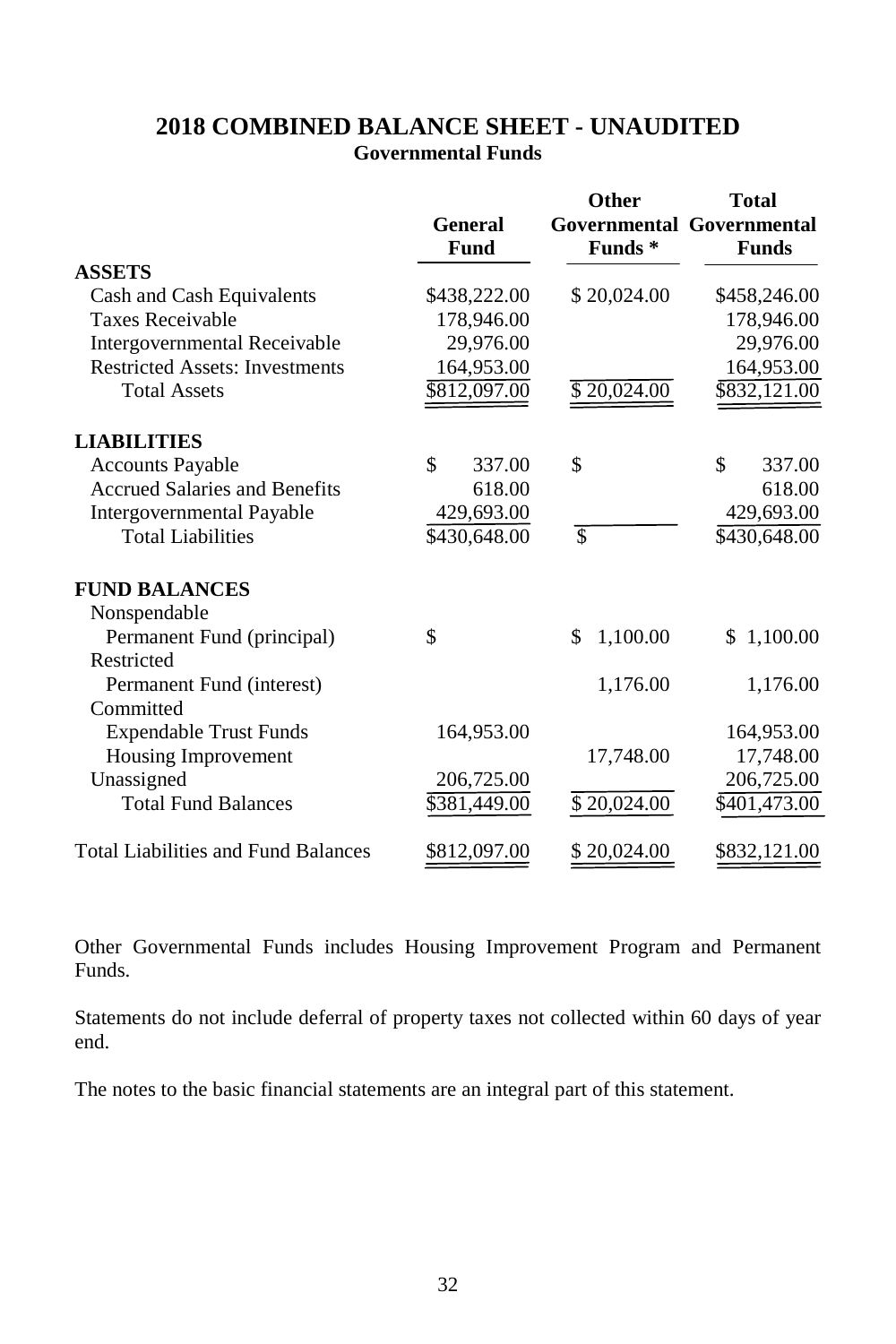## 2018 COMBINED BALANCE SHEET - UNAUDITED

### Governmental Funds

| | General Fund | Other Governmental Funds * | Total Governmental Funds |
|---|---|---|---|
| **ASSETS** | | | |
| Cash and Cash Equivalents | $438,222.00 | $ 20,024.00 | $458,246.00 |
| Taxes Receivable | 178,946.00 | | 178,946.00 |
| Intergovernmental Receivable | 29,976.00 | | 29,976.00 |
| Restricted Assets: Investments | 164,953.00 | | 164,953.00 |
| Total Assets | $812,097.00 | $ 20,024.00 | $832,121.00 |
| **LIABILITIES** | | | |
| Accounts Payable | $ 337.00 | $ | $ 337.00 |
| Accrued Salaries and Benefits | 618.00 | | 618.00 |
| Intergovernmental Payable | 429,693.00 | | 429,693.00 |
| Total Liabilities | $430,648.00 | $ | $430,648.00 |
| **FUND BALANCES** | | | |
| Nonspendable | | | |
| Permanent Fund (principal) | $ | $ 1,100.00 | $ 1,100.00 |
| Restricted | | | |
| Permanent Fund (interest) | | 1,176.00 | 1,176.00 |
| Committed | | | |
| Expendable Trust Funds | 164,953.00 | | 164,953.00 |
| Housing Improvement | | 17,748.00 | 17,748.00 |
| Unassigned | 206,725.00 | | 206,725.00 |
| Total Fund Balances | $381,449.00 | $ 20,024.00 | $401,473.00 |
| Total Liabilities and Fund Balances | $812,097.00 | $ 20,024.00 | $832,121.00 |

Other Governmental Funds includes Housing Improvement Program and Permanent Funds.

Statements do not include deferral of property taxes not collected within 60 days of year end.

The notes to the basic financial statements are an integral part of this statement.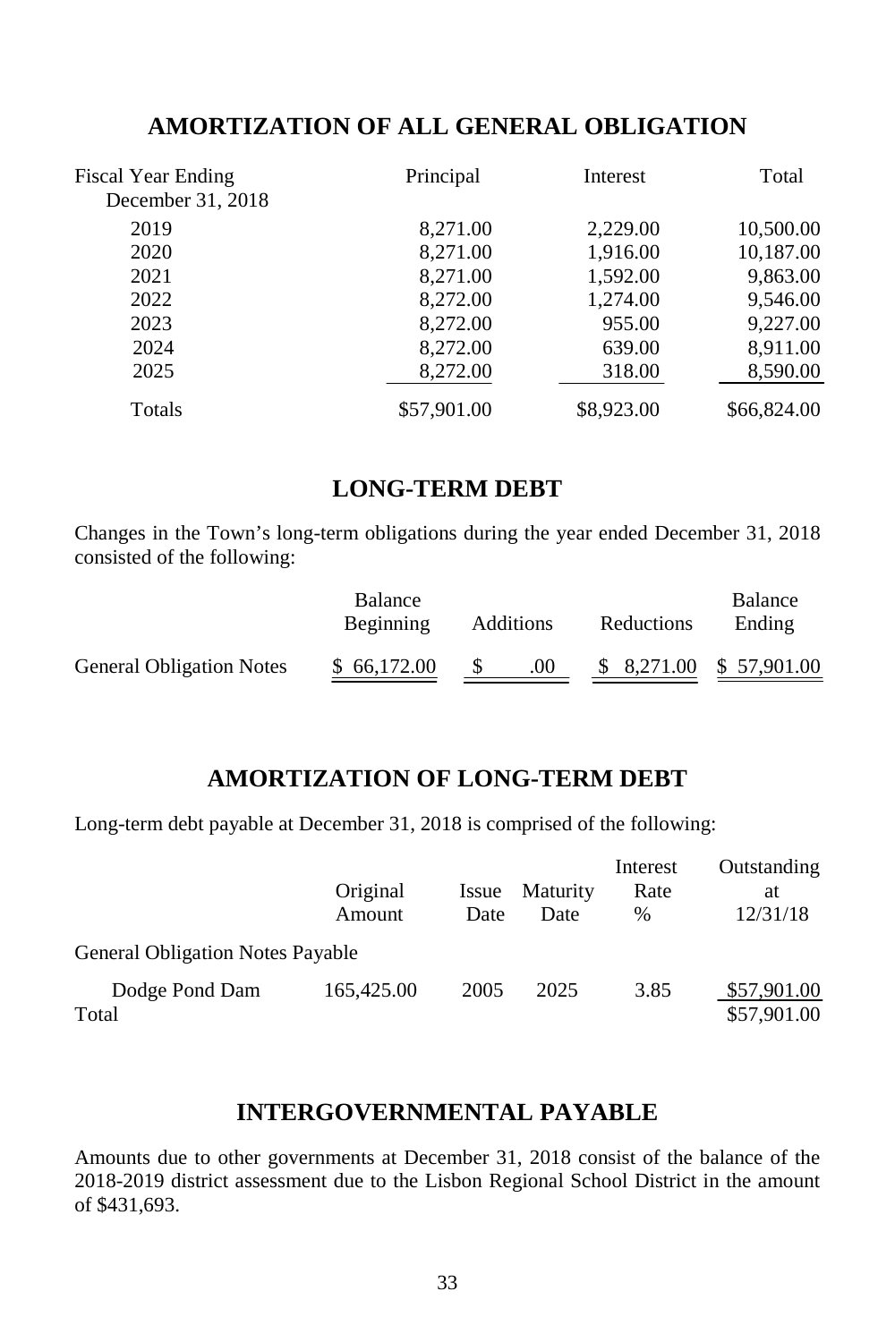## AMORTIZATION OF ALL GENERAL OBLIGATION

| Fiscal Year Ending December 31, 2018 | Principal | Interest | Total |
|---|---|---|---|
| 2019 | 8,271.00 | 2,229.00 | 10,500.00 |
| 2020 | 8,271.00 | 1,916.00 | 10,187.00 |
| 2021 | 8,271.00 | 1,592.00 | 9,863.00 |
| 2022 | 8,272.00 | 1,274.00 | 9,546.00 |
| 2023 | 8,272.00 | 955.00 | 9,227.00 |
| 2024 | 8,272.00 | 639.00 | 8,911.00 |
| 2025 | 8,272.00 | 318.00 | 8,590.00 |
| Totals | $57,901.00 | $8,923.00 | $66,824.00 |

## LONG-TERM DEBT

Changes in the Town's long-term obligations during the year ended December 31, 2018 consisted of the following:

| | Balance Beginning | Additions | Reductions | Balance Ending |
|---|---|---|---|---|
| General Obligation Notes | $ 66,172.00 | $ .00 | $ 8,271.00 | $ 57,901.00 |

## AMORTIZATION OF LONG-TERM DEBT

Long-term debt payable at December 31, 2018 is comprised of the following:

| | Original Amount | Issue Date | Maturity Date | Interest Rate % | Outstanding at 12/31/18 |
|---|---|---|---|---|---|
| General Obligation Notes Payable | | | | | |
| Dodge Pond Dam | 165,425.00 | 2005 | 2025 | 3.85 | $57,901.00 |
| Total | | | | | $57,901.00 |

## INTERGOVERNMENTAL PAYABLE

Amounts due to other governments at December 31, 2018 consist of the balance of the 2018-2019 district assessment due to the Lisbon Regional School District in the amount of $431,693.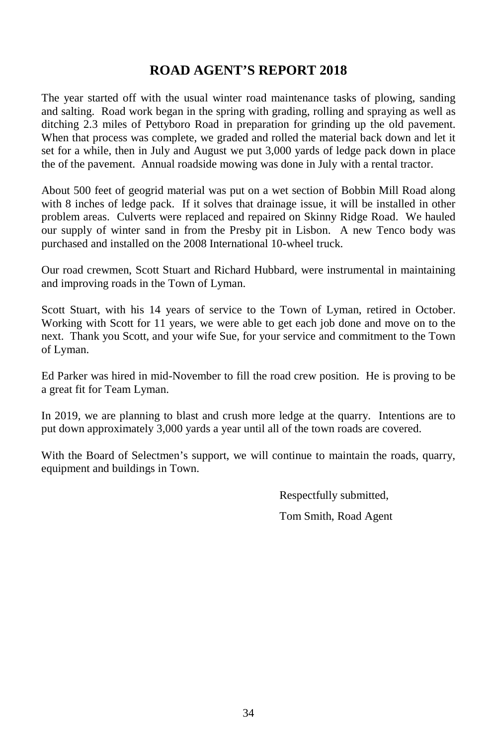# ROAD AGENT'S REPORT 2018

The year started off with the usual winter road maintenance tasks of plowing, sanding and salting. Road work began in the spring with grading, rolling and spraying as well as ditching 2.3 miles of Pettyboro Road in preparation for grinding up the old pavement. When that process was complete, we graded and rolled the material back down and let it set for a while, then in July and August we put 3,000 yards of ledge pack down in place the of the pavement. Annual roadside mowing was done in July with a rental tractor.

About 500 feet of geogrid material was put on a wet section of Bobbin Mill Road along with 8 inches of ledge pack. If it solves that drainage issue, it will be installed in other problem areas. Culverts were replaced and repaired on Skinny Ridge Road. We hauled our supply of winter sand in from the Presby pit in Lisbon. A new Tenco body was purchased and installed on the 2008 International 10-wheel truck.

Our road crewmen, Scott Stuart and Richard Hubbard, were instrumental in maintaining and improving roads in the Town of Lyman.

Scott Stuart, with his 14 years of service to the Town of Lyman, retired in October. Working with Scott for 11 years, we were able to get each job done and move on to the next. Thank you Scott, and your wife Sue, for your service and commitment to the Town of Lyman.

Ed Parker was hired in mid-November to fill the road crew position. He is proving to be a great fit for Team Lyman.

In 2019, we are planning to blast and crush more ledge at the quarry. Intentions are to put down approximately 3,000 yards a year until all of the town roads are covered.

With the Board of Selectmen's support, we will continue to maintain the roads, quarry, equipment and buildings in Town.

Respectfully submitted,

Tom Smith, Road Agent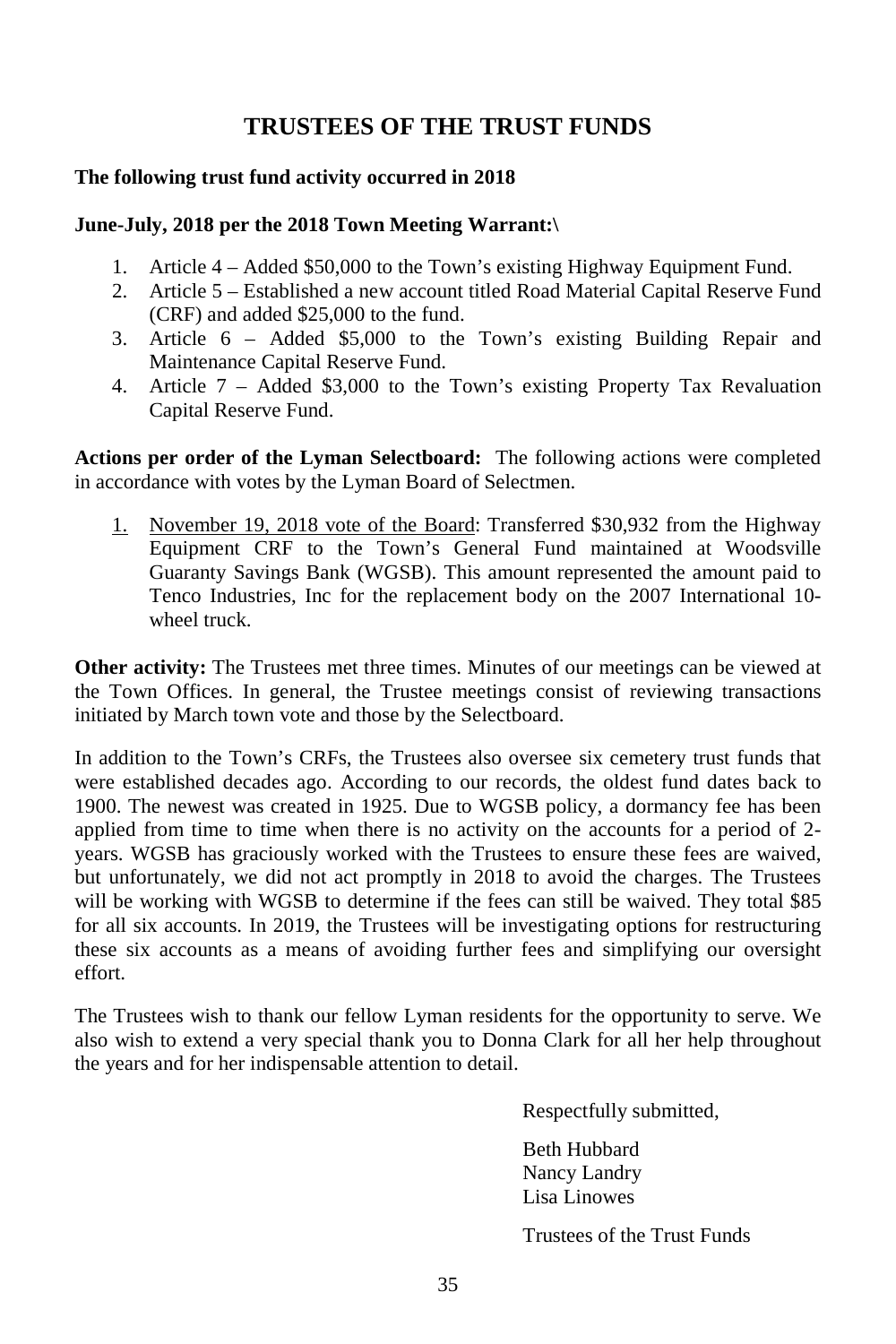# TRUSTEES OF THE TRUST FUNDS

**The following trust fund activity occurred in 2018**

**June-July, 2018 per the 2018 Town Meeting Warrant:\**

1. Article 4 – Added $50,000 to the Town's existing Highway Equipment Fund.
2. Article 5 – Established a new account titled Road Material Capital Reserve Fund (CRF) and added $25,000 to the fund.
3. Article 6 – Added $5,000 to the Town's existing Building Repair and Maintenance Capital Reserve Fund.
4. Article 7 – Added $3,000 to the Town's existing Property Tax Revaluation Capital Reserve Fund.

**Actions per order of the Lyman Selectboard:** The following actions were completed in accordance with votes by the Lyman Board of Selectmen.

1. <u>November 19, 2018 vote of the Board</u>: Transferred $30,932 from the Highway Equipment CRF to the Town's General Fund maintained at Woodsville Guaranty Savings Bank (WGSB). This amount represented the amount paid to Tenco Industries, Inc for the replacement body on the 2007 International 10-wheel truck.

**Other activity:** The Trustees met three times. Minutes of our meetings can be viewed at the Town Offices. In general, the Trustee meetings consist of reviewing transactions initiated by March town vote and those by the Selectboard.

In addition to the Town's CRFs, the Trustees also oversee six cemetery trust funds that were established decades ago. According to our records, the oldest fund dates back to 1900. The newest was created in 1925. Due to WGSB policy, a dormancy fee has been applied from time to time when there is no activity on the accounts for a period of 2-years. WGSB has graciously worked with the Trustees to ensure these fees are waived, but unfortunately, we did not act promptly in 2018 to avoid the charges. The Trustees will be working with WGSB to determine if the fees can still be waived. They total $85 for all six accounts. In 2019, the Trustees will be investigating options for restructuring these six accounts as a means of avoiding further fees and simplifying our oversight effort.

The Trustees wish to thank our fellow Lyman residents for the opportunity to serve. We also wish to extend a very special thank you to Donna Clark for all her help throughout the years and for her indispensable attention to detail.

Respectfully submitted,

Beth Hubbard
Nancy Landry
Lisa Linowes

Trustees of the Trust Funds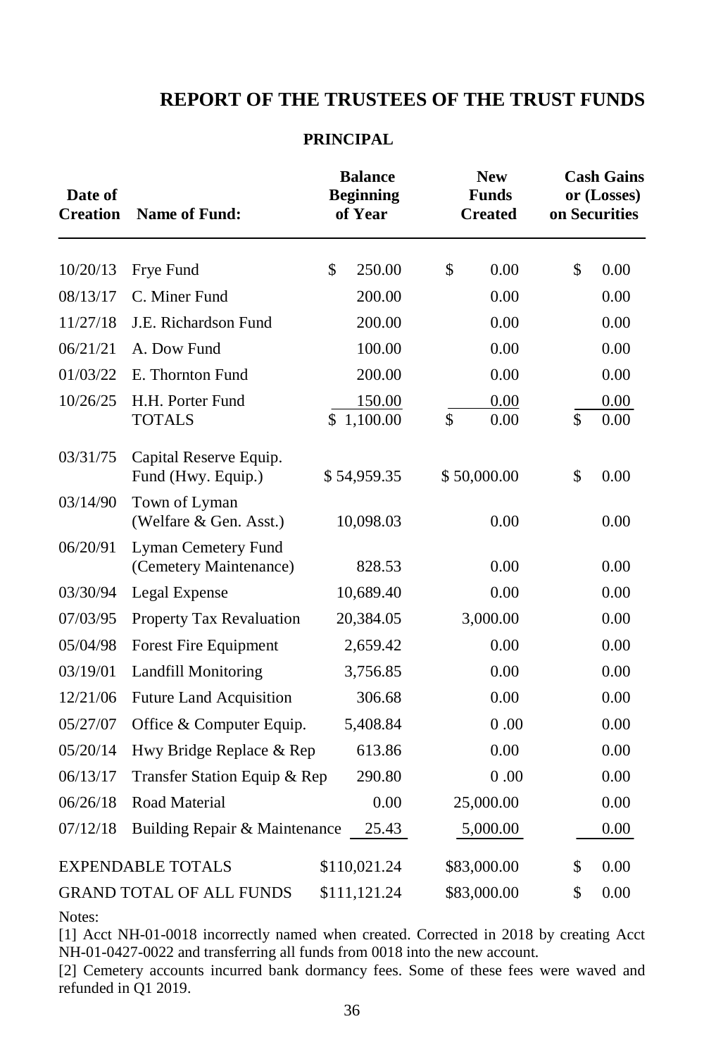## REPORT OF THE TRUSTEES OF THE TRUST FUNDS

### PRINCIPAL

| Date of Creation | Name of Fund: | Balance Beginning of Year | New Funds Created | Cash Gains or (Losses) on Securities |
|---|---|---|---|---|
| 10/20/13 | Frye Fund | $ 250.00 | $ 0.00 | $ 0.00 |
| 08/13/17 | C. Miner Fund | 200.00 | 0.00 | 0.00 |
| 11/27/18 | J.E. Richardson Fund | 200.00 | 0.00 | 0.00 |
| 06/21/21 | A. Dow Fund | 100.00 | 0.00 | 0.00 |
| 01/03/22 | E. Thornton Fund | 200.00 | 0.00 | 0.00 |
| 10/26/25 | H.H. Porter Fund | 150.00 | 0.00 | 0.00 |
| | TOTALS | $ 1,100.00 | $ 0.00 | $ 0.00 |
| 03/31/75 | Capital Reserve Equip. Fund (Hwy. Equip.) | $ 54,959.35 | $ 50,000.00 | $ 0.00 |
| 03/14/90 | Town of Lyman (Welfare & Gen. Asst.) | 10,098.03 | 0.00 | 0.00 |
| 06/20/91 | Lyman Cemetery Fund (Cemetery Maintenance) | 828.53 | 0.00 | 0.00 |
| 03/30/94 | Legal Expense | 10,689.40 | 0.00 | 0.00 |
| 07/03/95 | Property Tax Revaluation | 20,384.05 | 3,000.00 | 0.00 |
| 05/04/98 | Forest Fire Equipment | 2,659.42 | 0.00 | 0.00 |
| 03/19/01 | Landfill Monitoring | 3,756.85 | 0.00 | 0.00 |
| 12/21/06 | Future Land Acquisition | 306.68 | 0.00 | 0.00 |
| 05/27/07 | Office & Computer Equip. | 5,408.84 | 0 .00 | 0.00 |
| 05/20/14 | Hwy Bridge Replace & Rep | 613.86 | 0.00 | 0.00 |
| 06/13/17 | Transfer Station Equip & Rep | 290.80 | 0 .00 | 0.00 |
| 06/26/18 | Road Material | 0.00 | 25,000.00 | 0.00 |
| 07/12/18 | Building Repair & Maintenance | 25.43 | 5,000.00 | 0.00 |
| | EXPENDABLE TOTALS | $110,021.24 | $83,000.00 | $ 0.00 |
| | GRAND TOTAL OF ALL FUNDS | $111,121.24 | $83,000.00 | $ 0.00 |

Notes:

[1] Acct NH-01-0018 incorrectly named when created. Corrected in 2018 by creating Acct NH-01-0427-0022 and transferring all funds from 0018 into the new account.

[2] Cemetery accounts incurred bank dormancy fees. Some of these fees were waved and refunded in Q1 2019.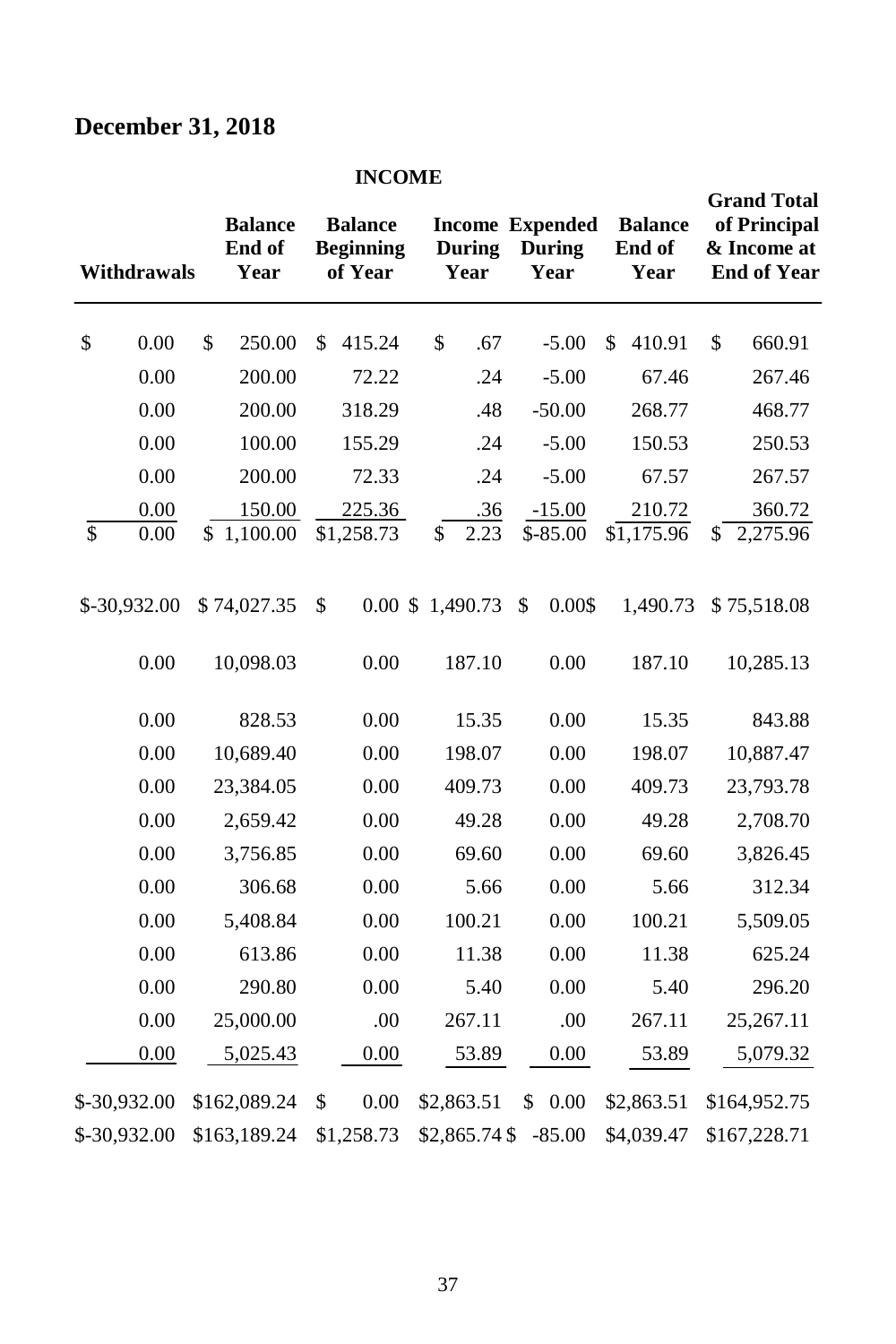## December 31, 2018

| | | INCOME | | | | |
|---|---|---|---|---|---|---|
| Withdrawals | Balance End of Year | Balance Beginning of Year | Income During Year | Expended During Year | Balance End of Year | Grand Total of Principal & Income at End of Year |
| $ 0.00 | $ 250.00 | $ 415.24 | $ .67 | -5.00 | $ 410.91 | $ 660.91 |
| 0.00 | 200.00 | 72.22 | .24 | -5.00 | 67.46 | 267.46 |
| 0.00 | 200.00 | 318.29 | .48 | -50.00 | 268.77 | 468.77 |
| 0.00 | 100.00 | 155.29 | .24 | -5.00 | 150.53 | 250.53 |
| 0.00 | 200.00 | 72.33 | .24 | -5.00 | 67.57 | 267.57 |
| 0.00 | 150.00 | 225.36 | .36 | -15.00 | 210.72 | 360.72 |
| $ 0.00 | $ 1,100.00 | $1,258.73 | $ 2.23 | $-85.00 | $1,175.96 | $ 2,275.96 |
| $-30,932.00 | $ 74,027.35 | $ 0.00 | $ 1,490.73 | $ 0.00 | $ 1,490.73 | $ 75,518.08 |
| 0.00 | 10,098.03 | 0.00 | 187.10 | 0.00 | 187.10 | 10,285.13 |
| 0.00 | 828.53 | 0.00 | 15.35 | 0.00 | 15.35 | 843.88 |
| 0.00 | 10,689.40 | 0.00 | 198.07 | 0.00 | 198.07 | 10,887.47 |
| 0.00 | 23,384.05 | 0.00 | 409.73 | 0.00 | 409.73 | 23,793.78 |
| 0.00 | 2,659.42 | 0.00 | 49.28 | 0.00 | 49.28 | 2,708.70 |
| 0.00 | 3,756.85 | 0.00 | 69.60 | 0.00 | 69.60 | 3,826.45 |
| 0.00 | 306.68 | 0.00 | 5.66 | 0.00 | 5.66 | 312.34 |
| 0.00 | 5,408.84 | 0.00 | 100.21 | 0.00 | 100.21 | 5,509.05 |
| 0.00 | 613.86 | 0.00 | 11.38 | 0.00 | 11.38 | 625.24 |
| 0.00 | 290.80 | 0.00 | 5.40 | 0.00 | 5.40 | 296.20 |
| 0.00 | 25,000.00 | .00 | 267.11 | .00 | 267.11 | 25,267.11 |
| 0.00 | 5,025.43 | 0.00 | 53.89 | 0.00 | 53.89 | 5,079.32 |
| $-30,932.00 | $162,089.24 | $ 0.00 | $2,863.51 | $ 0.00 | $2,863.51 | $164,952.75 |
| $-30,932.00 | $163,189.24 | $1,258.73 | $2,865.74 | $ -85.00 | $4,039.47 | $167,228.71 |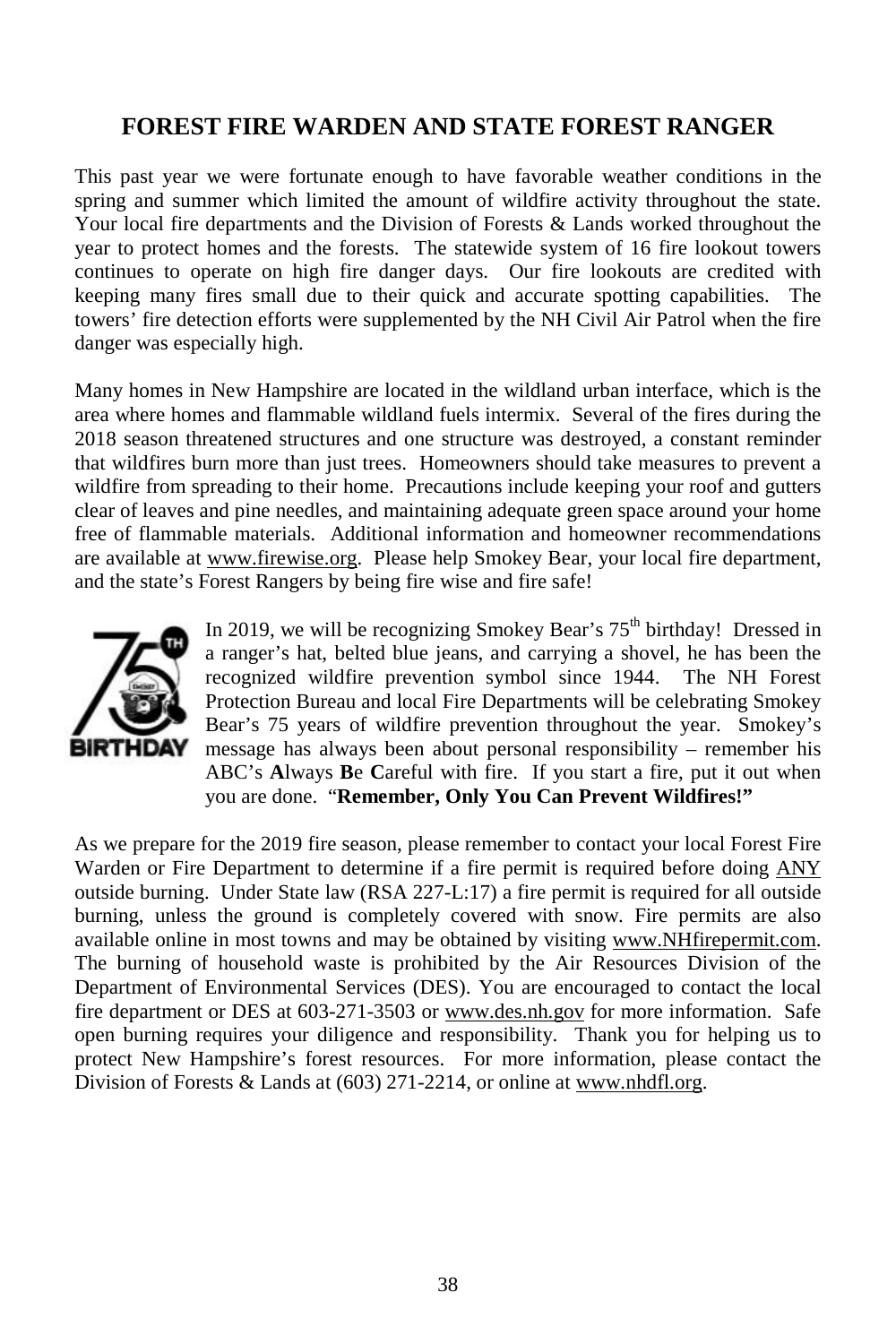## FOREST FIRE WARDEN AND STATE FOREST RANGER

This past year we were fortunate enough to have favorable weather conditions in the spring and summer which limited the amount of wildfire activity throughout the state. Your local fire departments and the Division of Forests & Lands worked throughout the year to protect homes and the forests. The statewide system of 16 fire lookout towers continues to operate on high fire danger days. Our fire lookouts are credited with keeping many fires small due to their quick and accurate spotting capabilities. The towers' fire detection efforts were supplemented by the NH Civil Air Patrol when the fire danger was especially high.

Many homes in New Hampshire are located in the wildland urban interface, which is the area where homes and flammable wildland fuels intermix. Several of the fires during the 2018 season threatened structures and one structure was destroyed, a constant reminder that wildfires burn more than just trees. Homeowners should take measures to prevent a wildfire from spreading to their home. Precautions include keeping your roof and gutters clear of leaves and pine needles, and maintaining adequate green space around your home free of flammable materials. Additional information and homeowner recommendations are available at www.firewise.org. Please help Smokey Bear, your local fire department, and the state's Forest Rangers by being fire wise and fire safe!

In 2019, we will be recognizing Smokey Bear's 75th birthday! Dressed in a ranger's hat, belted blue jeans, and carrying a shovel, he has been the recognized wildfire prevention symbol since 1944. The NH Forest Protection Bureau and local Fire Departments will be celebrating Smokey Bear's 75 years of wildfire prevention throughout the year. Smokey's message has always been about personal responsibility – remember his ABC's **A**lways **B**e **C**areful with fire. If you start a fire, put it out when you are done. "**Remember, Only You Can Prevent Wildfires!"**

As we prepare for the 2019 fire season, please remember to contact your local Forest Fire Warden or Fire Department to determine if a fire permit is required before doing ANY outside burning. Under State law (RSA 227-L:17) a fire permit is required for all outside burning, unless the ground is completely covered with snow. Fire permits are also available online in most towns and may be obtained by visiting www.NHfirepermit.com. The burning of household waste is prohibited by the Air Resources Division of the Department of Environmental Services (DES). You are encouraged to contact the local fire department or DES at 603-271-3503 or www.des.nh.gov for more information. Safe open burning requires your diligence and responsibility. Thank you for helping us to protect New Hampshire's forest resources. For more information, please contact the Division of Forests & Lands at (603) 271-2214, or online at www.nhdfl.org.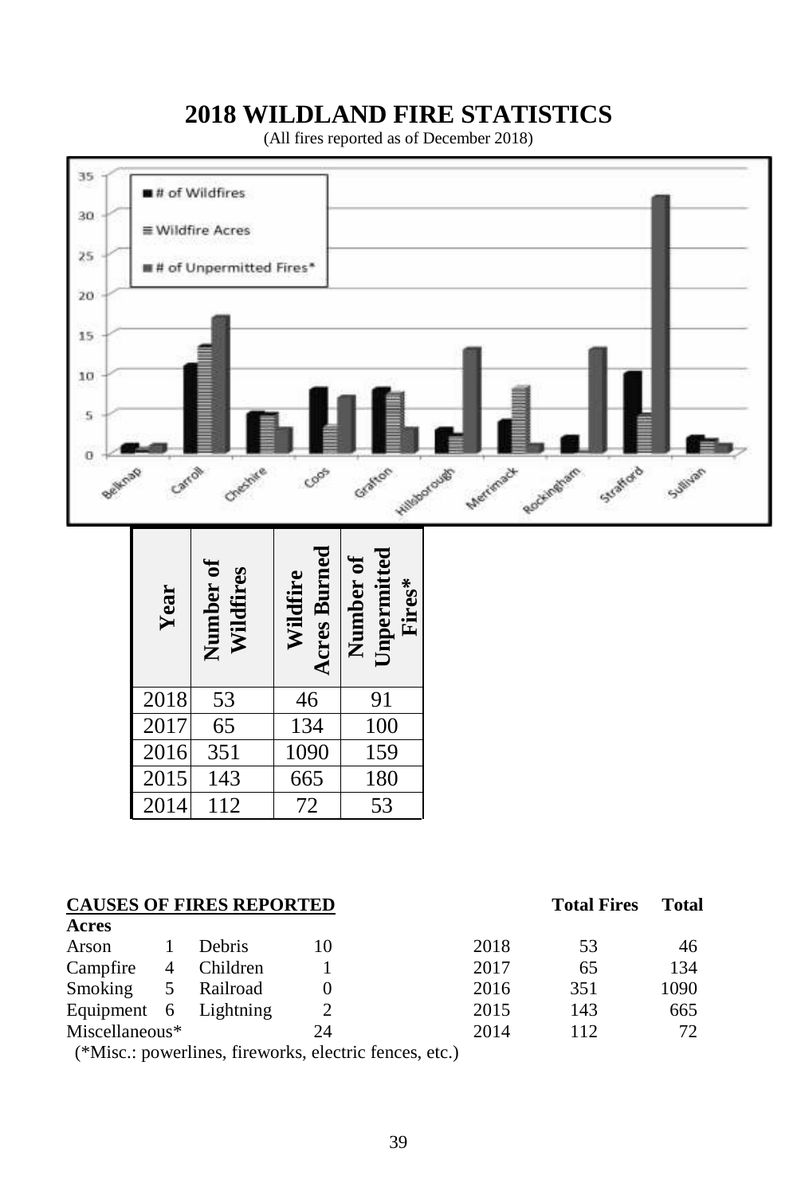# 2018 WILDLAND FIRE STATISTICS

(All fires reported as of December 2018)

| Year | Number of Wildfires | Wildfire Acres Burned | Number of Unpermitted Fires* |
|---|---|---|---|
| 2018 | 53 | 46 | 91 |
| 2017 | 65 | 134 | 100 |
| 2016 | 351 | 1090 | 159 |
| 2015 | 143 | 665 | 180 |
| 2014 | 112 | 72 | 53 |

**CAUSES OF FIRES REPORTED**

| Cause | Number | Cause | Number |
|---|---|---|---|
| Arson | 1 | Debris | 10 |
| Campfire | 4 | Children | 1 |
| Smoking | 5 | Railroad | 0 |
| Equipment | 6 | Lightning | 2 |
| Miscellaneous* | | | 24 |

(*Misc.: powerlines, fireworks, electric fences, etc.)

| | Total Fires | Total Acres |
|---|---|---|
| 2018 | 53 | 46 |
| 2017 | 65 | 134 |
| 2016 | 351 | 1090 |
| 2015 | 143 | 665 |
| 2014 | 112 | 72 |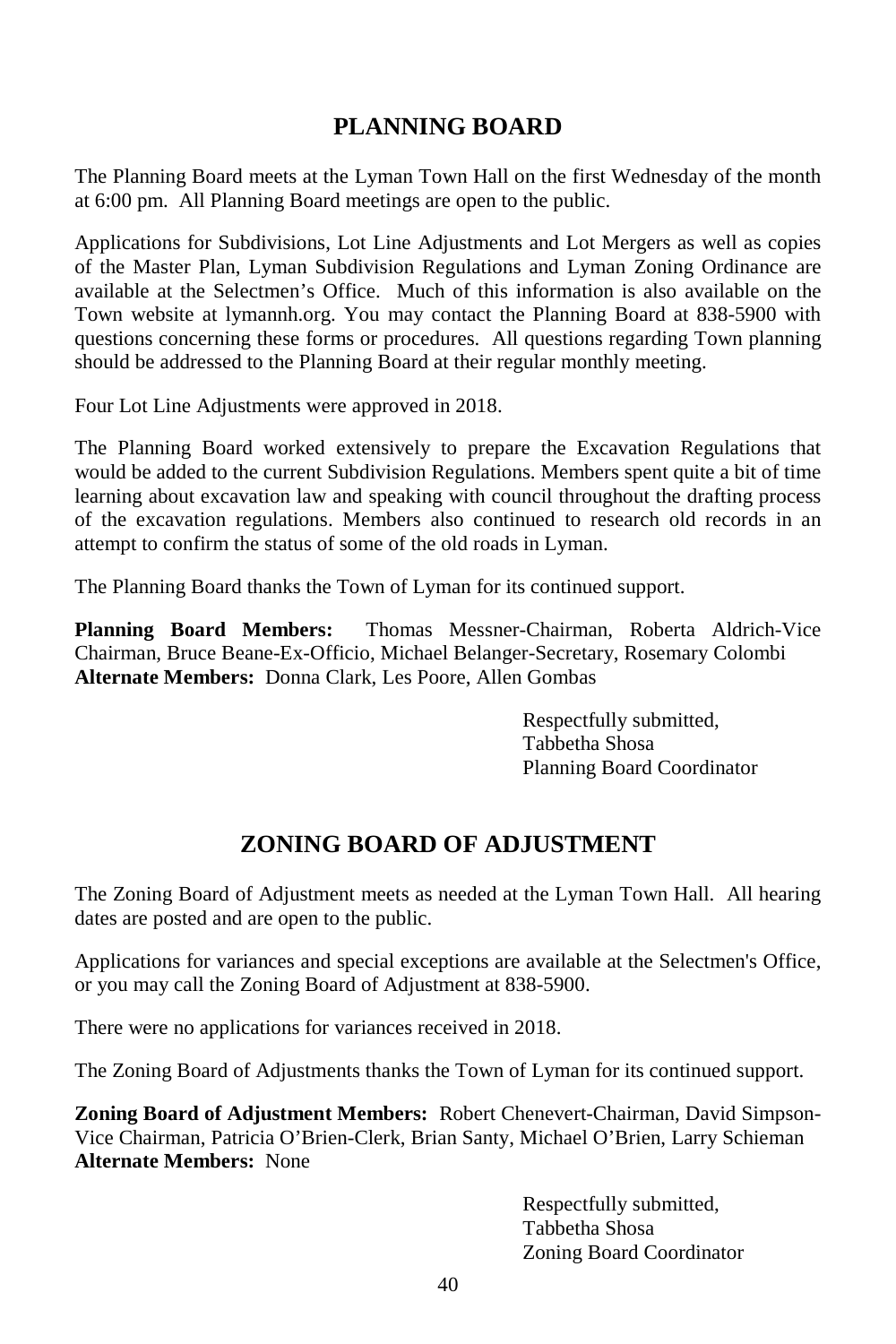## PLANNING BOARD

The Planning Board meets at the Lyman Town Hall on the first Wednesday of the month at 6:00 pm. All Planning Board meetings are open to the public.

Applications for Subdivisions, Lot Line Adjustments and Lot Mergers as well as copies of the Master Plan, Lyman Subdivision Regulations and Lyman Zoning Ordinance are available at the Selectmen's Office. Much of this information is also available on the Town website at lymannh.org. You may contact the Planning Board at 838-5900 with questions concerning these forms or procedures. All questions regarding Town planning should be addressed to the Planning Board at their regular monthly meeting.

Four Lot Line Adjustments were approved in 2018.

The Planning Board worked extensively to prepare the Excavation Regulations that would be added to the current Subdivision Regulations. Members spent quite a bit of time learning about excavation law and speaking with council throughout the drafting process of the excavation regulations. Members also continued to research old records in an attempt to confirm the status of some of the old roads in Lyman.

The Planning Board thanks the Town of Lyman for its continued support.

**Planning Board Members:** Thomas Messner-Chairman, Roberta Aldrich-Vice Chairman, Bruce Beane-Ex-Officio, Michael Belanger-Secretary, Rosemary Colombi
**Alternate Members:** Donna Clark, Les Poore, Allen Gombas

Respectfully submitted,
Tabbetha Shosa
Planning Board Coordinator

## ZONING BOARD OF ADJUSTMENT

The Zoning Board of Adjustment meets as needed at the Lyman Town Hall. All hearing dates are posted and are open to the public.

Applications for variances and special exceptions are available at the Selectmen's Office, or you may call the Zoning Board of Adjustment at 838-5900.

There were no applications for variances received in 2018.

The Zoning Board of Adjustments thanks the Town of Lyman for its continued support.

**Zoning Board of Adjustment Members:** Robert Chenevert-Chairman, David Simpson-Vice Chairman, Patricia O'Brien-Clerk, Brian Santy, Michael O'Brien, Larry Schieman
**Alternate Members:** None

Respectfully submitted,
Tabbetha Shosa
Zoning Board Coordinator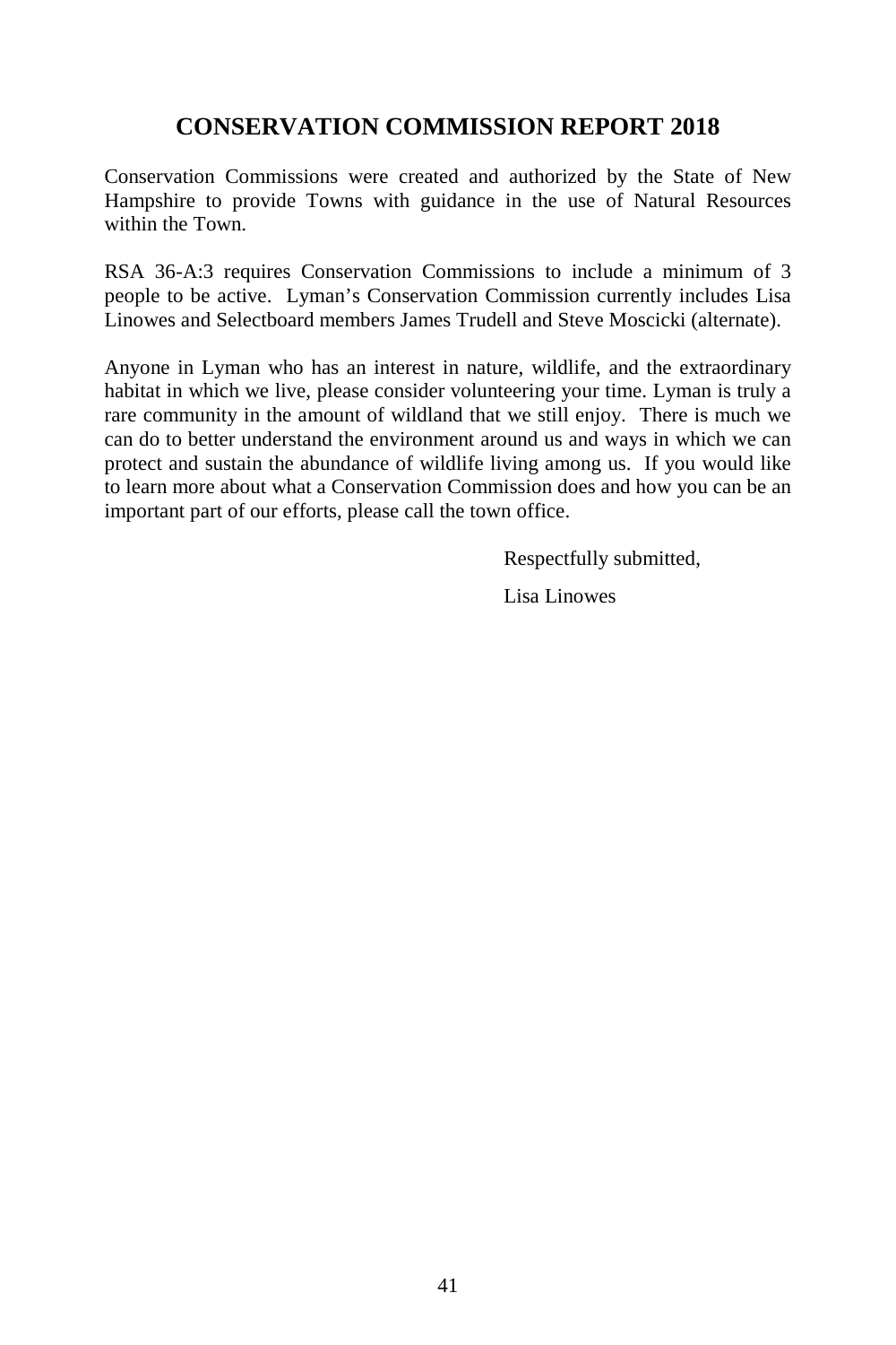# CONSERVATION COMMISSION REPORT 2018

Conservation Commissions were created and authorized by the State of New Hampshire to provide Towns with guidance in the use of Natural Resources within the Town.

RSA 36-A:3 requires Conservation Commissions to include a minimum of 3 people to be active. Lyman's Conservation Commission currently includes Lisa Linowes and Selectboard members James Trudell and Steve Moscicki (alternate).

Anyone in Lyman who has an interest in nature, wildlife, and the extraordinary habitat in which we live, please consider volunteering your time. Lyman is truly a rare community in the amount of wildland that we still enjoy. There is much we can do to better understand the environment around us and ways in which we can protect and sustain the abundance of wildlife living among us. If you would like to learn more about what a Conservation Commission does and how you can be an important part of our efforts, please call the town office.

Respectfully submitted,

Lisa Linowes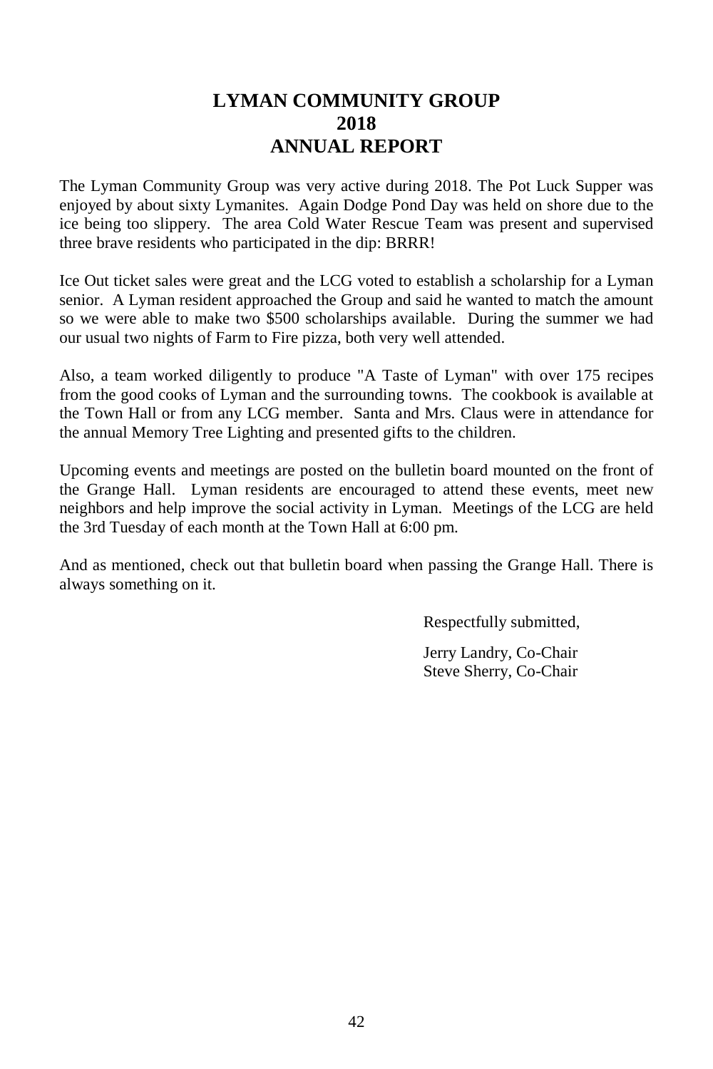# LYMAN COMMUNITY GROUP
# 2018
# ANNUAL REPORT

The Lyman Community Group was very active during 2018. The Pot Luck Supper was enjoyed by about sixty Lymanites. Again Dodge Pond Day was held on shore due to the ice being too slippery. The area Cold Water Rescue Team was present and supervised three brave residents who participated in the dip: BRRR!

Ice Out ticket sales were great and the LCG voted to establish a scholarship for a Lyman senior. A Lyman resident approached the Group and said he wanted to match the amount so we were able to make two $500 scholarships available. During the summer we had our usual two nights of Farm to Fire pizza, both very well attended.

Also, a team worked diligently to produce "A Taste of Lyman" with over 175 recipes from the good cooks of Lyman and the surrounding towns. The cookbook is available at the Town Hall or from any LCG member. Santa and Mrs. Claus were in attendance for the annual Memory Tree Lighting and presented gifts to the children.

Upcoming events and meetings are posted on the bulletin board mounted on the front of the Grange Hall. Lyman residents are encouraged to attend these events, meet new neighbors and help improve the social activity in Lyman. Meetings of the LCG are held the 3rd Tuesday of each month at the Town Hall at 6:00 pm.

And as mentioned, check out that bulletin board when passing the Grange Hall. There is always something on it.

Respectfully submitted,

Jerry Landry, Co-Chair
Steve Sherry, Co-Chair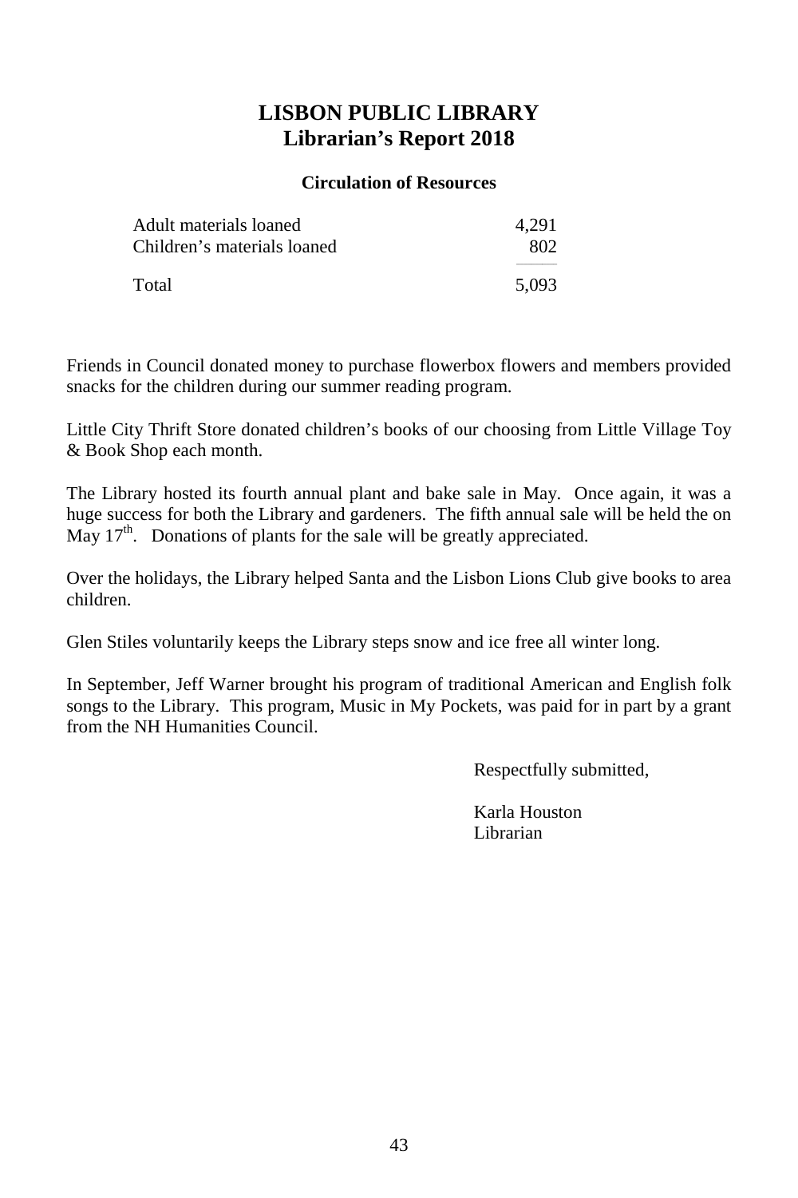# LISBON PUBLIC LIBRARY
# Librarian's Report 2018

### Circulation of Resources

| | |
|---|---|
| Adult materials loaned | 4,291 |
| Children's materials loaned | 802 |
| Total | 5,093 |

Friends in Council donated money to purchase flowerbox flowers and members provided snacks for the children during our summer reading program.

Little City Thrift Store donated children's books of our choosing from Little Village Toy & Book Shop each month.

The Library hosted its fourth annual plant and bake sale in May. Once again, it was a huge success for both the Library and gardeners. The fifth annual sale will be held the on May 17th. Donations of plants for the sale will be greatly appreciated.

Over the holidays, the Library helped Santa and the Lisbon Lions Club give books to area children.

Glen Stiles voluntarily keeps the Library steps snow and ice free all winter long.

In September, Jeff Warner brought his program of traditional American and English folk songs to the Library. This program, Music in My Pockets, was paid for in part by a grant from the NH Humanities Council.

Respectfully submitted,

Karla Houston
Librarian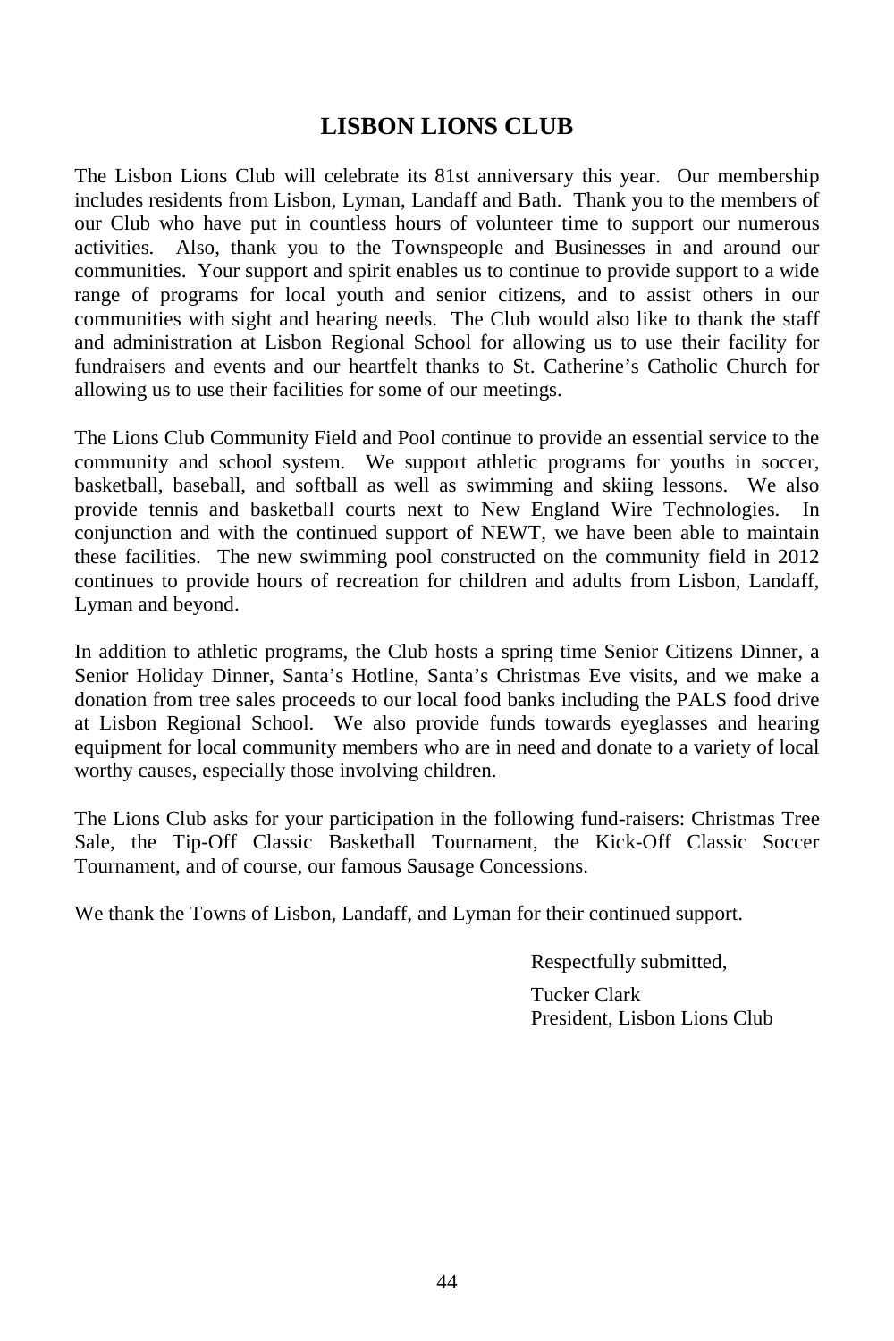# LISBON LIONS CLUB

The Lisbon Lions Club will celebrate its 81st anniversary this year. Our membership includes residents from Lisbon, Lyman, Landaff and Bath. Thank you to the members of our Club who have put in countless hours of volunteer time to support our numerous activities. Also, thank you to the Townspeople and Businesses in and around our communities. Your support and spirit enables us to continue to provide support to a wide range of programs for local youth and senior citizens, and to assist others in our communities with sight and hearing needs. The Club would also like to thank the staff and administration at Lisbon Regional School for allowing us to use their facility for fundraisers and events and our heartfelt thanks to St. Catherine's Catholic Church for allowing us to use their facilities for some of our meetings.

The Lions Club Community Field and Pool continue to provide an essential service to the community and school system. We support athletic programs for youths in soccer, basketball, baseball, and softball as well as swimming and skiing lessons. We also provide tennis and basketball courts next to New England Wire Technologies. In conjunction and with the continued support of NEWT, we have been able to maintain these facilities. The new swimming pool constructed on the community field in 2012 continues to provide hours of recreation for children and adults from Lisbon, Landaff, Lyman and beyond.

In addition to athletic programs, the Club hosts a spring time Senior Citizens Dinner, a Senior Holiday Dinner, Santa's Hotline, Santa's Christmas Eve visits, and we make a donation from tree sales proceeds to our local food banks including the PALS food drive at Lisbon Regional School. We also provide funds towards eyeglasses and hearing equipment for local community members who are in need and donate to a variety of local worthy causes, especially those involving children.

The Lions Club asks for your participation in the following fund-raisers: Christmas Tree Sale, the Tip-Off Classic Basketball Tournament, the Kick-Off Classic Soccer Tournament, and of course, our famous Sausage Concessions.

We thank the Towns of Lisbon, Landaff, and Lyman for their continued support.

Respectfully submitted,

Tucker Clark
President, Lisbon Lions Club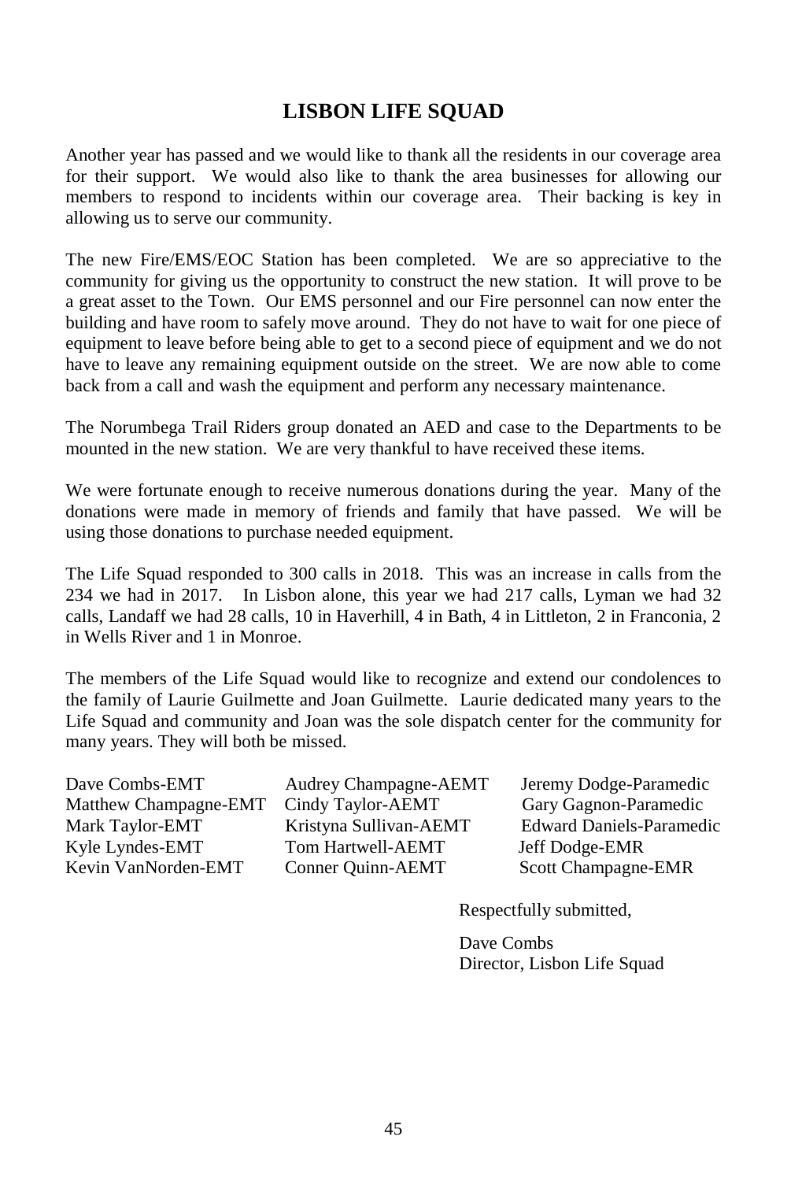# LISBON LIFE SQUAD

Another year has passed and we would like to thank all the residents in our coverage area for their support. We would also like to thank the area businesses for allowing our members to respond to incidents within our coverage area. Their backing is key in allowing us to serve our community.

The new Fire/EMS/EOC Station has been completed. We are so appreciative to the community for giving us the opportunity to construct the new station. It will prove to be a great asset to the Town. Our EMS personnel and our Fire personnel can now enter the building and have room to safely move around. They do not have to wait for one piece of equipment to leave before being able to get to a second piece of equipment and we do not have to leave any remaining equipment outside on the street. We are now able to come back from a call and wash the equipment and perform any necessary maintenance.

The Norumbega Trail Riders group donated an AED and case to the Departments to be mounted in the new station. We are very thankful to have received these items.

We were fortunate enough to receive numerous donations during the year. Many of the donations were made in memory of friends and family that have passed. We will be using those donations to purchase needed equipment.

The Life Squad responded to 300 calls in 2018. This was an increase in calls from the 234 we had in 2017. In Lisbon alone, this year we had 217 calls, Lyman we had 32 calls, Landaff we had 28 calls, 10 in Haverhill, 4 in Bath, 4 in Littleton, 2 in Franconia, 2 in Wells River and 1 in Monroe.

The members of the Life Squad would like to recognize and extend our condolences to the family of Laurie Guilmette and Joan Guilmette. Laurie dedicated many years to the Life Squad and community and Joan was the sole dispatch center for the community for many years. They will both be missed.

| | | |
|---|---|---|
| Dave Combs-EMT | Audrey Champagne-AEMT | Jeremy Dodge-Paramedic |
| Matthew Champagne-EMT | Cindy Taylor-AEMT | Gary Gagnon-Paramedic |
| Mark Taylor-EMT | Kristyna Sullivan-AEMT | Edward Daniels-Paramedic |
| Kyle Lyndes-EMT | Tom Hartwell-AEMT | Jeff Dodge-EMR |
| Kevin VanNorden-EMT | Conner Quinn-AEMT | Scott Champagne-EMR |

Respectfully submitted,

Dave Combs
Director, Lisbon Life Squad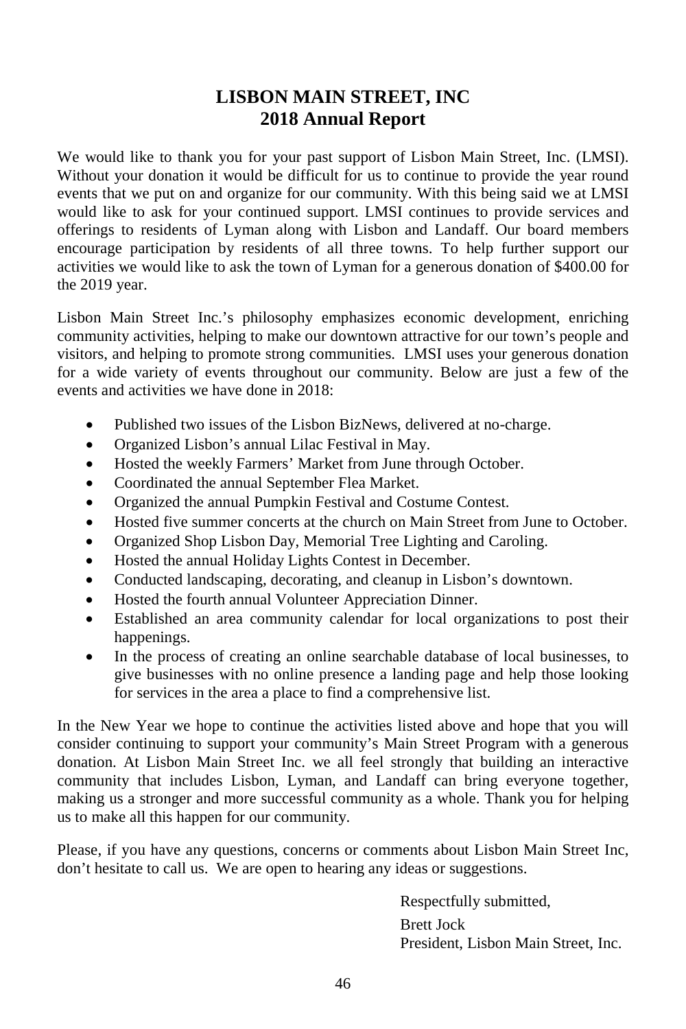# LISBON MAIN STREET, INC
# 2018 Annual Report

We would like to thank you for your past support of Lisbon Main Street, Inc. (LMSI). Without your donation it would be difficult for us to continue to provide the year round events that we put on and organize for our community. With this being said we at LMSI would like to ask for your continued support. LMSI continues to provide services and offerings to residents of Lyman along with Lisbon and Landaff. Our board members encourage participation by residents of all three towns. To help further support our activities we would like to ask the town of Lyman for a generous donation of $400.00 for the 2019 year.

Lisbon Main Street Inc.'s philosophy emphasizes economic development, enriching community activities, helping to make our downtown attractive for our town's people and visitors, and helping to promote strong communities. LMSI uses your generous donation for a wide variety of events throughout our community. Below are just a few of the events and activities we have done in 2018:

- Published two issues of the Lisbon BizNews, delivered at no-charge.
- Organized Lisbon's annual Lilac Festival in May.
- Hosted the weekly Farmers' Market from June through October.
- Coordinated the annual September Flea Market.
- Organized the annual Pumpkin Festival and Costume Contest.
- Hosted five summer concerts at the church on Main Street from June to October.
- Organized Shop Lisbon Day, Memorial Tree Lighting and Caroling.
- Hosted the annual Holiday Lights Contest in December.
- Conducted landscaping, decorating, and cleanup in Lisbon's downtown.
- Hosted the fourth annual Volunteer Appreciation Dinner.
- Established an area community calendar for local organizations to post their happenings.
- In the process of creating an online searchable database of local businesses, to give businesses with no online presence a landing page and help those looking for services in the area a place to find a comprehensive list.

In the New Year we hope to continue the activities listed above and hope that you will consider continuing to support your community's Main Street Program with a generous donation. At Lisbon Main Street Inc. we all feel strongly that building an interactive community that includes Lisbon, Lyman, and Landaff can bring everyone together, making us a stronger and more successful community as a whole. Thank you for helping us to make all this happen for our community.

Please, if you have any questions, concerns or comments about Lisbon Main Street Inc, don't hesitate to call us. We are open to hearing any ideas or suggestions.

Respectfully submitted,

Brett Jock
President, Lisbon Main Street, Inc.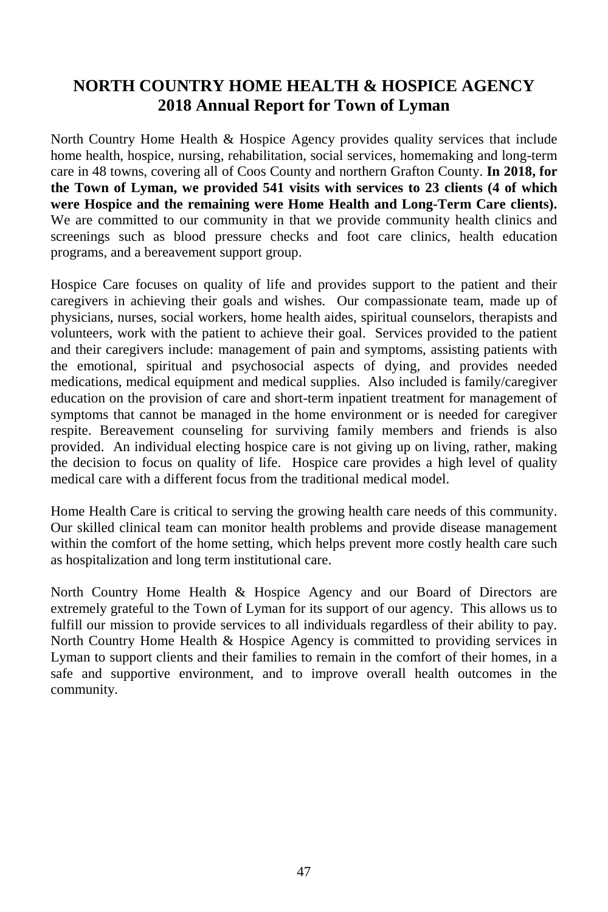# NORTH COUNTRY HOME HEALTH & HOSPICE AGENCY
## 2018 Annual Report for Town of Lyman

North Country Home Health & Hospice Agency provides quality services that include home health, hospice, nursing, rehabilitation, social services, homemaking and long-term care in 48 towns, covering all of Coos County and northern Grafton County. **In 2018, for the Town of Lyman, we provided 541 visits with services to 23 clients (4 of which were Hospice and the remaining were Home Health and Long-Term Care clients).** We are committed to our community in that we provide community health clinics and screenings such as blood pressure checks and foot care clinics, health education programs, and a bereavement support group.

Hospice Care focuses on quality of life and provides support to the patient and their caregivers in achieving their goals and wishes. Our compassionate team, made up of physicians, nurses, social workers, home health aides, spiritual counselors, therapists and volunteers, work with the patient to achieve their goal. Services provided to the patient and their caregivers include: management of pain and symptoms, assisting patients with the emotional, spiritual and psychosocial aspects of dying, and provides needed medications, medical equipment and medical supplies. Also included is family/caregiver education on the provision of care and short-term inpatient treatment for management of symptoms that cannot be managed in the home environment or is needed for caregiver respite. Bereavement counseling for surviving family members and friends is also provided. An individual electing hospice care is not giving up on living, rather, making the decision to focus on quality of life. Hospice care provides a high level of quality medical care with a different focus from the traditional medical model.

Home Health Care is critical to serving the growing health care needs of this community. Our skilled clinical team can monitor health problems and provide disease management within the comfort of the home setting, which helps prevent more costly health care such as hospitalization and long term institutional care.

North Country Home Health & Hospice Agency and our Board of Directors are extremely grateful to the Town of Lyman for its support of our agency. This allows us to fulfill our mission to provide services to all individuals regardless of their ability to pay. North Country Home Health & Hospice Agency is committed to providing services in Lyman to support clients and their families to remain in the comfort of their homes, in a safe and supportive environment, and to improve overall health outcomes in the community.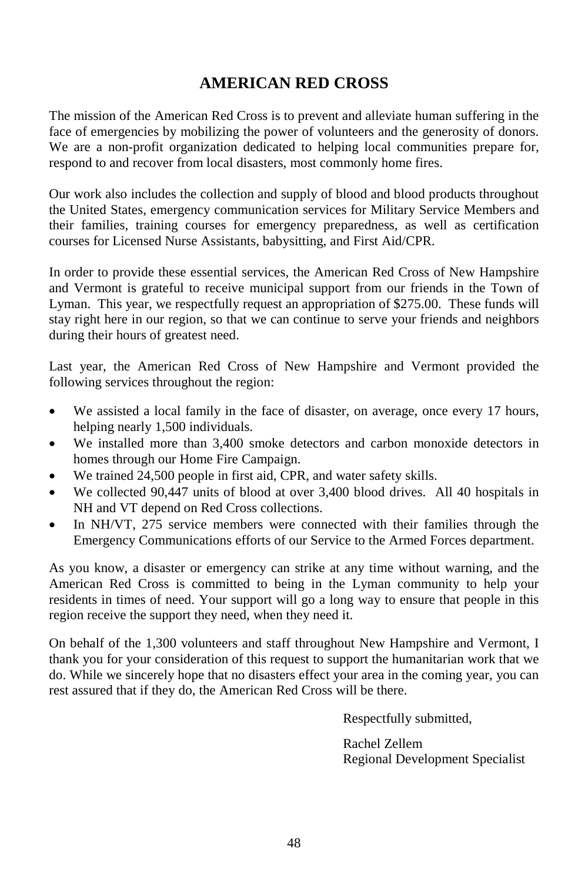# AMERICAN RED CROSS

The mission of the American Red Cross is to prevent and alleviate human suffering in the face of emergencies by mobilizing the power of volunteers and the generosity of donors. We are a non-profit organization dedicated to helping local communities prepare for, respond to and recover from local disasters, most commonly home fires.

Our work also includes the collection and supply of blood and blood products throughout the United States, emergency communication services for Military Service Members and their families, training courses for emergency preparedness, as well as certification courses for Licensed Nurse Assistants, babysitting, and First Aid/CPR.

In order to provide these essential services, the American Red Cross of New Hampshire and Vermont is grateful to receive municipal support from our friends in the Town of Lyman. This year, we respectfully request an appropriation of $275.00. These funds will stay right here in our region, so that we can continue to serve your friends and neighbors during their hours of greatest need.

Last year, the American Red Cross of New Hampshire and Vermont provided the following services throughout the region:

- We assisted a local family in the face of disaster, on average, once every 17 hours, helping nearly 1,500 individuals.
- We installed more than 3,400 smoke detectors and carbon monoxide detectors in homes through our Home Fire Campaign.
- We trained 24,500 people in first aid, CPR, and water safety skills.
- We collected 90,447 units of blood at over 3,400 blood drives. All 40 hospitals in NH and VT depend on Red Cross collections.
- In NH/VT, 275 service members were connected with their families through the Emergency Communications efforts of our Service to the Armed Forces department.

As you know, a disaster or emergency can strike at any time without warning, and the American Red Cross is committed to being in the Lyman community to help your residents in times of need. Your support will go a long way to ensure that people in this region receive the support they need, when they need it.

On behalf of the 1,300 volunteers and staff throughout New Hampshire and Vermont, I thank you for your consideration of this request to support the humanitarian work that we do. While we sincerely hope that no disasters effect your area in the coming year, you can rest assured that if they do, the American Red Cross will be there.

Respectfully submitted,

Rachel Zellem
Regional Development Specialist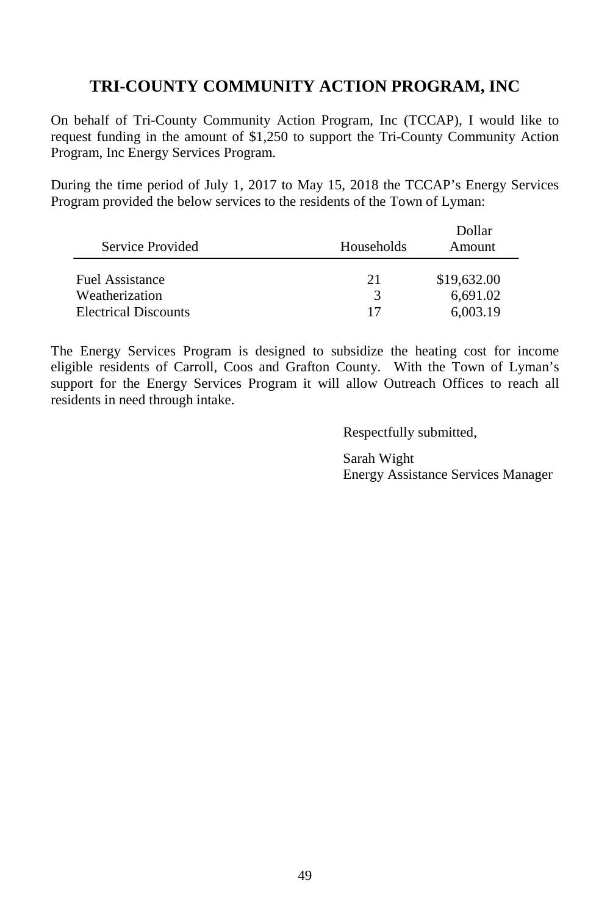# TRI-COUNTY COMMUNITY ACTION PROGRAM, INC

On behalf of Tri-County Community Action Program, Inc (TCCAP), I would like to request funding in the amount of $1,250 to support the Tri-County Community Action Program, Inc Energy Services Program.

During the time period of July 1, 2017 to May 15, 2018 the TCCAP's Energy Services Program provided the below services to the residents of the Town of Lyman:

| Service Provided | Households | Dollar Amount |
|---|---|---|
| Fuel Assistance | 21 | $19,632.00 |
| Weatherization | 3 | 6,691.02 |
| Electrical Discounts | 17 | 6,003.19 |

The Energy Services Program is designed to subsidize the heating cost for income eligible residents of Carroll, Coos and Grafton County. With the Town of Lyman's support for the Energy Services Program it will allow Outreach Offices to reach all residents in need through intake.

Respectfully submitted,

Sarah Wight
Energy Assistance Services Manager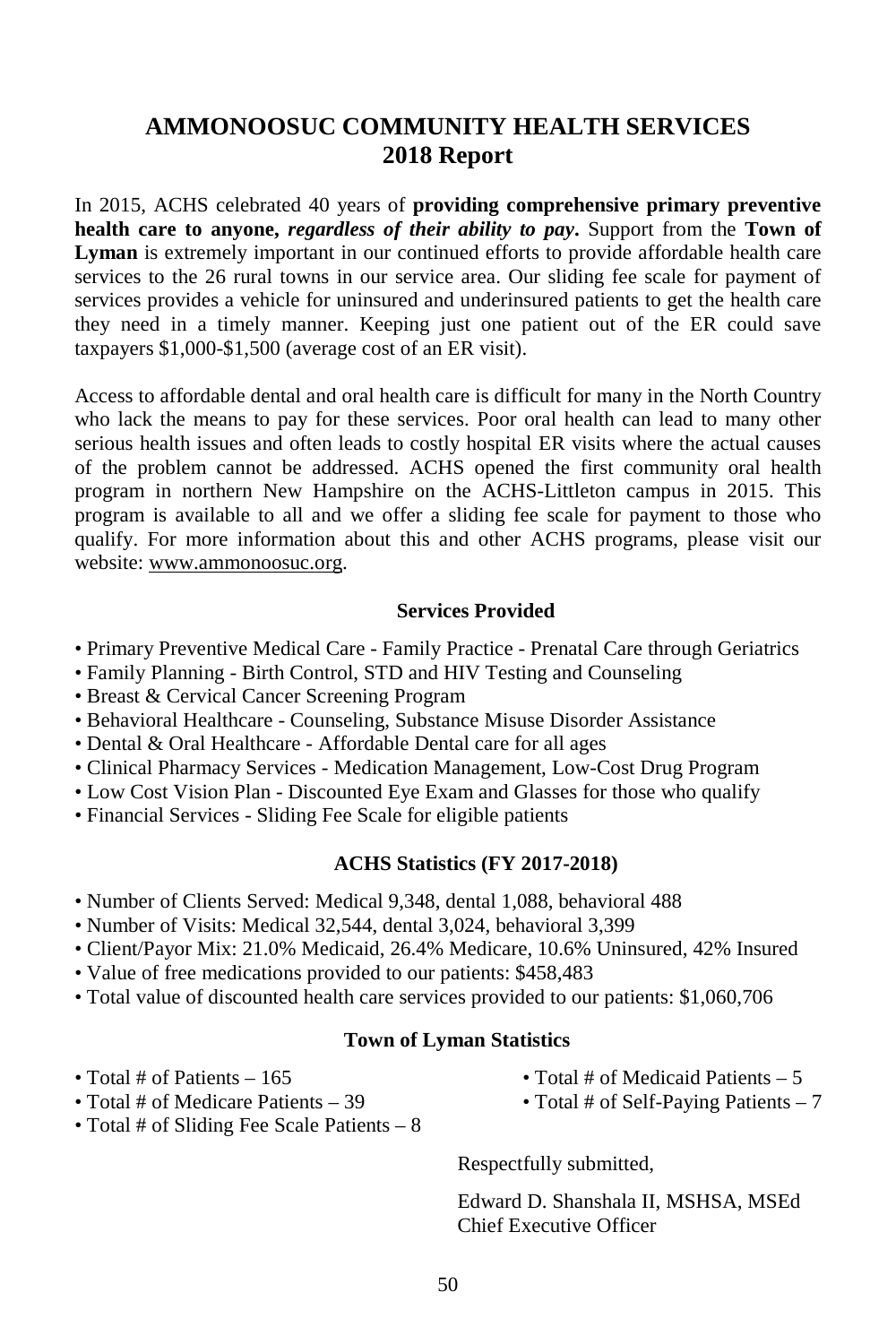# AMMONOOSUC COMMUNITY HEALTH SERVICES
# 2018 Report

In 2015, ACHS celebrated 40 years of **providing comprehensive primary preventive health care to anyone, *regardless of their ability to pay*.** Support from the **Town of Lyman** is extremely important in our continued efforts to provide affordable health care services to the 26 rural towns in our service area. Our sliding fee scale for payment of services provides a vehicle for uninsured and underinsured patients to get the health care they need in a timely manner. Keeping just one patient out of the ER could save taxpayers $1,000-$1,500 (average cost of an ER visit).

Access to affordable dental and oral health care is difficult for many in the North Country who lack the means to pay for these services. Poor oral health can lead to many other serious health issues and often leads to costly hospital ER visits where the actual causes of the problem cannot be addressed. ACHS opened the first community oral health program in northern New Hampshire on the ACHS-Littleton campus in 2015. This program is available to all and we offer a sliding fee scale for payment to those who qualify. For more information about this and other ACHS programs, please visit our website: www.ammonoosuc.org.

### Services Provided

- Primary Preventive Medical Care - Family Practice - Prenatal Care through Geriatrics
- Family Planning - Birth Control, STD and HIV Testing and Counseling
- Breast & Cervical Cancer Screening Program
- Behavioral Healthcare - Counseling, Substance Misuse Disorder Assistance
- Dental & Oral Healthcare - Affordable Dental care for all ages
- Clinical Pharmacy Services - Medication Management, Low-Cost Drug Program
- Low Cost Vision Plan - Discounted Eye Exam and Glasses for those who qualify
- Financial Services - Sliding Fee Scale for eligible patients

### ACHS Statistics (FY 2017-2018)

- Number of Clients Served: Medical 9,348, dental 1,088, behavioral 488
- Number of Visits: Medical 32,544, dental 3,024, behavioral 3,399
- Client/Payor Mix: 21.0% Medicaid, 26.4% Medicare, 10.6% Uninsured, 42% Insured
- Value of free medications provided to our patients: $458,483
- Total value of discounted health care services provided to our patients: $1,060,706

### Town of Lyman Statistics

- Total # of Patients – 165
- Total # of Medicare Patients – 39
- Total # of Sliding Fee Scale Patients – 8
- Total # of Medicaid Patients – 5
- Total # of Self-Paying Patients – 7

Respectfully submitted,

Edward D. Shanshala II, MSHSA, MSEd
Chief Executive Officer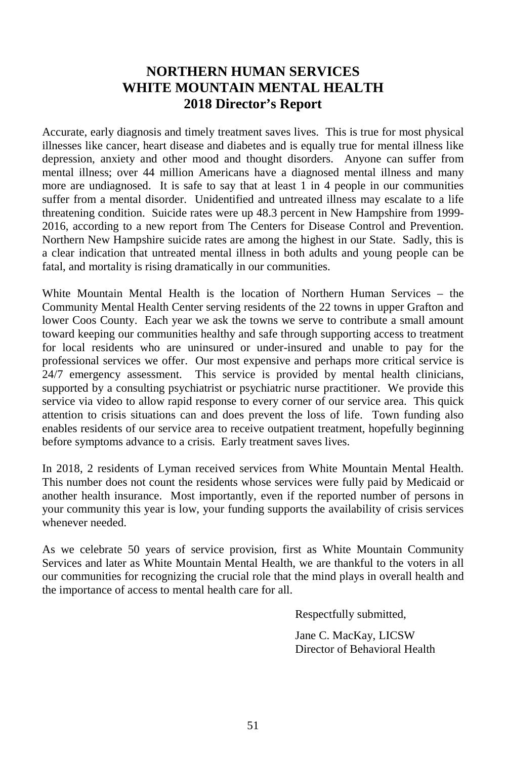# NORTHERN HUMAN SERVICES
# WHITE MOUNTAIN MENTAL HEALTH
# 2018 Director's Report

Accurate, early diagnosis and timely treatment saves lives. This is true for most physical illnesses like cancer, heart disease and diabetes and is equally true for mental illness like depression, anxiety and other mood and thought disorders. Anyone can suffer from mental illness; over 44 million Americans have a diagnosed mental illness and many more are undiagnosed. It is safe to say that at least 1 in 4 people in our communities suffer from a mental disorder. Unidentified and untreated illness may escalate to a life threatening condition. Suicide rates were up 48.3 percent in New Hampshire from 1999-2016, according to a new report from The Centers for Disease Control and Prevention. Northern New Hampshire suicide rates are among the highest in our State. Sadly, this is a clear indication that untreated mental illness in both adults and young people can be fatal, and mortality is rising dramatically in our communities.

White Mountain Mental Health is the location of Northern Human Services – the Community Mental Health Center serving residents of the 22 towns in upper Grafton and lower Coos County. Each year we ask the towns we serve to contribute a small amount toward keeping our communities healthy and safe through supporting access to treatment for local residents who are uninsured or under-insured and unable to pay for the professional services we offer. Our most expensive and perhaps more critical service is 24/7 emergency assessment. This service is provided by mental health clinicians, supported by a consulting psychiatrist or psychiatric nurse practitioner. We provide this service via video to allow rapid response to every corner of our service area. This quick attention to crisis situations can and does prevent the loss of life. Town funding also enables residents of our service area to receive outpatient treatment, hopefully beginning before symptoms advance to a crisis. Early treatment saves lives.

In 2018, 2 residents of Lyman received services from White Mountain Mental Health. This number does not count the residents whose services were fully paid by Medicaid or another health insurance. Most importantly, even if the reported number of persons in your community this year is low, your funding supports the availability of crisis services whenever needed.

As we celebrate 50 years of service provision, first as White Mountain Community Services and later as White Mountain Mental Health, we are thankful to the voters in all our communities for recognizing the crucial role that the mind plays in overall health and the importance of access to mental health care for all.

Respectfully submitted,

Jane C. MacKay, LICSW
Director of Behavioral Health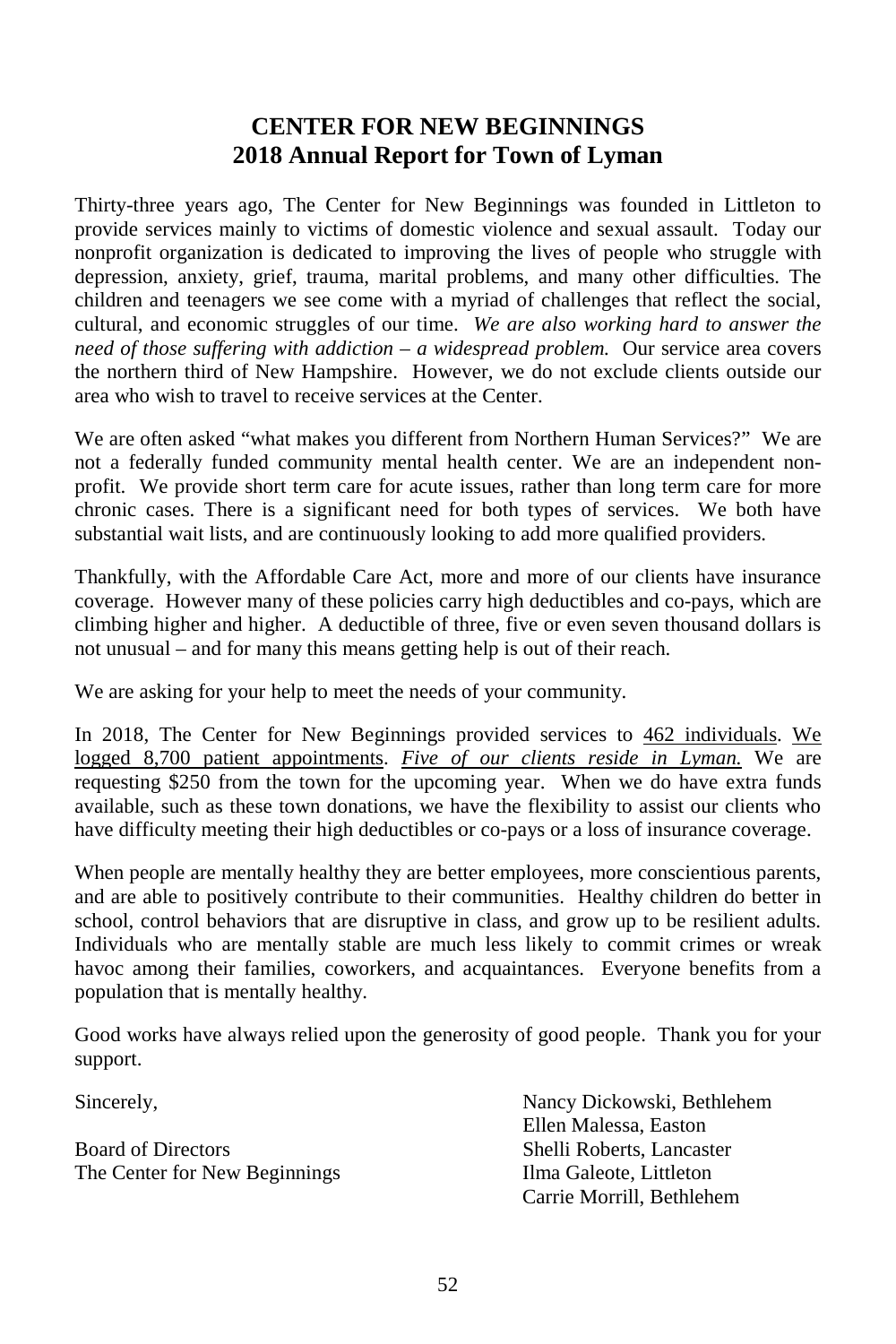## CENTER FOR NEW BEGINNINGS
## 2018 Annual Report for Town of Lyman

Thirty-three years ago, The Center for New Beginnings was founded in Littleton to provide services mainly to victims of domestic violence and sexual assault. Today our nonprofit organization is dedicated to improving the lives of people who struggle with depression, anxiety, grief, trauma, marital problems, and many other difficulties. The children and teenagers we see come with a myriad of challenges that reflect the social, cultural, and economic struggles of our time. *We are also working hard to answer the need of those suffering with addiction – a widespread problem.* Our service area covers the northern third of New Hampshire. However, we do not exclude clients outside our area who wish to travel to receive services at the Center.

We are often asked "what makes you different from Northern Human Services?" We are not a federally funded community mental health center. We are an independent non-profit. We provide short term care for acute issues, rather than long term care for more chronic cases. There is a significant need for both types of services. We both have substantial wait lists, and are continuously looking to add more qualified providers.

Thankfully, with the Affordable Care Act, more and more of our clients have insurance coverage. However many of these policies carry high deductibles and co-pays, which are climbing higher and higher. A deductible of three, five or even seven thousand dollars is not unusual – and for many this means getting help is out of their reach.

We are asking for your help to meet the needs of your community.

In 2018, The Center for New Beginnings provided services to <u>462 individuals</u>. <u>We logged 8,700 patient appointments</u>. <u>*Five of our clients reside in Lyman.*</u> We are requesting $250 from the town for the upcoming year. When we do have extra funds available, such as these town donations, we have the flexibility to assist our clients who have difficulty meeting their high deductibles or co-pays or a loss of insurance coverage.

When people are mentally healthy they are better employees, more conscientious parents, and are able to positively contribute to their communities. Healthy children do better in school, control behaviors that are disruptive in class, and grow up to be resilient adults. Individuals who are mentally stable are much less likely to commit crimes or wreak havoc among their families, coworkers, and acquaintances. Everyone benefits from a population that is mentally healthy.

Good works have always relied upon the generosity of good people. Thank you for your support.

Sincerely,

Board of Directors
The Center for New Beginnings

Nancy Dickowski, Bethlehem
Ellen Malessa, Easton
Shelli Roberts, Lancaster
Ilma Galeote, Littleton
Carrie Morrill, Bethlehem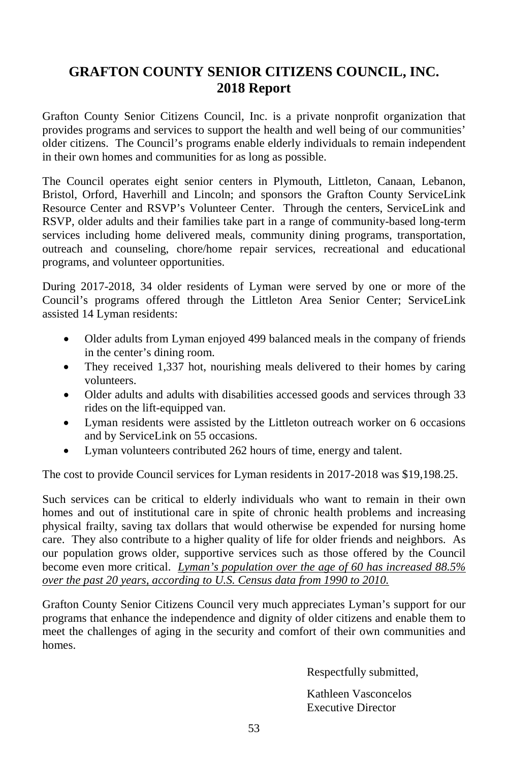# GRAFTON COUNTY SENIOR CITIZENS COUNCIL, INC.
## 2018 Report

Grafton County Senior Citizens Council, Inc. is a private nonprofit organization that provides programs and services to support the health and well being of our communities' older citizens. The Council's programs enable elderly individuals to remain independent in their own homes and communities for as long as possible.

The Council operates eight senior centers in Plymouth, Littleton, Canaan, Lebanon, Bristol, Orford, Haverhill and Lincoln; and sponsors the Grafton County ServiceLink Resource Center and RSVP's Volunteer Center. Through the centers, ServiceLink and RSVP, older adults and their families take part in a range of community-based long-term services including home delivered meals, community dining programs, transportation, outreach and counseling, chore/home repair services, recreational and educational programs, and volunteer opportunities.

During 2017-2018, 34 older residents of Lyman were served by one or more of the Council's programs offered through the Littleton Area Senior Center; ServiceLink assisted 14 Lyman residents:

- Older adults from Lyman enjoyed 499 balanced meals in the company of friends in the center's dining room.
- They received 1,337 hot, nourishing meals delivered to their homes by caring volunteers.
- Older adults and adults with disabilities accessed goods and services through 33 rides on the lift-equipped van.
- Lyman residents were assisted by the Littleton outreach worker on 6 occasions and by ServiceLink on 55 occasions.
- Lyman volunteers contributed 262 hours of time, energy and talent.

The cost to provide Council services for Lyman residents in 2017-2018 was $19,198.25.

Such services can be critical to elderly individuals who want to remain in their own homes and out of institutional care in spite of chronic health problems and increasing physical frailty, saving tax dollars that would otherwise be expended for nursing home care. They also contribute to a higher quality of life for older friends and neighbors. As our population grows older, supportive services such as those offered by the Council become even more critical. *Lyman's population over the age of 60 has increased 88.5% over the past 20 years, according to U.S. Census data from 1990 to 2010.*

Grafton County Senior Citizens Council very much appreciates Lyman's support for our programs that enhance the independence and dignity of older citizens and enable them to meet the challenges of aging in the security and comfort of their own communities and homes.

Respectfully submitted,

Kathleen Vasconcelos
Executive Director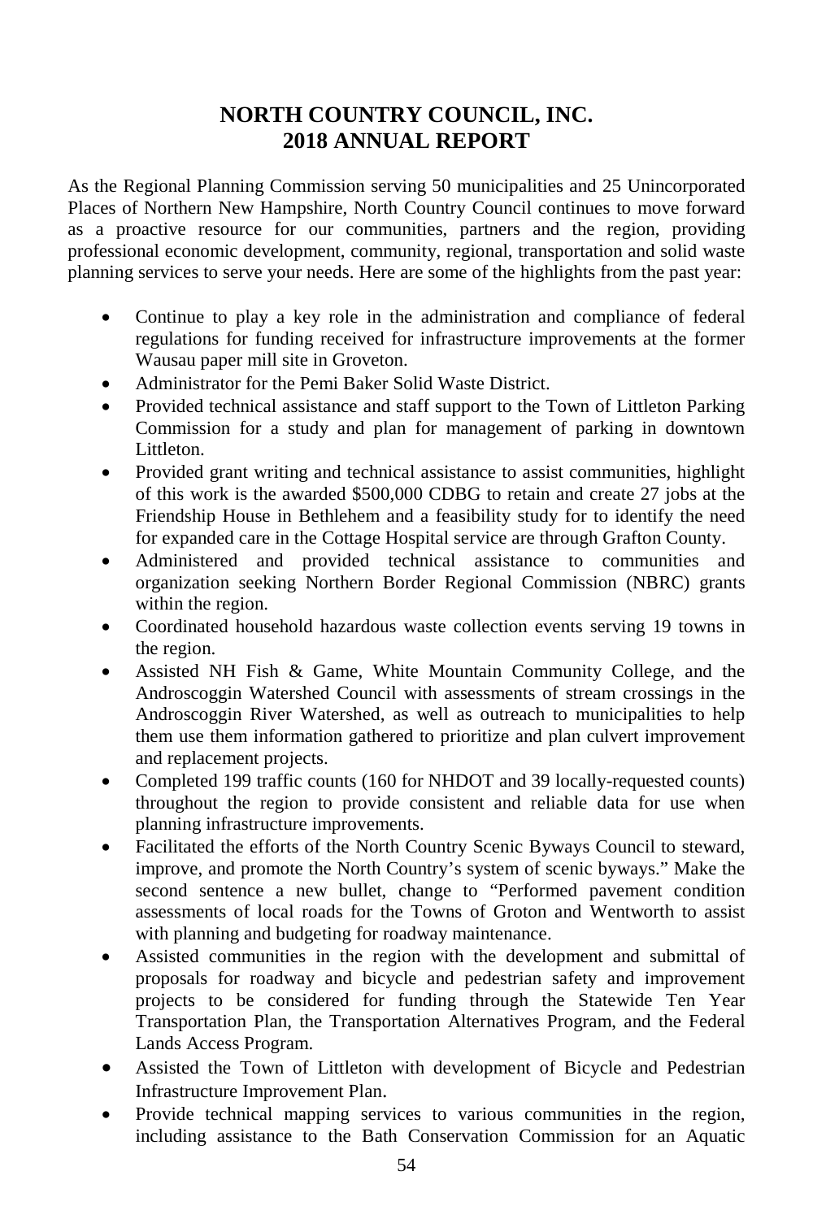# NORTH COUNTRY COUNCIL, INC.
# 2018 ANNUAL REPORT

As the Regional Planning Commission serving 50 municipalities and 25 Unincorporated Places of Northern New Hampshire, North Country Council continues to move forward as a proactive resource for our communities, partners and the region, providing professional economic development, community, regional, transportation and solid waste planning services to serve your needs. Here are some of the highlights from the past year:

- Continue to play a key role in the administration and compliance of federal regulations for funding received for infrastructure improvements at the former Wausau paper mill site in Groveton.
- Administrator for the Pemi Baker Solid Waste District.
- Provided technical assistance and staff support to the Town of Littleton Parking Commission for a study and plan for management of parking in downtown Littleton.
- Provided grant writing and technical assistance to assist communities, highlight of this work is the awarded $500,000 CDBG to retain and create 27 jobs at the Friendship House in Bethlehem and a feasibility study for to identify the need for expanded care in the Cottage Hospital service are through Grafton County.
- Administered and provided technical assistance to communities and organization seeking Northern Border Regional Commission (NBRC) grants within the region.
- Coordinated household hazardous waste collection events serving 19 towns in the region.
- Assisted NH Fish & Game, White Mountain Community College, and the Androscoggin Watershed Council with assessments of stream crossings in the Androscoggin River Watershed, as well as outreach to municipalities to help them use them information gathered to prioritize and plan culvert improvement and replacement projects.
- Completed 199 traffic counts (160 for NHDOT and 39 locally-requested counts) throughout the region to provide consistent and reliable data for use when planning infrastructure improvements.
- Facilitated the efforts of the North Country Scenic Byways Council to steward, improve, and promote the North Country's system of scenic byways." Make the second sentence a new bullet, change to "Performed pavement condition assessments of local roads for the Towns of Groton and Wentworth to assist with planning and budgeting for roadway maintenance.
- Assisted communities in the region with the development and submittal of proposals for roadway and bicycle and pedestrian safety and improvement projects to be considered for funding through the Statewide Ten Year Transportation Plan, the Transportation Alternatives Program, and the Federal Lands Access Program.
- Assisted the Town of Littleton with development of Bicycle and Pedestrian Infrastructure Improvement Plan.
- Provide technical mapping services to various communities in the region, including assistance to the Bath Conservation Commission for an Aquatic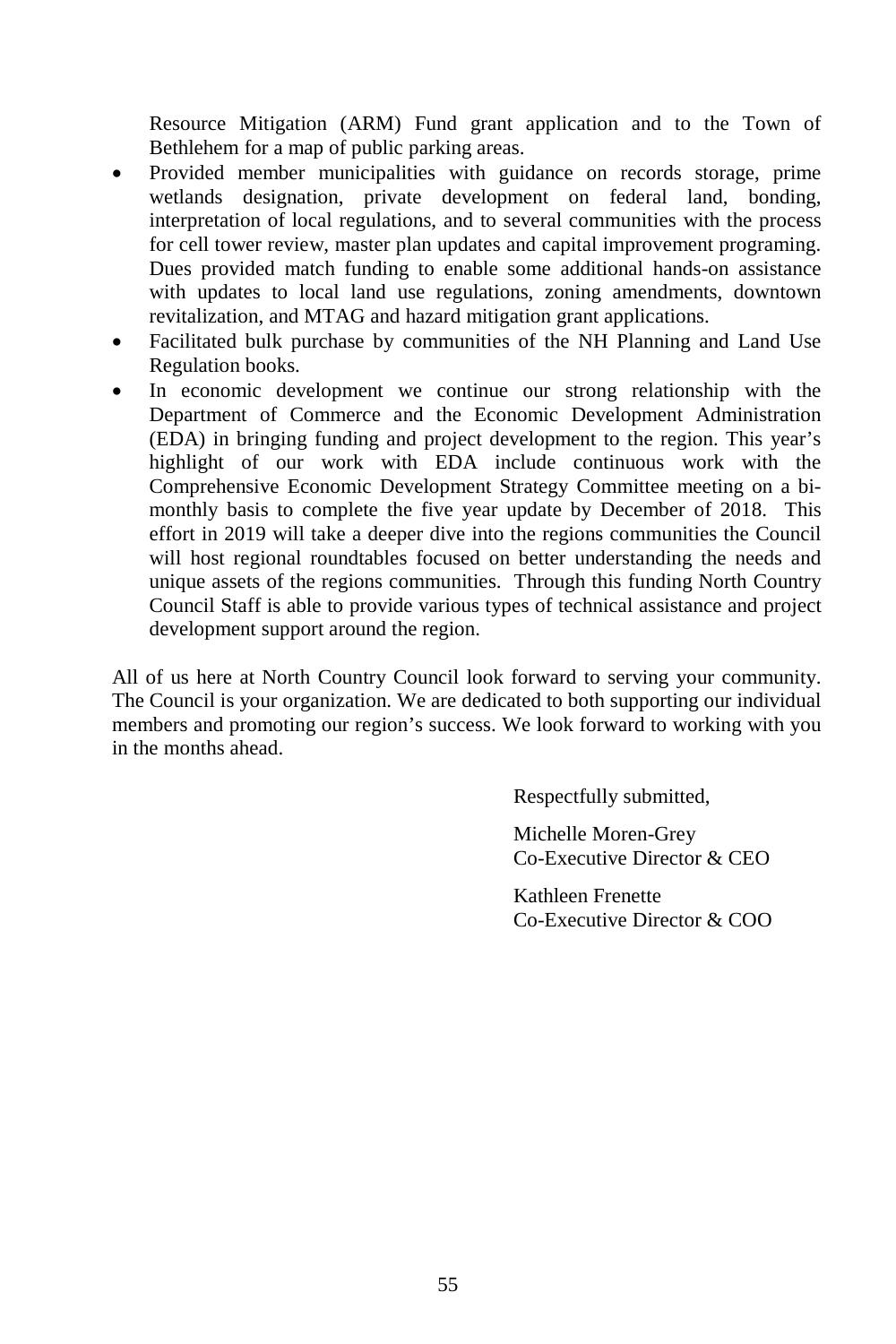Resource Mitigation (ARM) Fund grant application and to the Town of Bethlehem for a map of public parking areas.

- Provided member municipalities with guidance on records storage, prime wetlands designation, private development on federal land, bonding, interpretation of local regulations, and to several communities with the process for cell tower review, master plan updates and capital improvement programing. Dues provided match funding to enable some additional hands-on assistance with updates to local land use regulations, zoning amendments, downtown revitalization, and MTAG and hazard mitigation grant applications.
- Facilitated bulk purchase by communities of the NH Planning and Land Use Regulation books.
- In economic development we continue our strong relationship with the Department of Commerce and the Economic Development Administration (EDA) in bringing funding and project development to the region. This year's highlight of our work with EDA include continuous work with the Comprehensive Economic Development Strategy Committee meeting on a bi-monthly basis to complete the five year update by December of 2018. This effort in 2019 will take a deeper dive into the regions communities the Council will host regional roundtables focused on better understanding the needs and unique assets of the regions communities. Through this funding North Country Council Staff is able to provide various types of technical assistance and project development support around the region.

All of us here at North Country Council look forward to serving your community. The Council is your organization. We are dedicated to both supporting our individual members and promoting our region's success. We look forward to working with you in the months ahead.

Respectfully submitted,

Michelle Moren-Grey
Co-Executive Director & CEO

Kathleen Frenette
Co-Executive Director & COO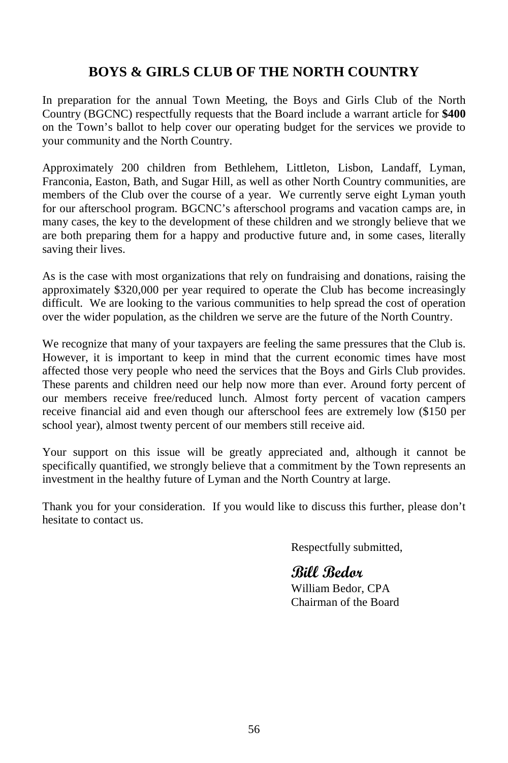# BOYS & GIRLS CLUB OF THE NORTH COUNTRY

In preparation for the annual Town Meeting, the Boys and Girls Club of the North Country (BGCNC) respectfully requests that the Board include a warrant article for **$400** on the Town's ballot to help cover our operating budget for the services we provide to your community and the North Country.

Approximately 200 children from Bethlehem, Littleton, Lisbon, Landaff, Lyman, Franconia, Easton, Bath, and Sugar Hill, as well as other North Country communities, are members of the Club over the course of a year. We currently serve eight Lyman youth for our afterschool program. BGCNC's afterschool programs and vacation camps are, in many cases, the key to the development of these children and we strongly believe that we are both preparing them for a happy and productive future and, in some cases, literally saving their lives.

As is the case with most organizations that rely on fundraising and donations, raising the approximately $320,000 per year required to operate the Club has become increasingly difficult. We are looking to the various communities to help spread the cost of operation over the wider population, as the children we serve are the future of the North Country.

We recognize that many of your taxpayers are feeling the same pressures that the Club is. However, it is important to keep in mind that the current economic times have most affected those very people who need the services that the Boys and Girls Club provides. These parents and children need our help now more than ever. Around forty percent of our members receive free/reduced lunch. Almost forty percent of vacation campers receive financial aid and even though our afterschool fees are extremely low ($150 per school year), almost twenty percent of our members still receive aid.

Your support on this issue will be greatly appreciated and, although it cannot be specifically quantified, we strongly believe that a commitment by the Town represents an investment in the healthy future of Lyman and the North Country at large.

Thank you for your consideration. If you would like to discuss this further, please don't hesitate to contact us.

Respectfully submitted,

*Bill Bedor*
William Bedor, CPA
Chairman of the Board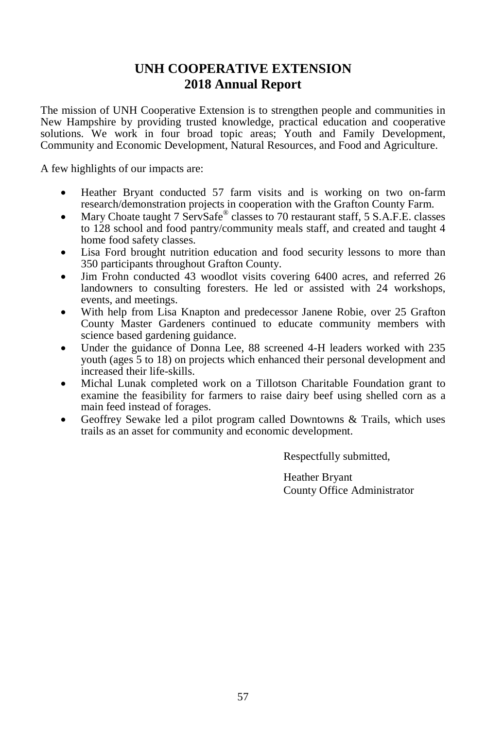# UNH COOPERATIVE EXTENSION
## 2018 Annual Report

The mission of UNH Cooperative Extension is to strengthen people and communities in New Hampshire by providing trusted knowledge, practical education and cooperative solutions. We work in four broad topic areas; Youth and Family Development, Community and Economic Development, Natural Resources, and Food and Agriculture.

A few highlights of our impacts are:

- Heather Bryant conducted 57 farm visits and is working on two on-farm research/demonstration projects in cooperation with the Grafton County Farm.
- Mary Choate taught 7 ServSafe® classes to 70 restaurant staff, 5 S.A.F.E. classes to 128 school and food pantry/community meals staff, and created and taught 4 home food safety classes.
- Lisa Ford brought nutrition education and food security lessons to more than 350 participants throughout Grafton County.
- Jim Frohn conducted 43 woodlot visits covering 6400 acres, and referred 26 landowners to consulting foresters. He led or assisted with 24 workshops, events, and meetings.
- With help from Lisa Knapton and predecessor Janene Robie, over 25 Grafton County Master Gardeners continued to educate community members with science based gardening guidance.
- Under the guidance of Donna Lee, 88 screened 4-H leaders worked with 235 youth (ages 5 to 18) on projects which enhanced their personal development and increased their life-skills.
- Michal Lunak completed work on a Tillotson Charitable Foundation grant to examine the feasibility for farmers to raise dairy beef using shelled corn as a main feed instead of forages.
- Geoffrey Sewake led a pilot program called Downtowns & Trails, which uses trails as an asset for community and economic development.

Respectfully submitted,

Heather Bryant
County Office Administrator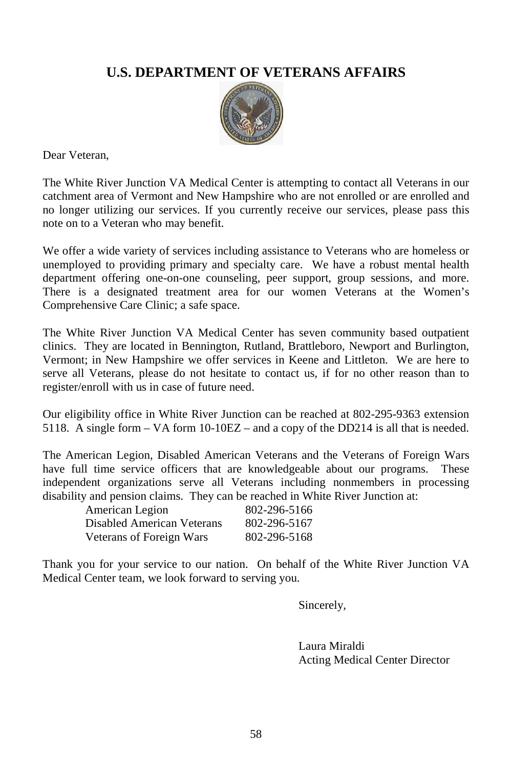# U.S. DEPARTMENT OF VETERANS AFFAIRS

Dear Veteran,

The White River Junction VA Medical Center is attempting to contact all Veterans in our catchment area of Vermont and New Hampshire who are not enrolled or are enrolled and no longer utilizing our services. If you currently receive our services, please pass this note on to a Veteran who may benefit.

We offer a wide variety of services including assistance to Veterans who are homeless or unemployed to providing primary and specialty care. We have a robust mental health department offering one-on-one counseling, peer support, group sessions, and more. There is a designated treatment area for our women Veterans at the Women's Comprehensive Care Clinic; a safe space.

The White River Junction VA Medical Center has seven community based outpatient clinics. They are located in Bennington, Rutland, Brattleboro, Newport and Burlington, Vermont; in New Hampshire we offer services in Keene and Littleton. We are here to serve all Veterans, please do not hesitate to contact us, if for no other reason than to register/enroll with us in case of future need.

Our eligibility office in White River Junction can be reached at 802-295-9363 extension 5118. A single form – VA form 10-10EZ – and a copy of the DD214 is all that is needed.

The American Legion, Disabled American Veterans and the Veterans of Foreign Wars have full time service officers that are knowledgeable about our programs. These independent organizations serve all Veterans including nonmembers in processing disability and pension claims. They can be reached in White River Junction at:

| Organization | Phone |
|---|---|
| American Legion | 802-296-5166 |
| Disabled American Veterans | 802-296-5167 |
| Veterans of Foreign Wars | 802-296-5168 |

Thank you for your service to our nation. On behalf of the White River Junction VA Medical Center team, we look forward to serving you.

Sincerely,

Laura Miraldi
Acting Medical Center Director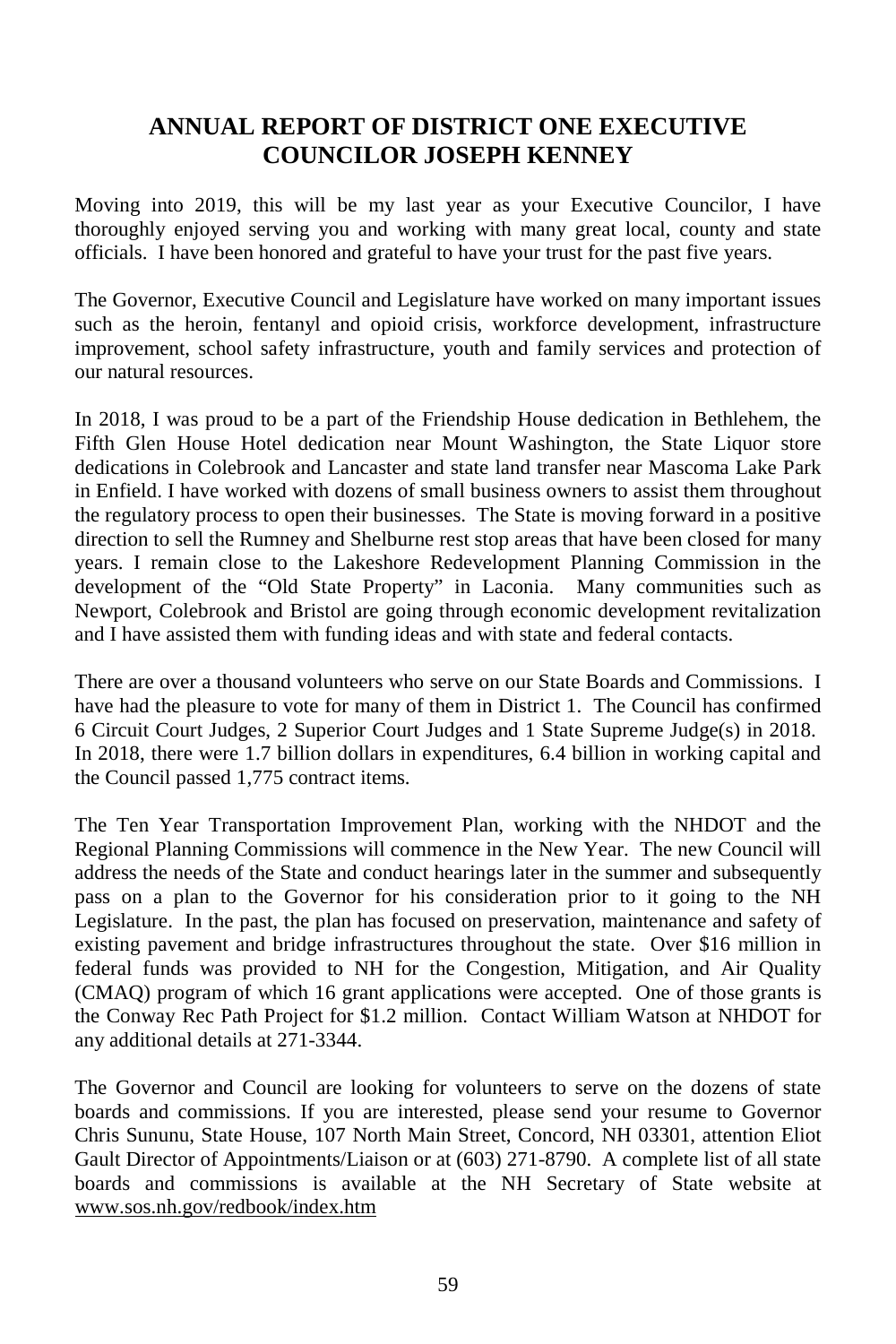# ANNUAL REPORT OF DISTRICT ONE EXECUTIVE COUNCILOR JOSEPH KENNEY

Moving into 2019, this will be my last year as your Executive Councilor, I have thoroughly enjoyed serving you and working with many great local, county and state officials. I have been honored and grateful to have your trust for the past five years.

The Governor, Executive Council and Legislature have worked on many important issues such as the heroin, fentanyl and opioid crisis, workforce development, infrastructure improvement, school safety infrastructure, youth and family services and protection of our natural resources.

In 2018, I was proud to be a part of the Friendship House dedication in Bethlehem, the Fifth Glen House Hotel dedication near Mount Washington, the State Liquor store dedications in Colebrook and Lancaster and state land transfer near Mascoma Lake Park in Enfield. I have worked with dozens of small business owners to assist them throughout the regulatory process to open their businesses. The State is moving forward in a positive direction to sell the Rumney and Shelburne rest stop areas that have been closed for many years. I remain close to the Lakeshore Redevelopment Planning Commission in the development of the "Old State Property" in Laconia. Many communities such as Newport, Colebrook and Bristol are going through economic development revitalization and I have assisted them with funding ideas and with state and federal contacts.

There are over a thousand volunteers who serve on our State Boards and Commissions. I have had the pleasure to vote for many of them in District 1. The Council has confirmed 6 Circuit Court Judges, 2 Superior Court Judges and 1 State Supreme Judge(s) in 2018. In 2018, there were 1.7 billion dollars in expenditures, 6.4 billion in working capital and the Council passed 1,775 contract items.

The Ten Year Transportation Improvement Plan, working with the NHDOT and the Regional Planning Commissions will commence in the New Year. The new Council will address the needs of the State and conduct hearings later in the summer and subsequently pass on a plan to the Governor for his consideration prior to it going to the NH Legislature. In the past, the plan has focused on preservation, maintenance and safety of existing pavement and bridge infrastructures throughout the state. Over $16 million in federal funds was provided to NH for the Congestion, Mitigation, and Air Quality (CMAQ) program of which 16 grant applications were accepted. One of those grants is the Conway Rec Path Project for $1.2 million. Contact William Watson at NHDOT for any additional details at 271-3344.

The Governor and Council are looking for volunteers to serve on the dozens of state boards and commissions. If you are interested, please send your resume to Governor Chris Sununu, State House, 107 North Main Street, Concord, NH 03301, attention Eliot Gault Director of Appointments/Liaison or at (603) 271-8790. A complete list of all state boards and commissions is available at the NH Secretary of State website at www.sos.nh.gov/redbook/index.htm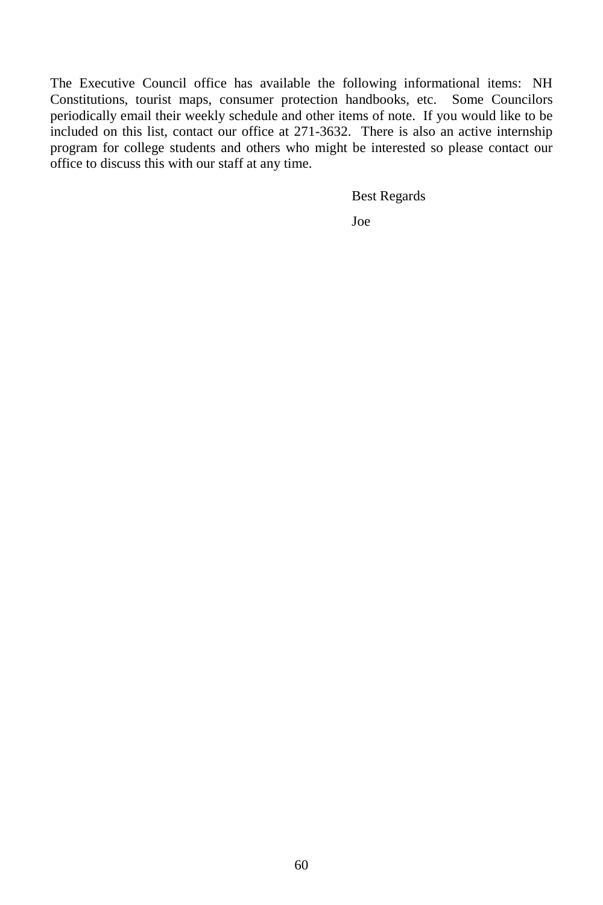The Executive Council office has available the following informational items: NH Constitutions, tourist maps, consumer protection handbooks, etc. Some Councilors periodically email their weekly schedule and other items of note. If you would like to be included on this list, contact our office at 271-3632. There is also an active internship program for college students and others who might be interested so please contact our office to discuss this with our staff at any time.

Best Regards

Joe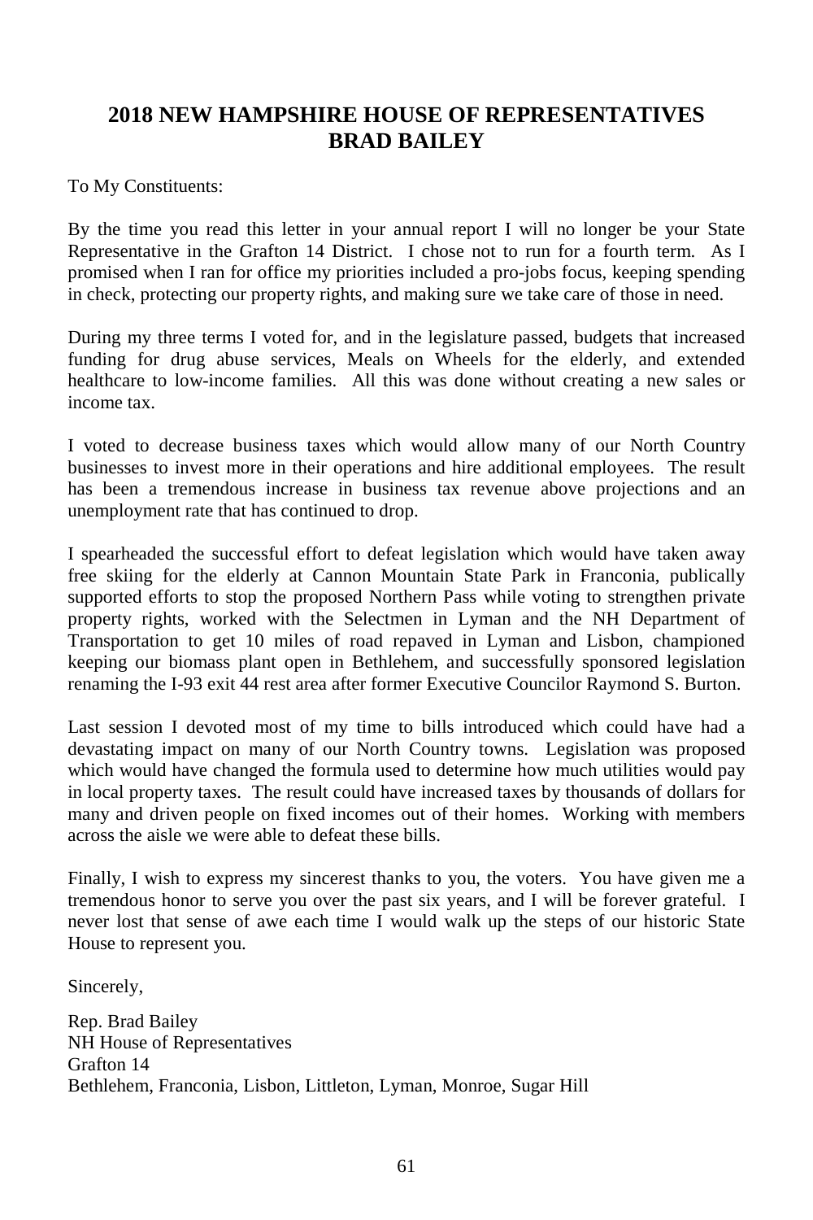# 2018 NEW HAMPSHIRE HOUSE OF REPRESENTATIVES
# BRAD BAILEY

To My Constituents:

By the time you read this letter in your annual report I will no longer be your State Representative in the Grafton 14 District. I chose not to run for a fourth term. As I promised when I ran for office my priorities included a pro-jobs focus, keeping spending in check, protecting our property rights, and making sure we take care of those in need.

During my three terms I voted for, and in the legislature passed, budgets that increased funding for drug abuse services, Meals on Wheels for the elderly, and extended healthcare to low-income families. All this was done without creating a new sales or income tax.

I voted to decrease business taxes which would allow many of our North Country businesses to invest more in their operations and hire additional employees. The result has been a tremendous increase in business tax revenue above projections and an unemployment rate that has continued to drop.

I spearheaded the successful effort to defeat legislation which would have taken away free skiing for the elderly at Cannon Mountain State Park in Franconia, publically supported efforts to stop the proposed Northern Pass while voting to strengthen private property rights, worked with the Selectmen in Lyman and the NH Department of Transportation to get 10 miles of road repaved in Lyman and Lisbon, championed keeping our biomass plant open in Bethlehem, and successfully sponsored legislation renaming the I-93 exit 44 rest area after former Executive Councilor Raymond S. Burton.

Last session I devoted most of my time to bills introduced which could have had a devastating impact on many of our North Country towns. Legislation was proposed which would have changed the formula used to determine how much utilities would pay in local property taxes. The result could have increased taxes by thousands of dollars for many and driven people on fixed incomes out of their homes. Working with members across the aisle we were able to defeat these bills.

Finally, I wish to express my sincerest thanks to you, the voters. You have given me a tremendous honor to serve you over the past six years, and I will be forever grateful. I never lost that sense of awe each time I would walk up the steps of our historic State House to represent you.

Sincerely,

Rep. Brad Bailey
NH House of Representatives
Grafton 14
Bethlehem, Franconia, Lisbon, Littleton, Lyman, Monroe, Sugar Hill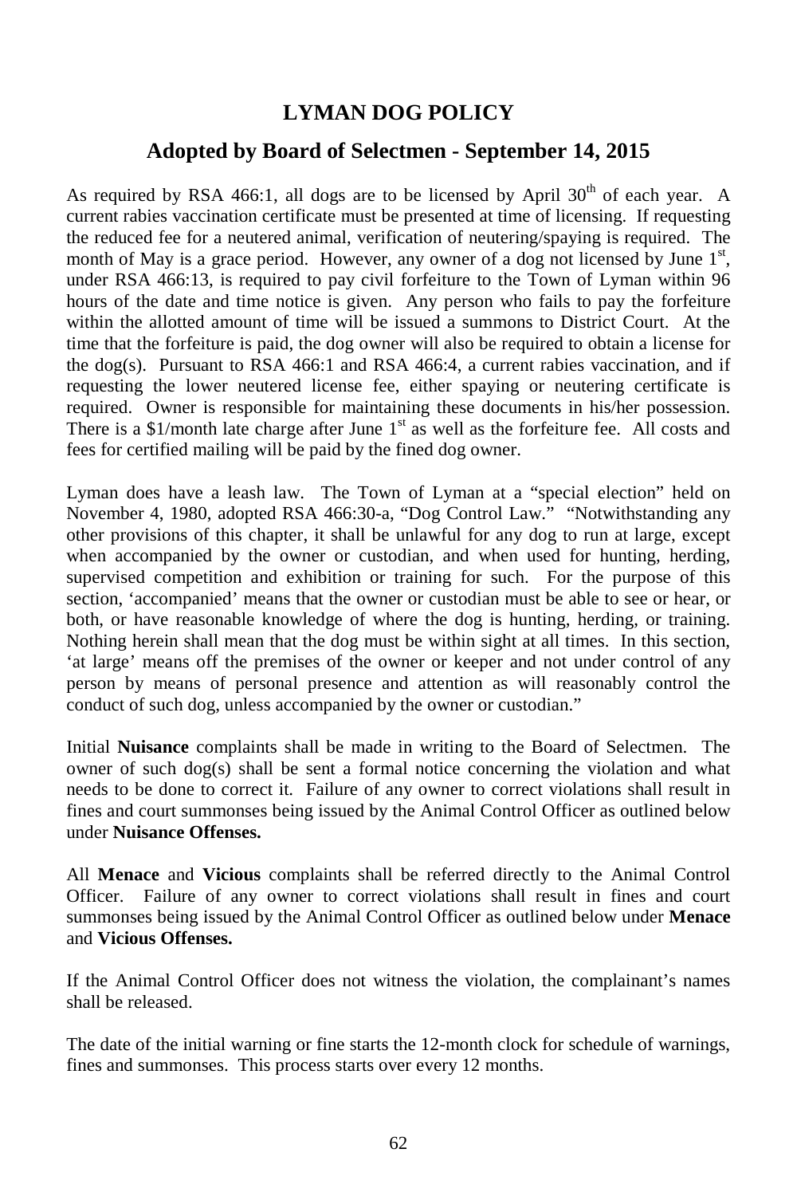# LYMAN DOG POLICY

## Adopted by Board of Selectmen - September 14, 2015

As required by RSA 466:1, all dogs are to be licensed by April 30th of each year. A current rabies vaccination certificate must be presented at time of licensing. If requesting the reduced fee for a neutered animal, verification of neutering/spaying is required. The month of May is a grace period. However, any owner of a dog not licensed by June 1st, under RSA 466:13, is required to pay civil forfeiture to the Town of Lyman within 96 hours of the date and time notice is given. Any person who fails to pay the forfeiture within the allotted amount of time will be issued a summons to District Court. At the time that the forfeiture is paid, the dog owner will also be required to obtain a license for the dog(s). Pursuant to RSA 466:1 and RSA 466:4, a current rabies vaccination, and if requesting the lower neutered license fee, either spaying or neutering certificate is required. Owner is responsible for maintaining these documents in his/her possession. There is a $1/month late charge after June 1st as well as the forfeiture fee. All costs and fees for certified mailing will be paid by the fined dog owner.

Lyman does have a leash law. The Town of Lyman at a "special election" held on November 4, 1980, adopted RSA 466:30-a, "Dog Control Law." "Notwithstanding any other provisions of this chapter, it shall be unlawful for any dog to run at large, except when accompanied by the owner or custodian, and when used for hunting, herding, supervised competition and exhibition or training for such. For the purpose of this section, 'accompanied' means that the owner or custodian must be able to see or hear, or both, or have reasonable knowledge of where the dog is hunting, herding, or training. Nothing herein shall mean that the dog must be within sight at all times. In this section, 'at large' means off the premises of the owner or keeper and not under control of any person by means of personal presence and attention as will reasonably control the conduct of such dog, unless accompanied by the owner or custodian."

Initial **Nuisance** complaints shall be made in writing to the Board of Selectmen. The owner of such dog(s) shall be sent a formal notice concerning the violation and what needs to be done to correct it. Failure of any owner to correct violations shall result in fines and court summonses being issued by the Animal Control Officer as outlined below under **Nuisance Offenses.**

All **Menace** and **Vicious** complaints shall be referred directly to the Animal Control Officer. Failure of any owner to correct violations shall result in fines and court summonses being issued by the Animal Control Officer as outlined below under **Menace** and **Vicious Offenses.**

If the Animal Control Officer does not witness the violation, the complainant's names shall be released.

The date of the initial warning or fine starts the 12-month clock for schedule of warnings, fines and summonses. This process starts over every 12 months.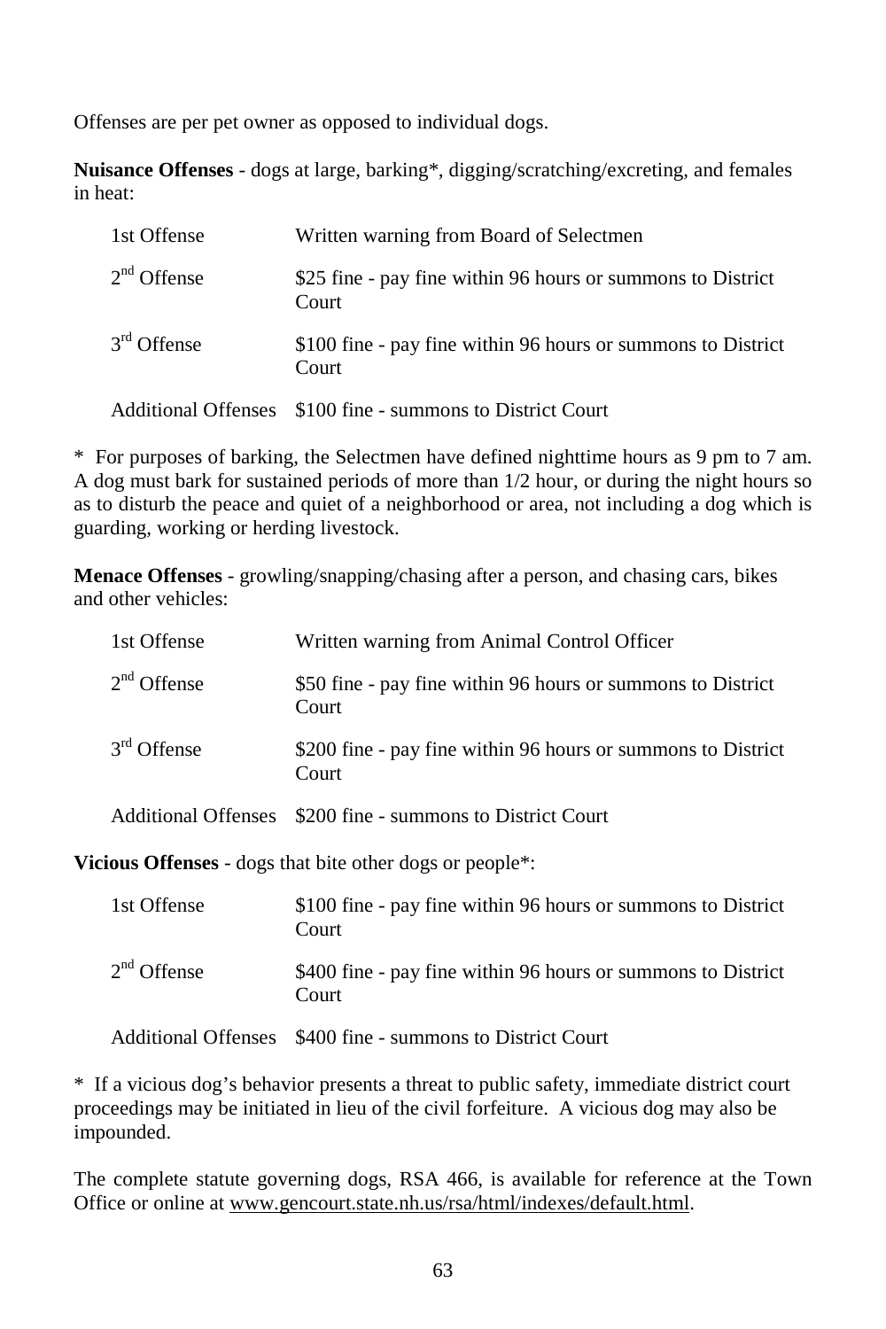Offenses are per pet owner as opposed to individual dogs.

**Nuisance Offenses** - dogs at large, barking*, digging/scratching/excreting, and females in heat:

| | |
|---|---|
| 1st Offense | Written warning from Board of Selectmen |
| 2nd Offense | $25 fine - pay fine within 96 hours or summons to District Court |
| 3rd Offense | $100 fine - pay fine within 96 hours or summons to District Court |
| Additional Offenses | $100 fine - summons to District Court |

* For purposes of barking, the Selectmen have defined nighttime hours as 9 pm to 7 am. A dog must bark for sustained periods of more than 1/2 hour, or during the night hours so as to disturb the peace and quiet of a neighborhood or area, not including a dog which is guarding, working or herding livestock.

**Menace Offenses** - growling/snapping/chasing after a person, and chasing cars, bikes and other vehicles:

| | |
|---|---|
| 1st Offense | Written warning from Animal Control Officer |
| 2nd Offense | $50 fine - pay fine within 96 hours or summons to District Court |
| 3rd Offense | $200 fine - pay fine within 96 hours or summons to District Court |
| Additional Offenses | $200 fine - summons to District Court |

**Vicious Offenses** - dogs that bite other dogs or people*:

| | |
|---|---|
| 1st Offense | $100 fine - pay fine within 96 hours or summons to District Court |
| 2nd Offense | $400 fine - pay fine within 96 hours or summons to District Court |
| Additional Offenses | $400 fine - summons to District Court |

* If a vicious dog's behavior presents a threat to public safety, immediate district court proceedings may be initiated in lieu of the civil forfeiture. A vicious dog may also be impounded.

The complete statute governing dogs, RSA 466, is available for reference at the Town Office or online at www.gencourt.state.nh.us/rsa/html/indexes/default.html.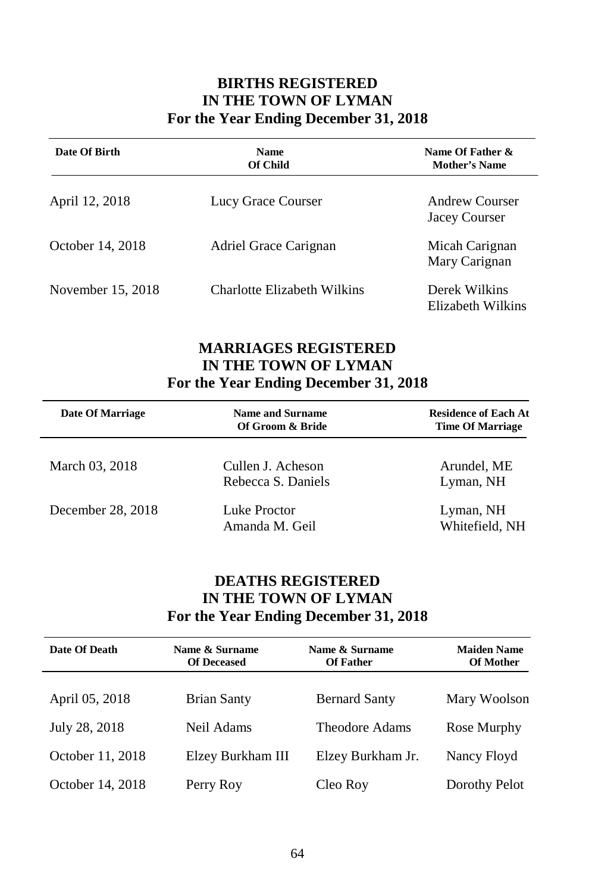## BIRTHS REGISTERED IN THE TOWN OF LYMAN For the Year Ending December 31, 2018

| Date Of Birth | Name Of Child | Name Of Father & Mother's Name |
|---|---|---|
| April 12, 2018 | Lucy Grace Courser | Andrew Courser<br>Jacey Courser |
| October 14, 2018 | Adriel Grace Carignan | Micah Carignan<br>Mary Carignan |
| November 15, 2018 | Charlotte Elizabeth Wilkins | Derek Wilkins<br>Elizabeth Wilkins |

## MARRIAGES REGISTERED IN THE TOWN OF LYMAN For the Year Ending December 31, 2018

| Date Of Marriage | Name and Surname Of Groom & Bride | Residence of Each At Time Of Marriage |
|---|---|---|
| March 03, 2018 | Cullen J. Acheson<br>Rebecca S. Daniels | Arundel, ME<br>Lyman, NH |
| December 28, 2018 | Luke Proctor<br>Amanda M. Geil | Lyman, NH<br>Whitefield, NH |

## DEATHS REGISTERED IN THE TOWN OF LYMAN For the Year Ending December 31, 2018

| Date Of Death | Name & Surname Of Deceased | Name & Surname Of Father | Maiden Name Of Mother |
|---|---|---|---|
| April 05, 2018 | Brian Santy | Bernard Santy | Mary Woolson |
| July 28, 2018 | Neil Adams | Theodore Adams | Rose Murphy |
| October 11, 2018 | Elzey Burkham III | Elzey Burkham Jr. | Nancy Floyd |
| October 14, 2018 | Perry Roy | Cleo Roy | Dorothy Pelot |